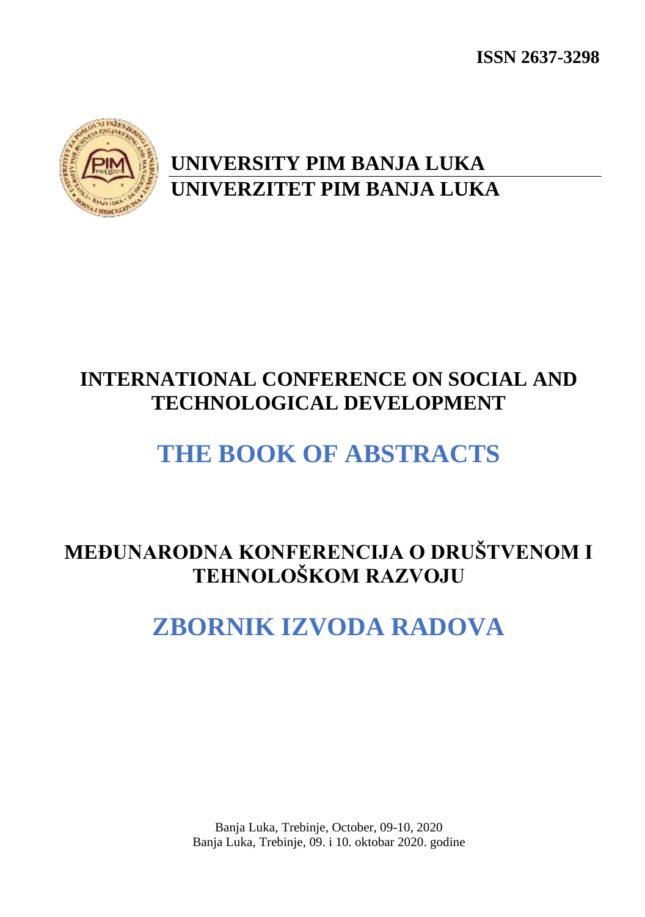**ISSN 2637-3298**

# UNIVERSITY PIM BANJA LUKA
# UNIVERZITET PIM BANJA LUKA

## INTERNATIONAL CONFERENCE ON SOCIAL AND TECHNOLOGICAL DEVELOPMENT

# THE BOOK OF ABSTRACTS

## MEĐUNARODNA KONFERENCIJA O DRUŠTVENOM I TEHNOLOŠKOM RAZVOJU

# ZBORNIK IZVODA RADOVA

Banja Luka, Trebinje, October, 09-10, 2020
Banja Luka, Trebinje, 09. i 10. oktobar 2020. godine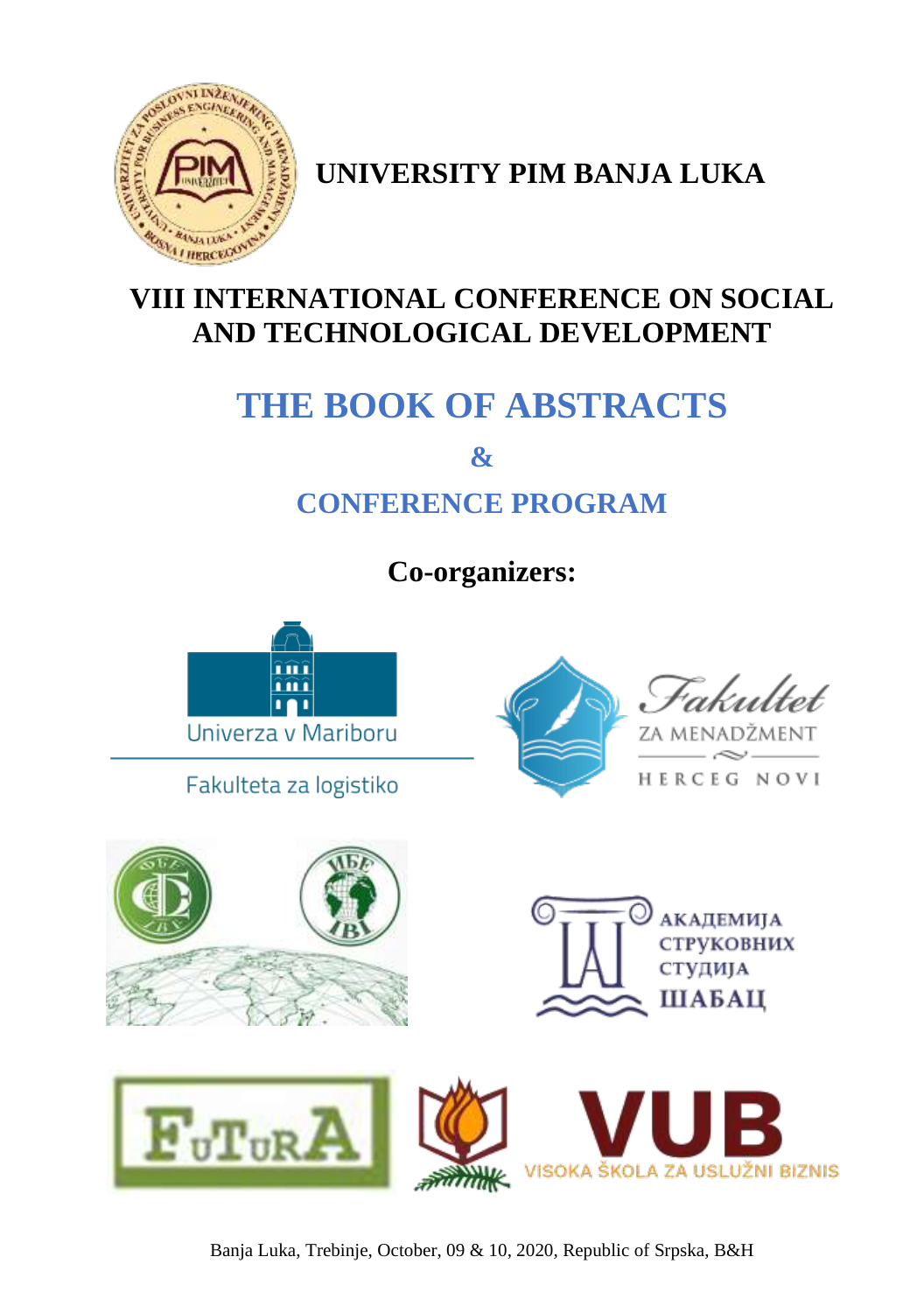# UNIVERSITY PIM BANJA LUKA

## VIII INTERNATIONAL CONFERENCE ON SOCIAL AND TECHNOLOGICAL DEVELOPMENT

# THE BOOK OF ABSTRACTS

## &

## CONFERENCE PROGRAM

**Co-organizers:**

Univerza v Mariboru

Fakulteta za logistiko

Fakultet ZA MENADŽMENT HERCEG NOVI

АКАДЕМИЈА СТРУКОВНИХ СТУДИЈА ШАБАЦ

FUTURA

VUB VISOKA ŠKOLA ZA USLUŽNI BIZNIS

Banja Luka, Trebinje, October, 09 & 10, 2020, Republic of Srpska, B&H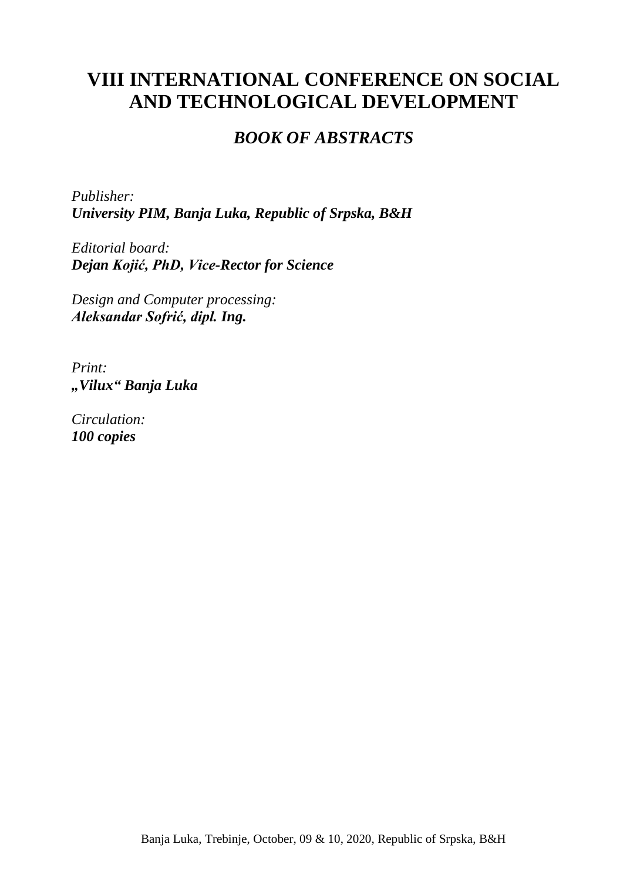# VIII INTERNATIONAL CONFERENCE ON SOCIAL AND TECHNOLOGICAL DEVELOPMENT

## *BOOK OF ABSTRACTS*

*Publisher:*
***University PIM, Banja Luka, Republic of Srpska, B&H***

*Editorial board:*
***Dejan Kojić, PhD, Vice-Rector for Science***

*Design and Computer processing:*
***Aleksandar Sofrić, dipl. Ing.***

*Print:*
***„Vilux“ Banja Luka***

*Circulation:*
***100 copies***

Banja Luka, Trebinje, October, 09 & 10, 2020, Republic of Srpska, B&H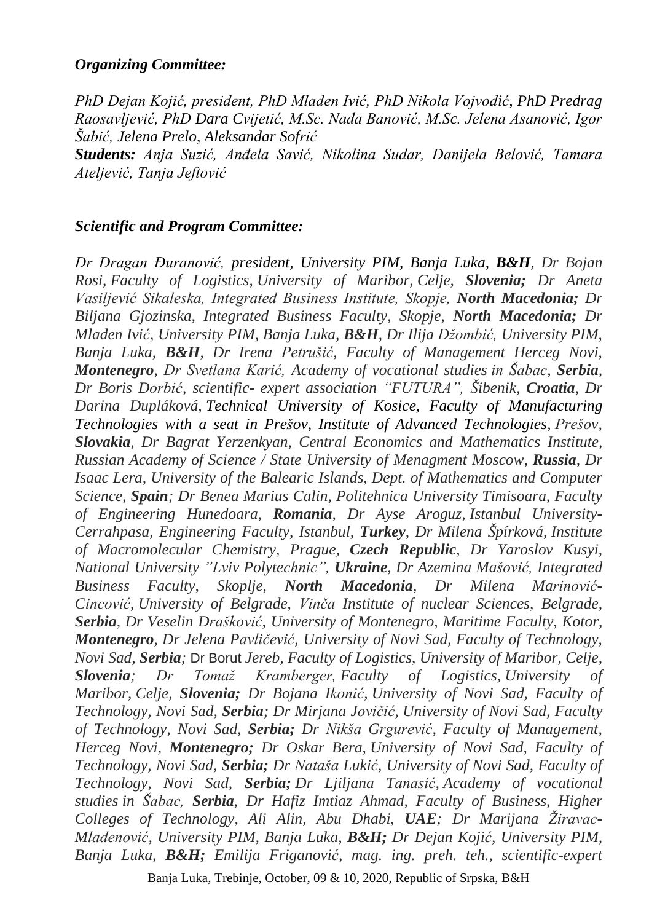***Organizing Committee:***

*PhD Dejan Kojić, president, PhD Mladen Ivić, PhD Nikola Vojvodić, PhD Predrag Raosavljević, PhD Dara Cvijetić, M.Sc. Nada Banović, M.Sc. Jelena Asanović, Igor Šabić, Jelena Prelo, Aleksandar Sofrić*

***Students:*** *Anja Suzić, Anđela Savić, Nikolina Sudar, Danijela Belović, Tamara Ateljević, Tanja Jeftović*

***Scientific and Program Committee:***

*Dr Dragan Đuranović, president, University PIM, Banja Luka, **B&H**, Dr Bojan Rosi, Faculty of Logistics, University of Maribor, Celje, **Slovenia;** Dr Aneta Vasiljević Sikaleska, Integrated Business Institute, Skopje, **North Macedonia;** Dr Biljana Gjozinska, Integrated Business Faculty, Skopje, **North Macedonia;** Dr Mladen Ivić, University PIM, Banja Luka, **B&H**, Dr Ilija Džombić, University PIM, Banja Luka, **B&H**, Dr Irena Petrušić, Faculty of Management Herceg Novi, **Montenegro**, Dr Svetlana Karić, Academy of vocational studies in Šabac, **Serbia**, Dr Boris Dorbić, scientific- expert association "FUTURA", Šibenik, **Croatia**, Dr Darina Dupláková, Technical University of Kosice, Faculty of Manufacturing Technologies with a seat in Prešov, Institute of Advanced Technologies, Prešov, **Slovakia**, Dr Bagrat Yerzenkyan, Central Economics and Mathematics Institute, Russian Academy of Science / State University of Menagment Moscow, **Russia**, Dr Isaac Lera, University of the Balearic Islands, Dept. of Mathematics and Computer Science, **Spain**; Dr Benea Marius Calin, Politehnica University Timisoara, Faculty of Engineering Hunedoara, **Romania**, Dr Ayse Aroguz, Istanbul University-Cerrahpasa, Engineering Faculty, Istanbul, **Turkey**, Dr Milena Špírková, Institute of Macromolecular Chemistry, Prague, **Czech Republic**, Dr Yaroslav Kusyi, National University "Lviv Polytechnic", **Ukraine**, Dr Azemina Mašović, Integrated Business Faculty, Skoplje, **North Macedonia**, Dr Milena Marinović-Cincović, University of Belgrade, Vinča Institute of nuclear Sciences, Belgrade, **Serbia**, Dr Veselin Drašković, University of Montenegro, Maritime Faculty, Kotor, **Montenegro**, Dr Jelena Pavličević, University of Novi Sad, Faculty of Technology, Novi Sad, **Serbia**;* Dr Borut *Jereb, Faculty of Logistics, University of Maribor, Celje, **Slovenia**; Dr Tomaž Kramberger, Faculty of Logistics, University of Maribor, Celje, **Slovenia;** Dr Bojana Ikonić, University of Novi Sad, Faculty of Technology, Novi Sad, **Serbia**; Dr Mirjana Jovičić, University of Novi Sad, Faculty of Technology, Novi Sad, **Serbia;** Dr Nikša Grgurević, Faculty of Management, Herceg Novi, **Montenegro;** Dr Oskar Bera, University of Novi Sad, Faculty of Technology, Novi Sad, **Serbia;** Dr Nataša Lukić, University of Novi Sad, Faculty of Technology, Novi Sad, **Serbia;** Dr Ljiljana Tanasić, Academy of vocational studies in Šabac, **Serbia**, Dr Hafiz Imtiaz Ahmad, Faculty of Business, Higher Colleges of Technology, Ali Alin, Abu Dhabi, **UAE**; Dr Marijana Žiravac-Mladenović, University PIM, Banja Luka, **B&H;** Dr Dejan Kojić, University PIM, Banja Luka, **B&H;** Emilija Friganović, mag. ing. preh. teh., scientific-expert*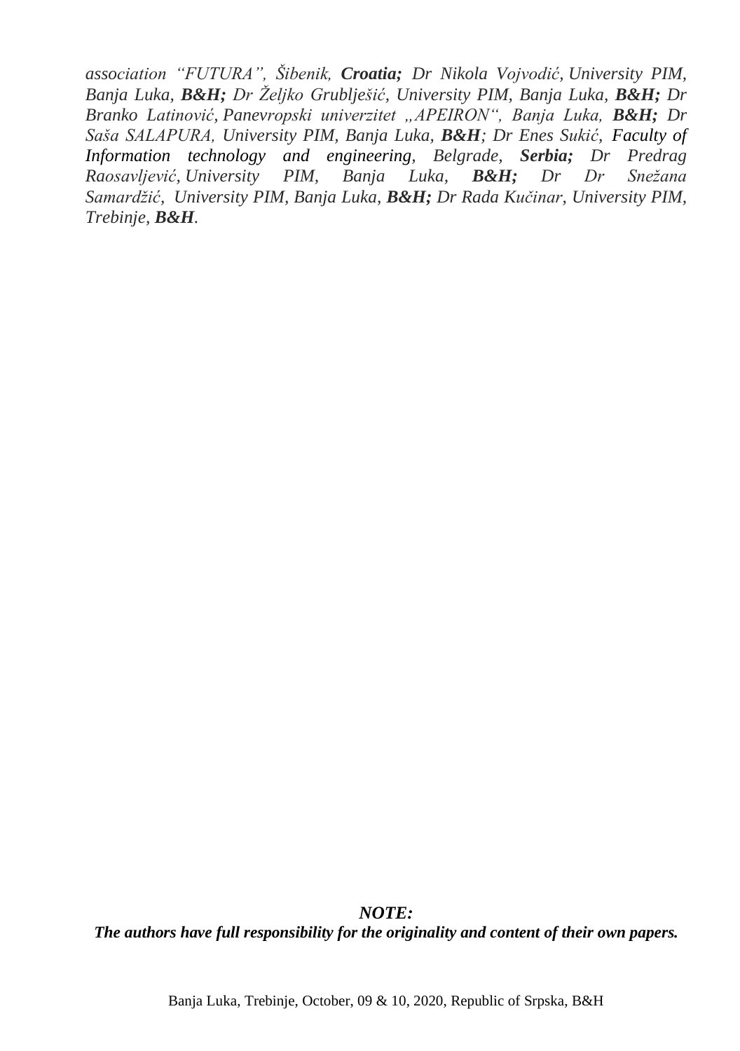*association "FUTURA", Šibenik,* ***Croatia;*** *Dr Nikola Vojvodić, University PIM, Banja Luka,* ***B&H;*** *Dr Željko Grublješić, University PIM, Banja Luka,* ***B&H;*** *Dr Branko Latinović, Panevropski univerzitet „APEIRON", Banja Luka,* ***B&H;*** *Dr Saša SALAPURA, University PIM, Banja Luka,* ***B&H****; Dr Enes Sukić, Faculty of Information technology and engineering, Belgrade,* ***Serbia;*** *Dr Predrag Raosavljević, University PIM, Banja Luka,* ***B&H;*** *Dr Dr Snežana Samardžić, University PIM, Banja Luka,* ***B&H;*** *Dr Rada Kučinar, University PIM, Trebinje,* ***B&H****.*

***NOTE:***
***The authors have full responsibility for the originality and content of their own papers.***

Banja Luka, Trebinje, October, 09 & 10, 2020, Republic of Srpska, B&H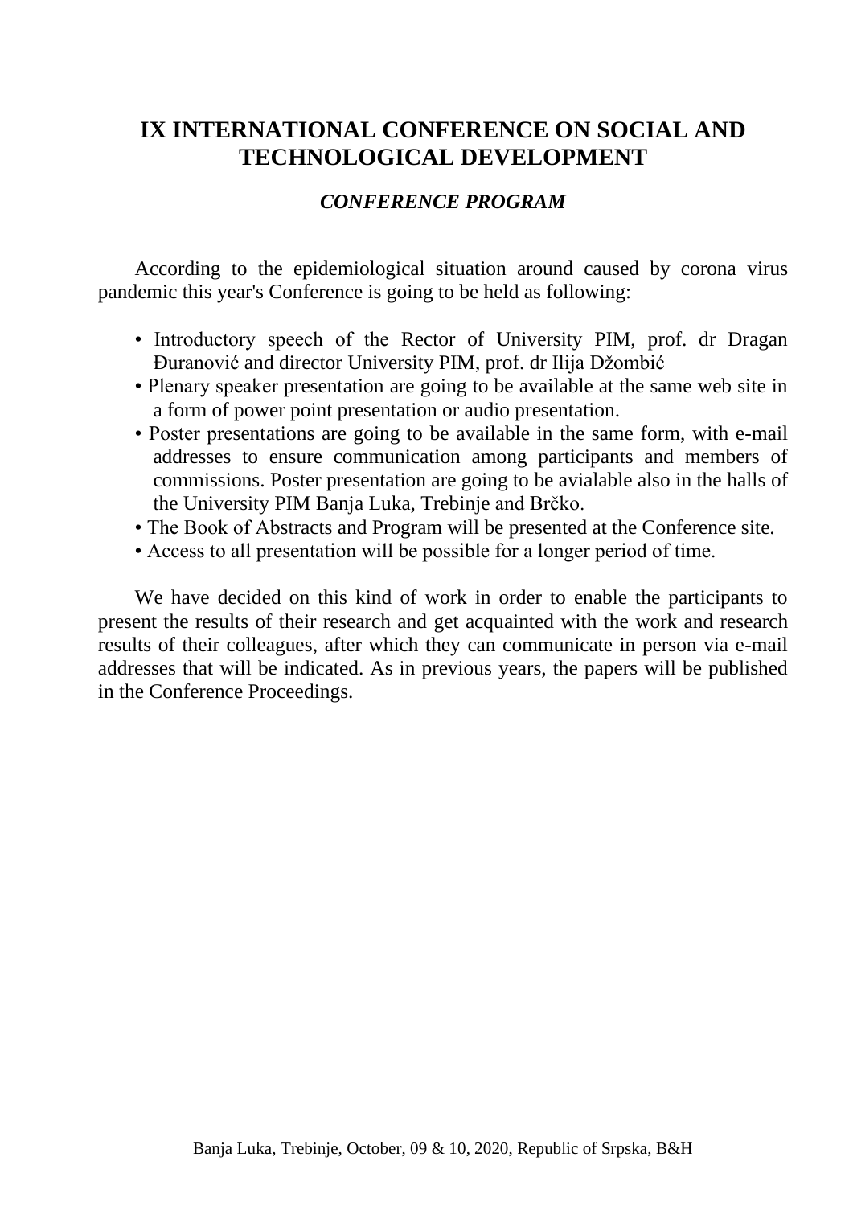# IX INTERNATIONAL CONFERENCE ON SOCIAL AND TECHNOLOGICAL DEVELOPMENT

## *CONFERENCE PROGRAM*

According to the epidemiological situation around caused by corona virus pandemic this year's Conference is going to be held as following:

- Introductory speech of the Rector of University PIM, prof. dr Dragan Đuranović and director University PIM, prof. dr Ilija Džombić
- Plenary speaker presentation are going to be available at the same web site in a form of power point presentation or audio presentation.
- Poster presentations are going to be available in the same form, with e-mail addresses to ensure communication among participants and members of commissions. Poster presentation are going to be avialable also in the halls of the University PIM Banja Luka, Trebinje and Brčko.
- The Book of Abstracts and Program will be presented at the Conference site.
- Access to all presentation will be possible for a longer period of time.

We have decided on this kind of work in order to enable the participants to present the results of their research and get acquainted with the work and research results of their colleagues, after which they can communicate in person via e-mail addresses that will be indicated. As in previous years, the papers will be published in the Conference Proceedings.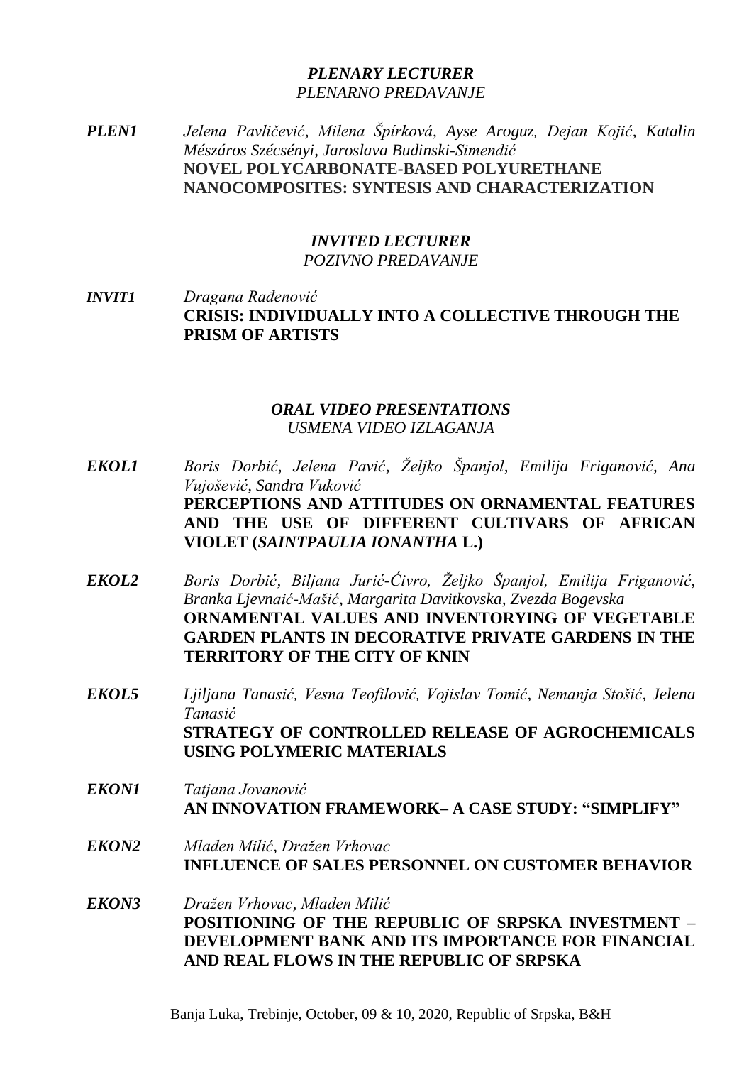### *PLENARY LECTURER*

*PLENARNO PREDAVANJE*

***PLEN1*** *Jelena Pavličević, Milena Špírková, Ayse Aroguz, Dejan Kojić, Katalin Mészáros Szécsényi, Jaroslava Budinski-Simendić*
**NOVEL POLYCARBONATE-BASED POLYURETHANE NANOCOMPOSITES: SYNTESIS AND CHARACTERIZATION**

### *INVITED LECTURER*

*POZIVNO PREDAVANJE*

***INVIT1*** *Dragana Rađenović*
**CRISIS: INDIVIDUALLY INTO A COLLECTIVE THROUGH THE PRISM OF ARTISTS**

### *ORAL VIDEO PRESENTATIONS*

*USMENA VIDEO IZLAGANJA*

***EKOL1*** *Boris Dorbić, Jelena Pavić, Željko Španjol, Emilija Friganović, Ana Vujošević, Sandra Vuković*
**PERCEPTIONS AND ATTITUDES ON ORNAMENTAL FEATURES AND THE USE OF DIFFERENT CULTIVARS OF AFRICAN VIOLET (*SAINTPAULIA IONANTHA* L.)**

***EKOL2*** *Boris Dorbić, Biljana Jurić-Ćivro, Željko Španjol, Emilija Friganović, Branka Ljevnaić-Mašić, Margarita Davitkovska, Zvezda Bogevska*
**ORNAMENTAL VALUES AND INVENTORYING OF VEGETABLE GARDEN PLANTS IN DECORATIVE PRIVATE GARDENS IN THE TERRITORY OF THE CITY OF KNIN**

***EKOL5*** *Ljiljana Tanasić, Vesna Teofilović, Vojislav Tomić, Nemanja Stošić, Jelena Tanasić*
**STRATEGY OF CONTROLLED RELEASE OF AGROCHEMICALS USING POLYMERIC MATERIALS**

***EKON1*** *Tatjana Jovanović*
**AN INNOVATION FRAMEWORK– A CASE STUDY: "SIMPLIFY"**

***EKON2*** *Mladen Milić, Dražen Vrhovac*
**INFLUENCE OF SALES PERSONNEL ON CUSTOMER BEHAVIOR**

***EKON3*** *Dražen Vrhovac, Mladen Milić*
**POSITIONING OF THE REPUBLIC OF SRPSKA INVESTMENT – DEVELOPMENT BANK AND ITS IMPORTANCE FOR FINANCIAL AND REAL FLOWS IN THE REPUBLIC OF SRPSKA**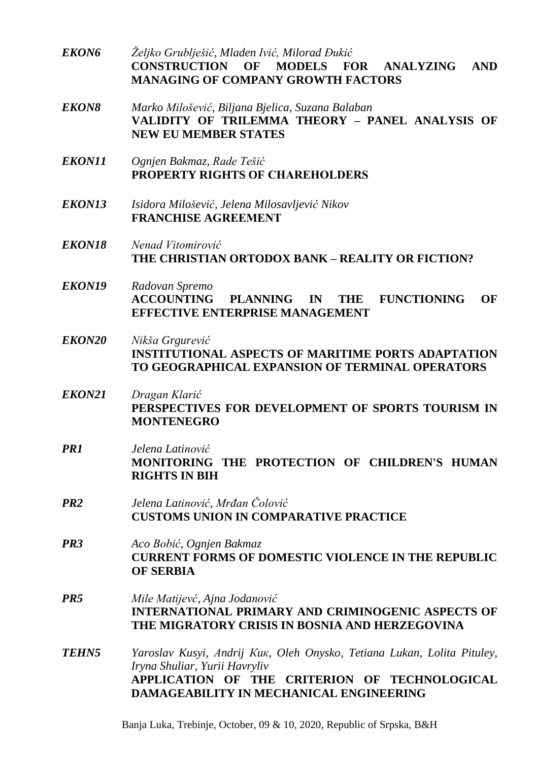***EKON6*** *Željko Grubliešić, Mladen Ivić, Milorad Đukić*
**CONSTRUCTION OF MODELS FOR ANALYZING AND MANAGING OF COMPANY GROWTH FACTORS**

***EKON8*** *Marko Milošević, Biljana Bjelica, Suzana Balaban*
**VALIDITY OF TRILEMMA THEORY – PANEL ANALYSIS OF NEW EU MEMBER STATES**

***EKON11*** *Ognjen Bakmaz, Rade Tešić*
**PROPERTY RIGHTS OF CHAREHOLDERS**

***EKON13*** *Isidora Milošević, Jelena Milosavljević Nikov*
**FRANCHISE AGREEMENT**

***EKON18*** *Nenad Vitomirović*
**THE CHRISTIAN ORTODOX BANK – REALITY OR FICTION?**

***EKON19*** *Radovan Spremo*
**ACCOUNTING PLANNING IN THE FUNCTIONING OF EFFECTIVE ENTERPRISE MANAGEMENT**

***EKON20*** *Nikša Grgurević*
**INSTITUTIONAL ASPECTS OF MARITIME PORTS ADAPTATION TO GEOGRAPHICAL EXPANSION OF TERMINAL OPERATORS**

***EKON21*** *Dragan Klarić*
**PERSPECTIVES FOR DEVELOPMENT OF SPORTS TOURISM IN MONTENEGRO**

***PR1*** *Jelena Latinović*
**MONITORING THE PROTECTION OF CHILDREN'S HUMAN RIGHTS IN BIH**

***PR2*** *Jelena Latinović, Mrđan Čolović*
**CUSTOMS UNION IN COMPARATIVE PRACTICE**

***PR3*** *Aco Bobić, Ognjen Bakmaz*
**CURRENT FORMS OF DOMESTIC VIOLENCE IN THE REPUBLIC OF SERBIA**

***PR5*** *Mile Matijevć, Ajna Jodanović*
**INTERNATIONAL PRIMARY AND CRIMINOGENIC ASPECTS OF THE MIGRATORY CRISIS IN BOSNIA AND HERZEGOVINA**

***TEHN5*** *Yaroslav Kusyi, Andrij Кuк, Oleh Onysko, Tetiana Lukan, Lolita Pituley, Iryna Shuliar, Yurii Havryliv*
**APPLICATION OF THE CRITERION OF TECHNOLOGICAL DAMAGEABILITY IN MECHANICAL ENGINEERING**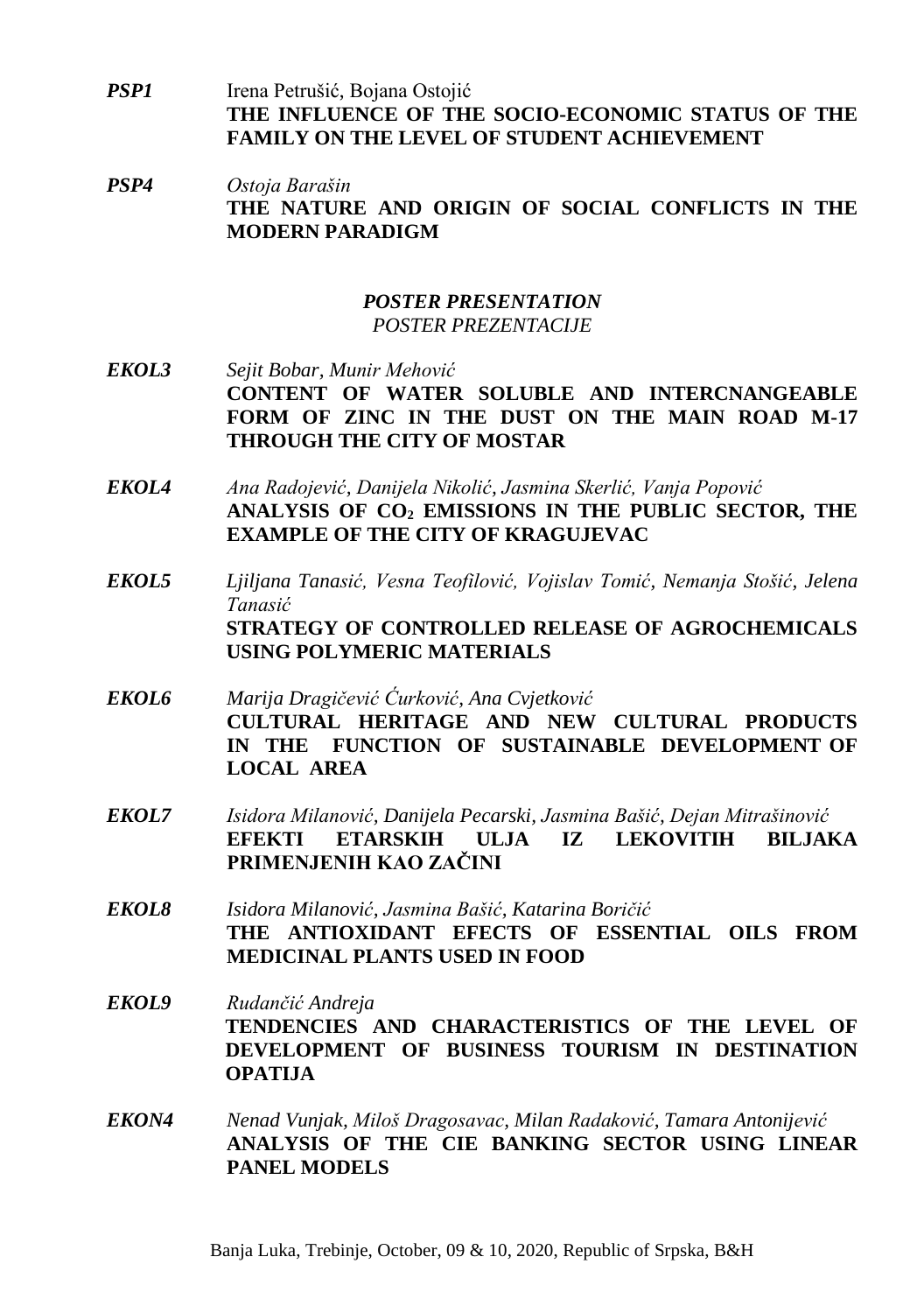**PSP1** Irena Petrušić, Bojana Ostojić
**THE INFLUENCE OF THE SOCIO-ECONOMIC STATUS OF THE FAMILY ON THE LEVEL OF STUDENT ACHIEVEMENT**

***PSP4*** *Ostoja Barašin*
**THE NATURE AND ORIGIN OF SOCIAL CONFLICTS IN THE MODERN PARADIGM**

## *POSTER PRESENTATION*

*POSTER PREZENTACIJE*

***EKOL3*** *Sejit Bobar, Munir Mehović*
**CONTENT OF WATER SOLUBLE AND INTERCNANGEABLE FORM OF ZINC IN THE DUST ON THE MAIN ROAD M-17 THROUGH THE CITY OF MOSTAR**

***EKOL4*** *Ana Radojević, Danijela Nikolić, Jasmina Skerlić, Vanja Popović*
**ANALYSIS OF $CO_2$ EMISSIONS IN THE PUBLIC SECTOR, THE EXAMPLE OF THE CITY OF KRAGUJEVAC**

***EKOL5*** *Ljiljana Tanasić, Vesna Teofilović, Vojislav Tomić, Nemanja Stošić, Jelena Tanasić*
**STRATEGY OF CONTROLLED RELEASE OF AGROCHEMICALS USING POLYMERIC MATERIALS**

***EKOL6*** *Marija Dragičević Ćurković, Ana Cvjetković*
**CULTURAL HERITAGE AND NEW CULTURAL PRODUCTS IN THE FUNCTION OF SUSTAINABLE DEVELOPMENT OF LOCAL AREA**

***EKOL7*** *Isidora Milanović, Danijela Pecarski, Jasmina Bašić, Dejan Mitrašinović*
**EFEKTI ETARSKIH ULJA IZ LEKOVITIH BILJAKA PRIMENJENIH KAO ZAČINI**

***EKOL8*** *Isidora Milanović, Jasmina Bašić, Katarina Boričić*
**THE ANTIOXIDANT EFECTS OF ESSENTIAL OILS FROM MEDICINAL PLANTS USED IN FOOD**

***EKOL9*** *Rudančić Andreja*
**TENDENCIES AND CHARACTERISTICS OF THE LEVEL OF DEVELOPMENT OF BUSINESS TOURISM IN DESTINATION OPATIJA**

***EKON4*** *Nenad Vunjak, Miloš Dragosavac, Milan Radaković, Tamara Antonijević*
**ANALYSIS OF THE CIE BANKING SECTOR USING LINEAR PANEL MODELS**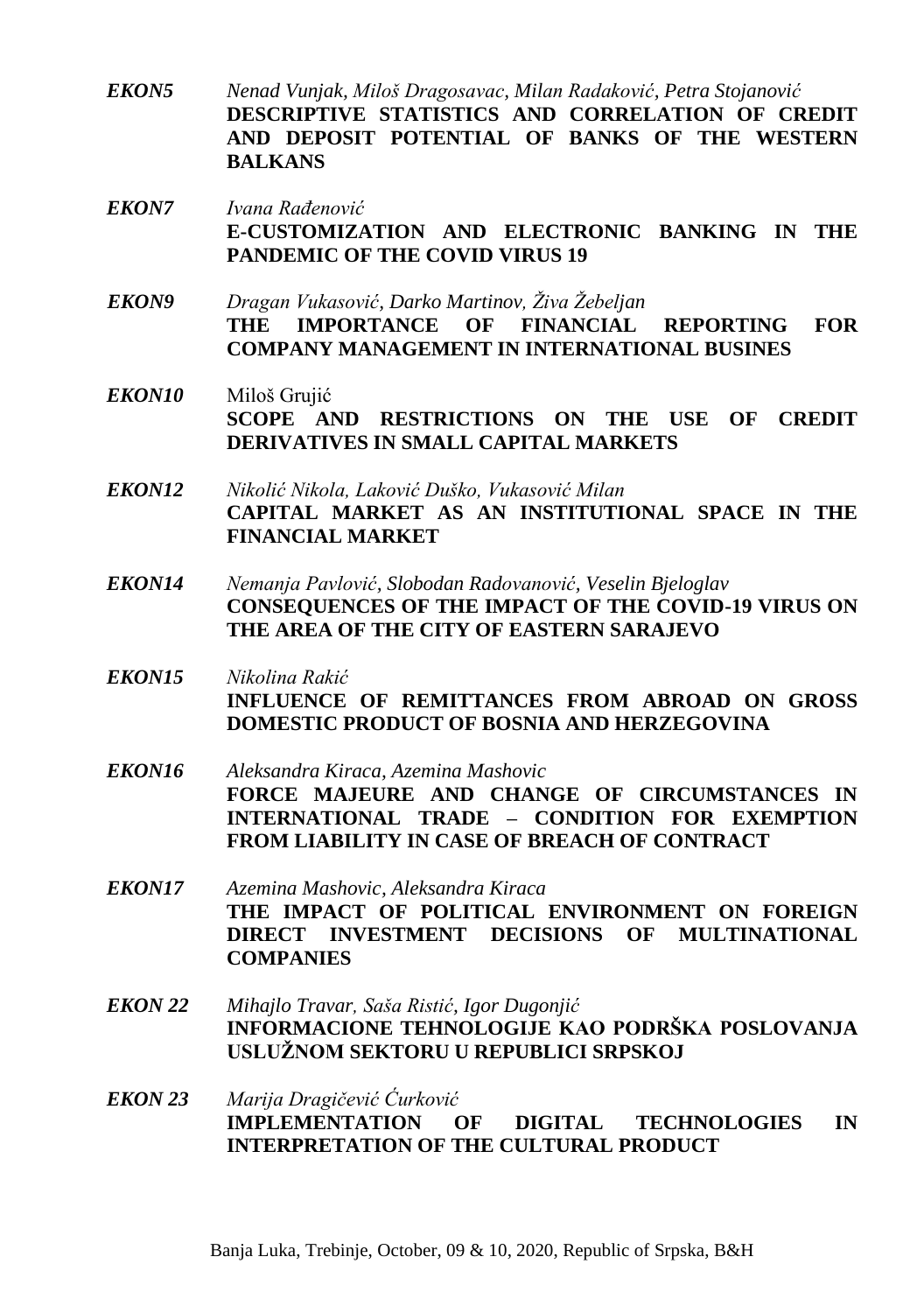***EKON5*** *Nenad Vunjak, Miloš Dragosavac, Milan Radaković, Petra Stojanović*
**DESCRIPTIVE STATISTICS AND CORRELATION OF CREDIT AND DEPOSIT POTENTIAL OF BANKS OF THE WESTERN BALKANS**

***EKON7*** *Ivana Rađenović*
**E-CUSTOMIZATION AND ELECTRONIC BANKING IN THE PANDEMIC OF THE COVID VIRUS 19**

***EKON9*** *Dragan Vukasović, Darko Martinov, Živa Žebeljan*
**THE IMPORTANCE OF FINANCIAL REPORTING FOR COMPANY MANAGEMENT IN INTERNATIONAL BUSINES**

***EKON10*** Miloš Grujić
**SCOPE AND RESTRICTIONS ON THE USE OF CREDIT DERIVATIVES IN SMALL CAPITAL MARKETS**

***EKON12*** *Nikolić Nikola, Laković Duško, Vukasović Milan*
**CAPITAL MARKET AS AN INSTITUTIONAL SPACE IN THE FINANCIAL MARKET**

***EKON14*** *Nemanja Pavlović, Slobodan Radovanović, Veselin Bjeloglav*
**CONSEQUENCES OF THE IMPACT OF THE COVID-19 VIRUS ON THE AREA OF THE CITY OF EASTERN SARAJEVO**

***EKON15*** *Nikolina Rakić*
**INFLUENCE OF REMITTANCES FROM ABROAD ON GROSS DOMESTIC PRODUCT OF BOSNIA AND HERZEGOVINA**

***EKON16*** *Aleksandra Kiraca, Azemina Mashovic*
**FORCE MAJEURE AND CHANGE OF CIRCUMSTANCES IN INTERNATIONAL TRADE – CONDITION FOR EXEMPTION FROM LIABILITY IN CASE OF BREACH OF CONTRACT**

***EKON17*** *Azemina Mashovic, Aleksandra Kiraca*
**THE IMPACT OF POLITICAL ENVIRONMENT ON FOREIGN DIRECT INVESTMENT DECISIONS OF MULTINATIONAL COMPANIES**

***EKON 22*** *Mihajlo Travar, Saša Ristić, Igor Dugonjić*
**INFORMACIONE TEHNOLOGIJE KAO PODRŠKA POSLOVANJA USLUŽNOM SEKTORU U REPUBLICI SRPSKOJ**

***EKON 23*** *Marija Dragičević Ćurković*
**IMPLEMENTATION OF DIGITAL TECHNOLOGIES IN INTERPRETATION OF THE CULTURAL PRODUCT**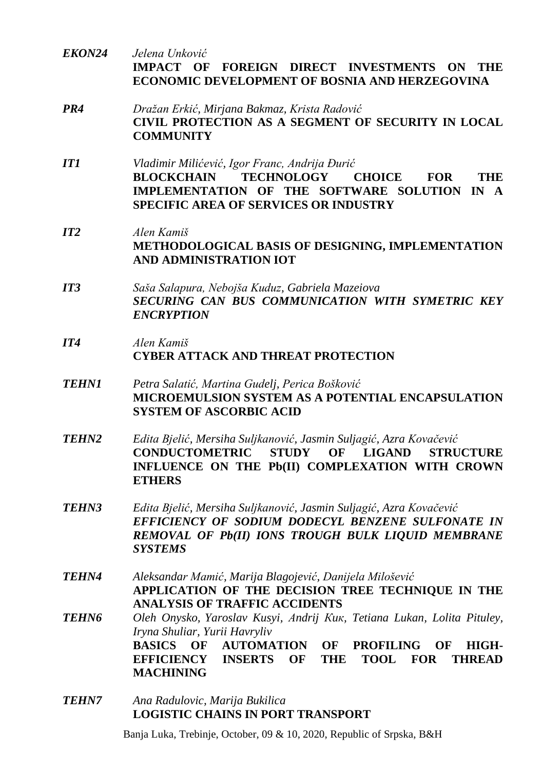**EKON24** *Jelena Unković*
**IMPACT OF FOREIGN DIRECT INVESTMENTS ON THE ECONOMIC DEVELOPMENT OF BOSNIA AND HERZEGOVINA**

**PR4** *Dražan Erkić, Mirjana Bakmaz, Krista Radović*
**CIVIL PROTECTION AS A SEGMENT OF SECURITY IN LOCAL COMMUNITY**

**IT1** *Vladimir Milićević, Igor Franc, Andrija Đurić*
**BLOCKCHAIN TECHNOLOGY CHOICE FOR THE IMPLEMENTATION OF THE SOFTWARE SOLUTION IN A SPECIFIC AREA OF SERVICES OR INDUSTRY**

**IT2** *Alen Kamiš*
**METHODOLOGICAL BASIS OF DESIGNING, IMPLEMENTATION AND ADMINISTRATION IOT**

**IT3** *Saša Salapura, Nebojša Kuduz, Gabriela Mazeiova*
***SECURING CAN BUS COMMUNICATION WITH SYMETRIC KEY ENCRYPTION***

**IT4** *Alen Kamiš*
**CYBER ATTACK AND THREAT PROTECTION**

**TEHN1** *Petra Salatić, Martina Gudelj, Perica Bošković*
**MICROEMULSION SYSTEM AS A POTENTIAL ENCAPSULATION SYSTEM OF ASCORBIC ACID**

**TEHN2** *Edita Bjelić, Mersiha Suljkanović, Jasmin Suljagić, Azra Kovačević*
**CONDUCTOMETRIC STUDY OF LIGAND STRUCTURE INFLUENCE ON THE Pb(II) COMPLEXATION WITH CROWN ETHERS**

**TEHN3** *Edita Bjelić, Mersiha Suljkanović, Jasmin Suljagić, Azra Kovačević*
***EFFICIENCY OF SODIUM DODECYL BENZENE SULFONATE IN REMOVAL OF Pb(II) IONS TROUGH BULK LIQUID MEMBRANE SYSTEMS***

**TEHN4** *Aleksandar Mamić, Marija Blagojević, Danijela Milošević*
**APPLICATION OF THE DECISION TREE TECHNIQUE IN THE ANALYSIS OF TRAFFIC ACCIDENTS**

**TEHN6** *Oleh Onysko, Yaroslav Kusyi, Andrij Kuк, Tetiana Lukan, Lolita Pituley, Iryna Shuliar, Yurii Havryliv*
**BASICS OF AUTOMATION OF PROFILING OF HIGH-EFFICIENCY INSERTS OF THE TOOL FOR THREAD MACHINING**

**TEHN7** *Ana Radulovic, Marija Bukilica*
**LOGISTIC CHAINS IN PORT TRANSPORT**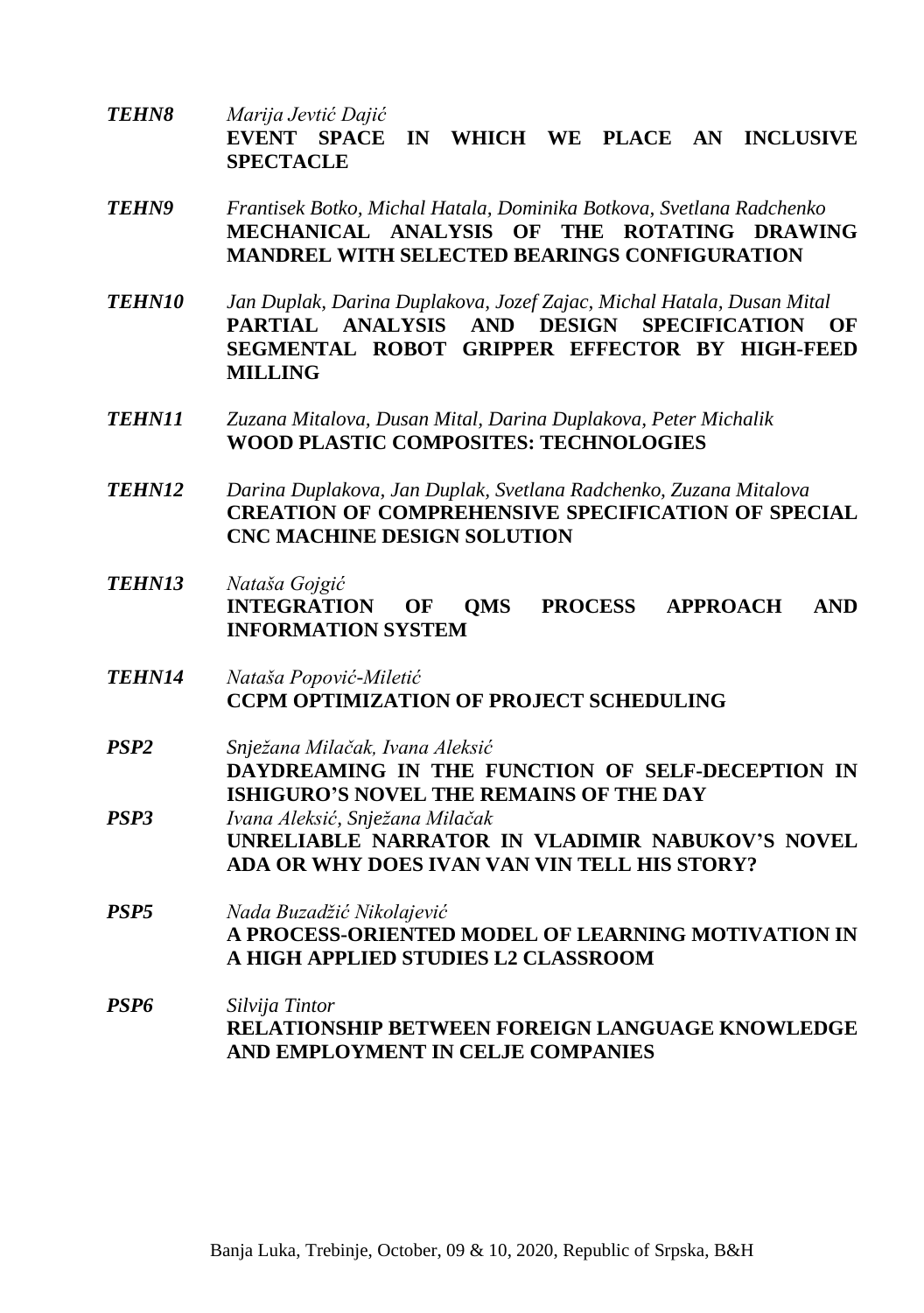***TEHN8*** *Marija Jevtić Dajić*
**EVENT SPACE IN WHICH WE PLACE AN INCLUSIVE SPECTACLE**

***TEHN9*** *Frantisek Botko, Michal Hatala, Dominika Botkova, Svetlana Radchenko*
**MECHANICAL ANALYSIS OF THE ROTATING DRAWING MANDREL WITH SELECTED BEARINGS CONFIGURATION**

***TEHN10*** *Jan Duplak, Darina Duplakova, Jozef Zajac, Michal Hatala, Dusan Mital*
**PARTIAL ANALYSIS AND DESIGN SPECIFICATION OF SEGMENTAL ROBOT GRIPPER EFFECTOR BY HIGH-FEED MILLING**

***TEHN11*** *Zuzana Mitalova, Dusan Mital, Darina Duplakova, Peter Michalik*
**WOOD PLASTIC COMPOSITES: TECHNOLOGIES**

***TEHN12*** *Darina Duplakova, Jan Duplak, Svetlana Radchenko, Zuzana Mitalova*
**CREATION OF COMPREHENSIVE SPECIFICATION OF SPECIAL CNC MACHINE DESIGN SOLUTION**

***TEHN13*** *Nataša Gojgić*
**INTEGRATION OF QMS PROCESS APPROACH AND INFORMATION SYSTEM**

***TEHN14*** *Nataša Popović-Miletić*
**CCPM OPTIMIZATION OF PROJECT SCHEDULING**

***PSP2*** *Snježana Milačak, Ivana Aleksić*
**DAYDREAMING IN THE FUNCTION OF SELF-DECEPTION IN ISHIGURO'S NOVEL THE REMAINS OF THE DAY**

***PSP3*** *Ivana Aleksić, Snježana Milačak*
**UNRELIABLE NARRATOR IN VLADIMIR NABUKOV'S NOVEL ADA OR WHY DOES IVAN VAN VIN TELL HIS STORY?**

***PSP5*** *Nada Buzadžić Nikolajević*
**A PROCESS-ORIENTED MODEL OF LEARNING MOTIVATION IN A HIGH APPLIED STUDIES L2 CLASSROOM**

***PSP6*** *Silvija Tintor*
**RELATIONSHIP BETWEEN FOREIGN LANGUAGE KNOWLEDGE AND EMPLOYMENT IN CELJE COMPANIES**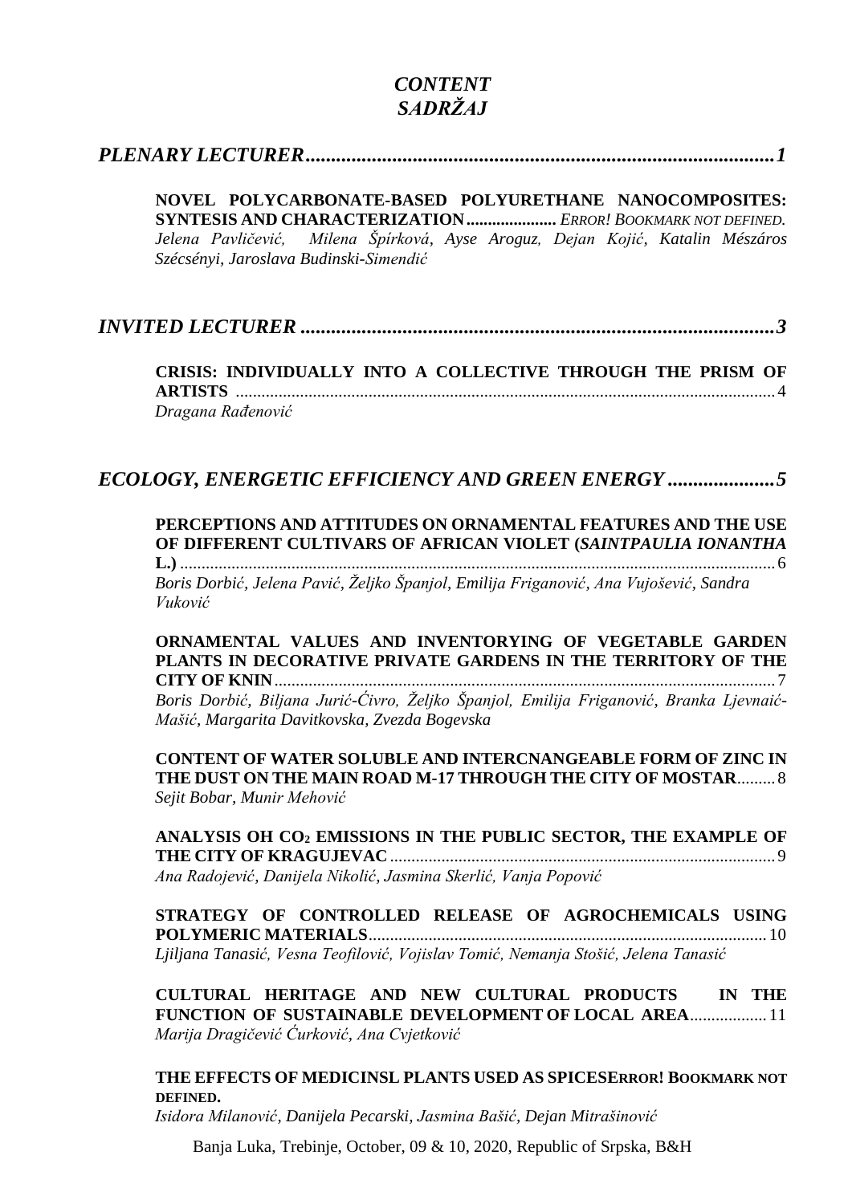# *CONTENT*
# *SADRŽAJ*

## *PLENARY LECTURER...........................................................................................1*

**NOVEL POLYCARBONATE-BASED POLYURETHANE NANOCOMPOSITES: SYNTESIS AND CHARACTERIZATION.....................** *ERROR! BOOKMARK NOT DEFINED.*
*Jelena Pavličević, Milena Špírková, Ayse Aroguz, Dejan Kojić, Katalin Mészáros Szécsényi, Jaroslava Budinski-Simendić*

## *INVITED LECTURER ...........................................................................................3*

**CRISIS: INDIVIDUALLY INTO A COLLECTIVE THROUGH THE PRISM OF ARTISTS** ............................................................................................................................4
*Dragana Rađenović*

## *ECOLOGY, ENERGETIC EFFICIENCY AND GREEN ENERGY .....................5*

**PERCEPTIONS AND ATTITUDES ON ORNAMENTAL FEATURES AND THE USE OF DIFFERENT CULTIVARS OF AFRICAN VIOLET (*SAINTPAULIA IONANTHA* L.)** ..........................................................................................................................6
*Boris Dorbić, Jelena Pavić, Željko Španjol, Emilija Friganović, Ana Vujošević, Sandra Vuković*

**ORNAMENTAL VALUES AND INVENTORYING OF VEGETABLE GARDEN PLANTS IN DECORATIVE PRIVATE GARDENS IN THE TERRITORY OF THE CITY OF KNIN**....................................................................................................................7
*Boris Dorbić, Biljana Jurić-Ćivro, Željko Španjol, Emilija Friganović, Branka Ljevnaić-Mašić, Margarita Davitkovska, Zvezda Bogevska*

**CONTENT OF WATER SOLUBLE AND INTERCNANGEABLE FORM OF ZINC IN THE DUST ON THE MAIN ROAD M-17 THROUGH THE CITY OF MOSTAR**.........8
*Sejit Bobar, Munir Mehović*

**ANALYSIS OH $CO_2$ EMISSIONS IN THE PUBLIC SECTOR, THE EXAMPLE OF THE CITY OF KRAGUJEVAC**.........................................................................................9
*Ana Radojević, Danijela Nikolić, Jasmina Skerlić, Vanja Popović*

**STRATEGY OF CONTROLLED RELEASE OF AGROCHEMICALS USING POLYMERIC MATERIALS**............................................................................................10
*Ljiljana Tanasić, Vesna Teofilović, Vojislav Tomić, Nemanja Stošić, Jelena Tanasić*

**CULTURAL HERITAGE AND NEW CULTURAL PRODUCTS IN THE FUNCTION OF SUSTAINABLE DEVELOPMENT OF LOCAL AREA**..................11
*Marija Dragičević Ćurković, Ana Cvjetković*

**THE EFFECTS OF MEDICINSL PLANTS USED AS SPICESERROR! BOOKMARK NOT DEFINED.**
*Isidora Milanović, Danijela Pecarski, Jasmina Bašić, Dejan Mitrašinović*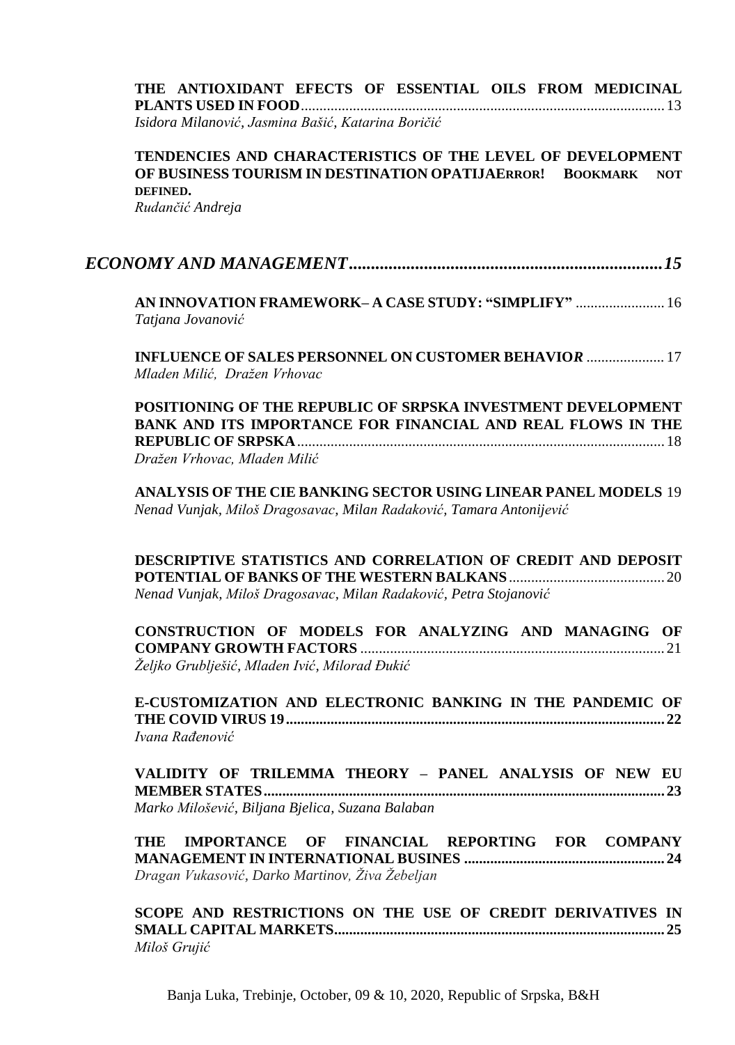**THE ANTIOXIDANT EFECTS OF ESSENTIAL OILS FROM MEDICINAL PLANTS USED IN FOOD** ........................................................................................ 13
*Isidora Milanović, Jasmina Bašić, Katarina Boričić*

**TENDENCIES AND CHARACTERISTICS OF THE LEVEL OF DEVELOPMENT OF BUSINESS TOURISM IN DESTINATION OPATIJAERROR! BOOKMARK NOT DEFINED.**
*Rudančić Andreja*

## *ECONOMY AND MANAGEMENT.......................................................................15*

**AN INNOVATION FRAMEWORK– A CASE STUDY: "SIMPLIFY"** ........................ 16
*Tatjana Jovanović*

**INFLUENCE OF SALES PERSONNEL ON CUSTOMER BEHAVIO*R*** ..................... 17
*Mladen Milić, Dražen Vrhovac*

**POSITIONING OF THE REPUBLIC OF SRPSKA INVESTMENT DEVELOPMENT BANK AND ITS IMPORTANCE FOR FINANCIAL AND REAL FLOWS IN THE REPUBLIC OF SRPSKA** ........................................................................................ 18
*Dražen Vrhovac, Mladen Milić*

**ANALYSIS OF THE CIE BANKING SECTOR USING LINEAR PANEL MODELS** 19
*Nenad Vunjak, Miloš Dragosavac, Milan Radaković, Tamara Antonijević*

**DESCRIPTIVE STATISTICS AND CORRELATION OF CREDIT AND DEPOSIT POTENTIAL OF BANKS OF THE WESTERN BALKANS** .......................................... 20
*Nenad Vunjak, Miloš Dragosavac, Milan Radaković, Petra Stojanović*

**CONSTRUCTION OF MODELS FOR ANALYZING AND MANAGING OF COMPANY GROWTH FACTORS** ................................................................................. 21
*Željko Grublješić, Mladen Ivić, Milorad Đukić*

**E-CUSTOMIZATION AND ELECTRONIC BANKING IN THE PANDEMIC OF THE COVID VIRUS 19........................................................................................................22**
*Ivana Rađenović*

**VALIDITY OF TRILEMMA THEORY – PANEL ANALYSIS OF NEW EU MEMBER STATES..........................................................................................................23**
*Marko Milošević, Biljana Bjelica, Suzana Balaban*

**THE IMPORTANCE OF FINANCIAL REPORTING FOR COMPANY MANAGEMENT IN INTERNATIONAL BUSINES .....................................................24**
*Dragan Vukasović, Darko Martinov, Živa Žebeljan*

**SCOPE AND RESTRICTIONS ON THE USE OF CREDIT DERIVATIVES IN SMALL CAPITAL MARKETS.......................................................................................25**
*Miloš Grujić*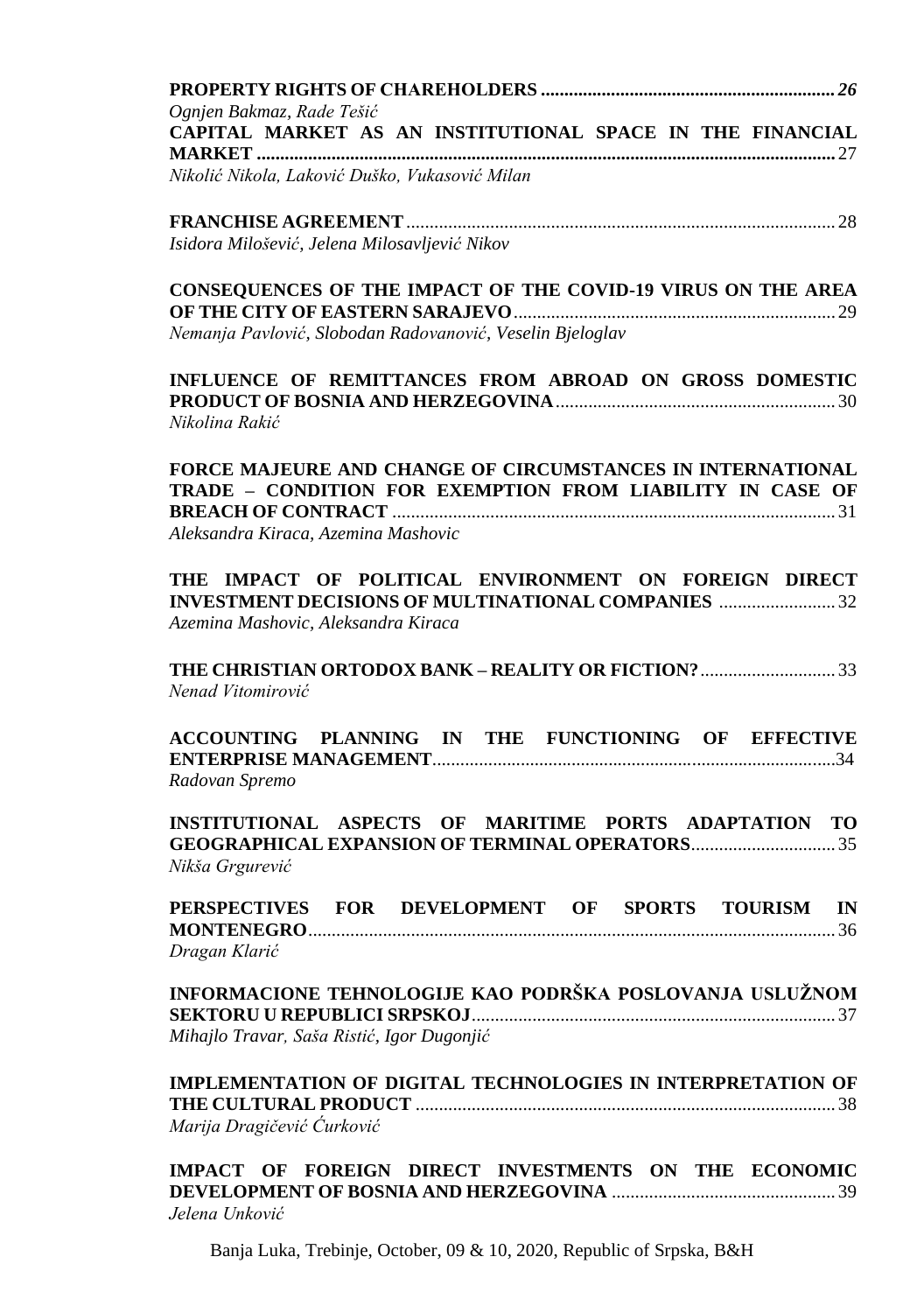**PROPERTY RIGHTS OF CHAREHOLDERS** ............................................................... *26*
*Ognjen Bakmaz, Rade Tešić*

**CAPITAL MARKET AS AN INSTITUTIONAL SPACE IN THE FINANCIAL MARKET** ........................................................................................................................... 27
*Nikolić Nikola, Laković Duško, Vukasović Milan*

**FRANCHISE AGREEMENT** ........................................................................................... 28
*Isidora Milošević, Jelena Milosavljević Nikov*

**CONSEQUENCES OF THE IMPACT OF THE COVID-19 VIRUS ON THE AREA OF THE CITY OF EASTERN SARAJEVO** ..................................................................... 29
*Nemanja Pavlović, Slobodan Radovanović, Veselin Bjeloglav*

**INFLUENCE OF REMITTANCES FROM ABROAD ON GROSS DOMESTIC PRODUCT OF BOSNIA AND HERZEGOVINA** ........................................................... 30
*Nikolina Rakić*

**FORCE MAJEURE AND CHANGE OF CIRCUMSTANCES IN INTERNATIONAL TRADE – CONDITION FOR EXEMPTION FROM LIABILITY IN CASE OF BREACH OF CONTRACT** ............................................................................................... 31
*Aleksandra Kiraca, Azemina Mashovic*

**THE IMPACT OF POLITICAL ENVIRONMENT ON FOREIGN DIRECT INVESTMENT DECISIONS OF MULTINATIONAL COMPANIES** ......................... 32
*Azemina Mashovic, Aleksandra Kiraca*

**THE CHRISTIAN ORTODOX BANK – REALITY OR FICTION?** ............................ 33
*Nenad Vitomirović*

**ACCOUNTING PLANNING IN THE FUNCTIONING OF EFFECTIVE ENTERPRISE MANAGEMENT** ......................................................................................34
*Radovan Spremo*

**INSTITUTIONAL ASPECTS OF MARITIME PORTS ADAPTATION TO GEOGRAPHICAL EXPANSION OF TERMINAL OPERATORS** ............................... 35
*Nikša Grgurević*

**PERSPECTIVES FOR DEVELOPMENT OF SPORTS TOURISM IN MONTENEGRO** ................................................................................................................. 36
*Dragan Klarić*

**INFORMACIONE TEHNOLOGIJE KAO PODRŠKA POSLOVANJA USLUŽNOM SEKTORU U REPUBLICI SRPSKOJ** ............................................................................. 37
*Mihajlo Travar, Saša Ristić, Igor Dugonjić*

**IMPLEMENTATION OF DIGITAL TECHNOLOGIES IN INTERPRETATION OF THE CULTURAL PRODUCT** ......................................................................................... 38
*Marija Dragičević Ćurković*

**IMPACT OF FOREIGN DIRECT INVESTMENTS ON THE ECONOMIC DEVELOPMENT OF BOSNIA AND HERZEGOVINA** ............................................... 39
*Jelena Unković*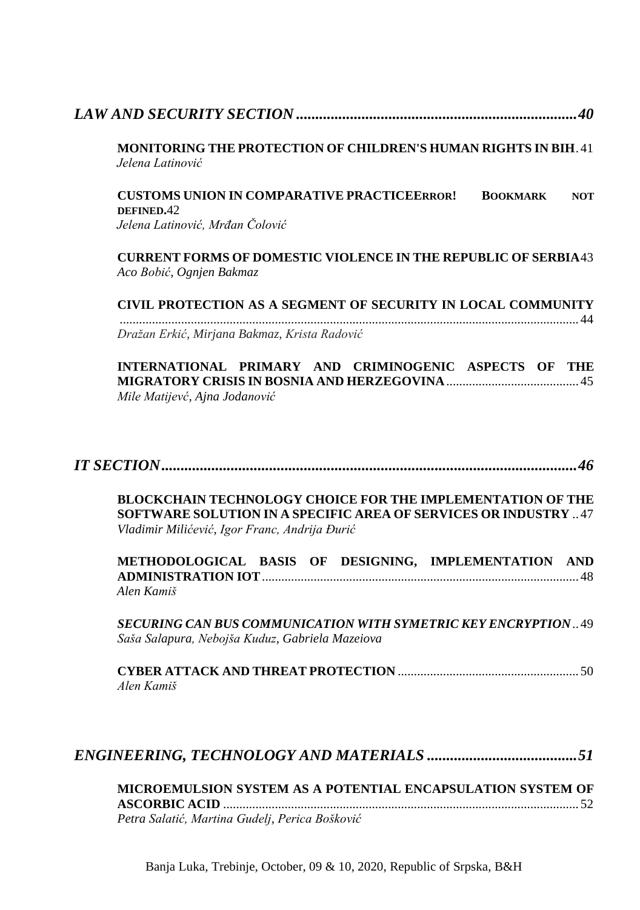*LAW AND SECURITY SECTION ..........................................................................40*

**MONITORING THE PROTECTION OF CHILDREN'S HUMAN RIGHTS IN BIH** . 41
*Jelena Latinović*

**CUSTOMS UNION IN COMPARATIVE PRACTICEERROR! BOOKMARK NOT DEFINED.**42
*Jelena Latinović, Mrđan Čolović*

**CURRENT FORMS OF DOMESTIC VIOLENCE IN THE REPUBLIC OF SERBIA**43
*Aco Bobić, Ognjen Bakmaz*

**CIVIL PROTECTION AS A SEGMENT OF SECURITY IN LOCAL COMMUNITY** ............................................................................................................................... 44
*Dražan Erkić, Mirjana Bakmaz, Krista Radović*

**INTERNATIONAL PRIMARY AND CRIMINOGENIC ASPECTS OF THE MIGRATORY CRISIS IN BOSNIA AND HERZEGOVINA** ......................................... 45
*Mile Matijevć, Ajna Jodanović*

*IT SECTION.............................................................................................................46*

**BLOCKCHAIN TECHNOLOGY CHOICE FOR THE IMPLEMENTATION OF THE SOFTWARE SOLUTION IN A SPECIFIC AREA OF SERVICES OR INDUSTRY** .. 47
*Vladimir Milićević, Igor Franc, Andrija Đurić*

**METHODOLOGICAL BASIS OF DESIGNING, IMPLEMENTATION AND ADMINISTRATION IOT** ................................................................................................. 48
*Alen Kamiš*

***SECURING CAN BUS COMMUNICATION WITH SYMETRIC KEY ENCRYPTION*** .. 49
*Saša Salapura, Nebojša Kuduz, Gabriela Mazeiova*

**CYBER ATTACK AND THREAT PROTECTION** ....................................................... 50
*Alen Kamiš*

*ENGINEERING, TECHNOLOGY AND MATERIALS .......................................51*

**MICROEMULSION SYSTEM AS A POTENTIAL ENCAPSULATION SYSTEM OF ASCORBIC ACID** ............................................................................................................. 52
*Petra Salatić, Martina Gudelj, Perica Bošković*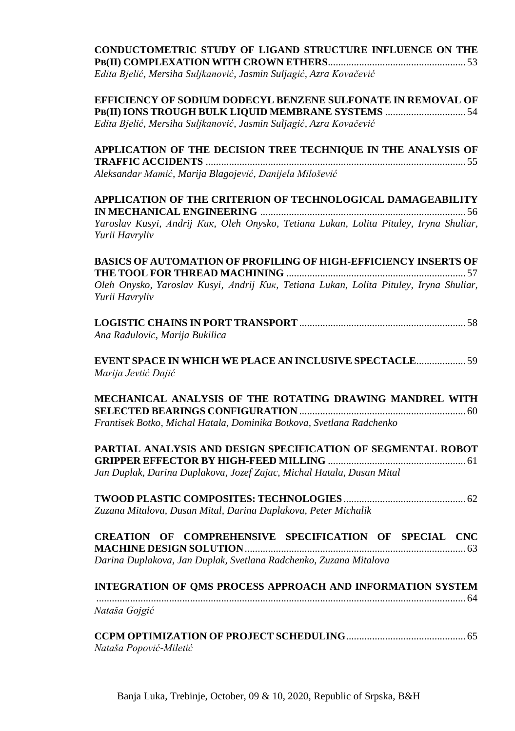**CONDUCTOMETRIC STUDY OF LIGAND STRUCTURE INFLUENCE ON THE PB(II) COMPLEXATION WITH CROWN ETHERS**.................................................... 53
*Edita Bjelić, Mersiha Suljkanović, Jasmin Suljagić, Azra Kovačević*

**EFFICIENCY OF SODIUM DODECYL BENZENE SULFONATE IN REMOVAL OF PB(II) IONS TROUGH BULK LIQUID MEMBRANE SYSTEMS** ............................... 54
*Edita Bjelić, Mersiha Suljkanović, Jasmin Suljagić, Azra Kovačević*

**APPLICATION OF THE DECISION TREE TECHNIQUE IN THE ANALYSIS OF TRAFFIC ACCIDENTS** ................................................................................................... 55
*Aleksandar Mamić, Marija Blagojević, Danijela Milošević*

**APPLICATION OF THE CRITERION OF TECHNOLOGICAL DAMAGEABILITY IN MECHANICAL ENGINEERING** .............................................................................. 56
*Yaroslav Kusyi, Andrij Кик, Oleh Onysko, Tetiana Lukan, Lolita Pituley, Iryna Shuliar, Yurii Havryliv*

**BASICS OF AUTOMATION OF PROFILING OF HIGH-EFFICIENCY INSERTS OF THE TOOL FOR THREAD MACHINING** .................................................................... 57
*Oleh Onysko, Yaroslav Kusyi, Andrij Кик, Tetiana Lukan, Lolita Pituley, Iryna Shuliar, Yurii Havryliv*

**LOGISTIC CHAINS IN PORT TRANSPORT** ................................................................ 58
*Ana Radulovic, Marija Bukilica*

**EVENT SPACE IN WHICH WE PLACE AN INCLUSIVE SPECTACLE**................... 59
*Marija Jevtić Dajić*

**MECHANICAL ANALYSIS OF THE ROTATING DRAWING MANDREL WITH SELECTED BEARINGS CONFIGURATION** ................................................................ 60
*Frantisek Botko, Michal Hatala, Dominika Botkova, Svetlana Radchenko*

**PARTIAL ANALYSIS AND DESIGN SPECIFICATION OF SEGMENTAL ROBOT GRIPPER EFFECTOR BY HIGH-FEED MILLING** ..................................................... 61
*Jan Duplak, Darina Duplakova, Jozef Zajac, Michal Hatala, Dusan Mital*

T**WOOD PLASTIC COMPOSITES: TECHNOLOGIES** ............................................... 62
*Zuzana Mitalova, Dusan Mital, Darina Duplakova, Peter Michalik*

**CREATION OF COMPREHENSIVE SPECIFICATION OF SPECIAL CNC MACHINE DESIGN SOLUTION** ..................................................................................... 63
*Darina Duplakova, Jan Duplak, Svetlana Radchenko, Zuzana Mitalova*

**INTEGRATION OF QMS PROCESS APPROACH AND INFORMATION SYSTEM** .............................................................................................................................. 64
*Nataša Gojgić*

**CCPM OPTIMIZATION OF PROJECT SCHEDULING** .............................................. 65
*Nataša Popović-Miletić*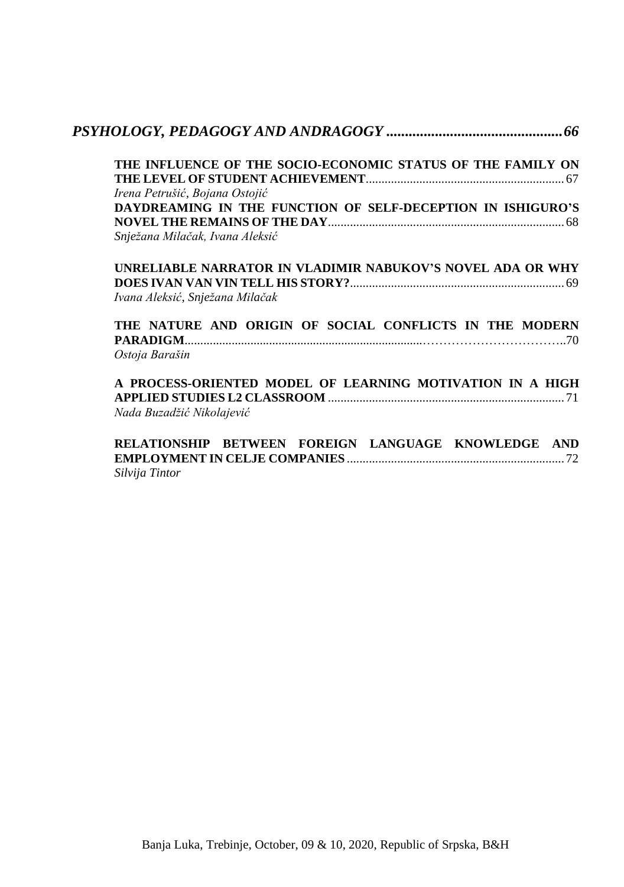## *PSYHOLOGY, PEDAGOGY AND ANDRAGOGY ............................................... 66*

**THE INFLUENCE OF THE SOCIO-ECONOMIC STATUS OF THE FAMILY ON THE LEVEL OF STUDENT ACHIEVEMENT**............................................................... 67
*Irena Petrušić, Bojana Ostojić*

**DAYDREAMING IN THE FUNCTION OF SELF-DECEPTION IN ISHIGURO'S NOVEL THE REMAINS OF THE DAY**........................................................................... 68
*Snježana Milačak, Ivana Aleksić*

**UNRELIABLE NARRATOR IN VLADIMIR NABUKOV'S NOVEL ADA OR WHY DOES IVAN VAN VIN TELL HIS STORY?**.................................................................... 69
*Ivana Aleksić, Snježana Milačak*

**THE NATURE AND ORIGIN OF SOCIAL CONFLICTS IN THE MODERN PARADIGM**...........................................................................………………………….....70
*Ostoja Barašin*

**A PROCESS-ORIENTED MODEL OF LEARNING MOTIVATION IN A HIGH APPLIED STUDIES L2 CLASSROOM** ........................................................................... 71
*Nada Buzadžić Nikolajević*

**RELATIONSHIP BETWEEN FOREIGN LANGUAGE KNOWLEDGE AND EMPLOYMENT IN CELJE COMPANIES** ..................................................................... 72
*Silvija Tintor*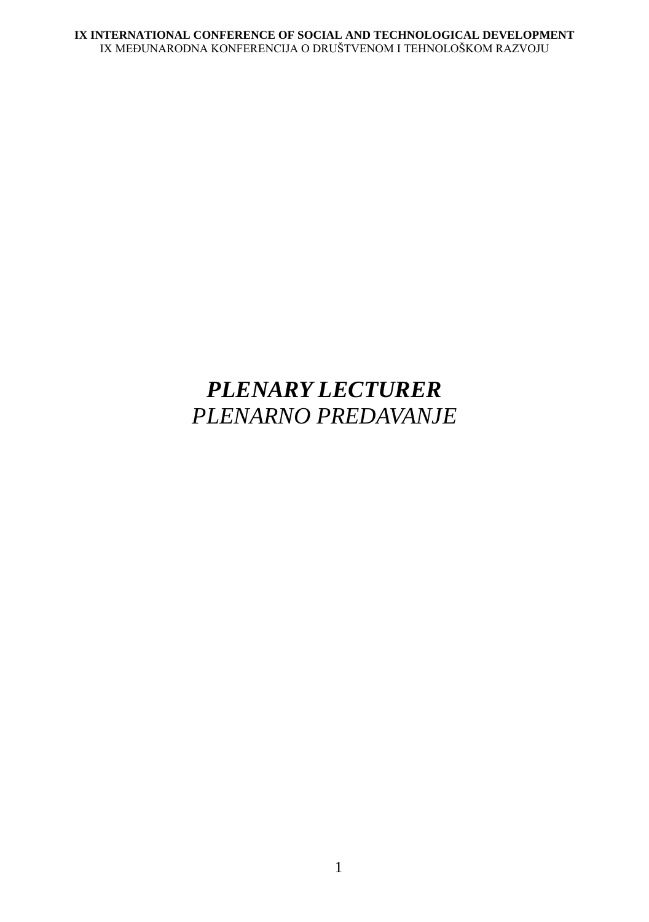# ***PLENARY LECTURER***
# *PLENARNO PREDAVANJE*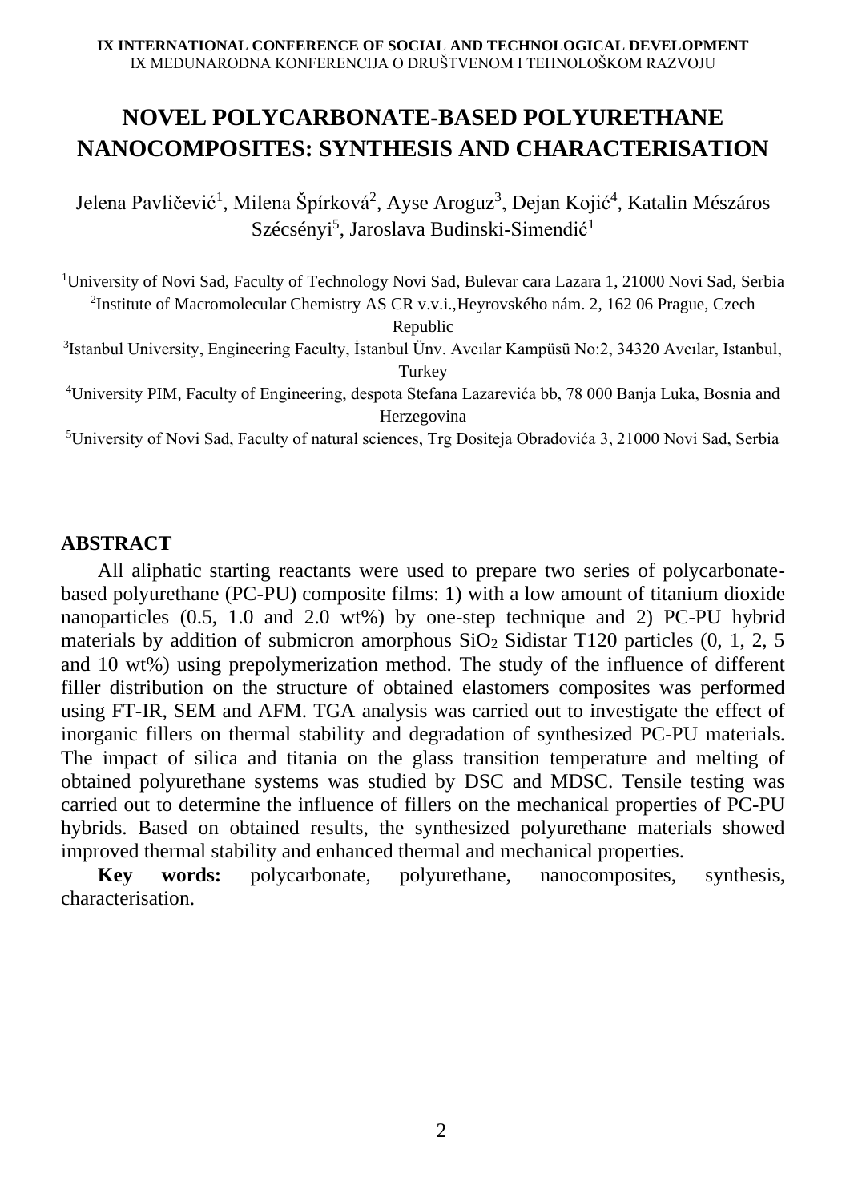# NOVEL POLYCARBONATE-BASED POLYURETHANE NANOCOMPOSITES: SYNTHESIS AND CHARACTERISATION

Jelena Pavličević[1], Milena Špírková[2], Ayse Aroguz[3], Dejan Kojić[4], Katalin Mészáros Szécsényi[5], Jaroslava Budinski-Simendić[1]

[1]University of Novi Sad, Faculty of Technology Novi Sad, Bulevar cara Lazara 1, 21000 Novi Sad, Serbia
[2]Institute of Macromolecular Chemistry AS CR v.v.i.,Heyrovského nám. 2, 162 06 Prague, Czech Republic
[3]Istanbul University, Engineering Faculty, İstanbul Ünv. Avcılar Kampüsü No:2, 34320 Avcılar, Istanbul, Turkey
[4]University PIM, Faculty of Engineering, despota Stefana Lazarevića bb, 78 000 Banja Luka, Bosnia and Herzegovina
[5]University of Novi Sad, Faculty of natural sciences, Trg Dositeja Obradovića 3, 21000 Novi Sad, Serbia

## ABSTRACT

All aliphatic starting reactants were used to prepare two series of polycarbonate-based polyurethane (PC-PU) composite films: 1) with a low amount of titanium dioxide nanoparticles (0.5, 1.0 and 2.0 wt%) by one-step technique and 2) PC-PU hybrid materials by addition of submicron amorphous $SiO_2$ Sidistar T120 particles (0, 1, 2, 5 and 10 wt%) using prepolymerization method. The study of the influence of different filler distribution on the structure of obtained elastomers composites was performed using FT-IR, SEM and AFM. TGA analysis was carried out to investigate the effect of inorganic fillers on thermal stability and degradation of synthesized PC-PU materials. The impact of silica and titania on the glass transition temperature and melting of obtained polyurethane systems was studied by DSC and MDSC. Tensile testing was carried out to determine the influence of fillers on the mechanical properties of PC-PU hybrids. Based on obtained results, the synthesized polyurethane materials showed improved thermal stability and enhanced thermal and mechanical properties.

**Key words:** polycarbonate, polyurethane, nanocomposites, synthesis, characterisation.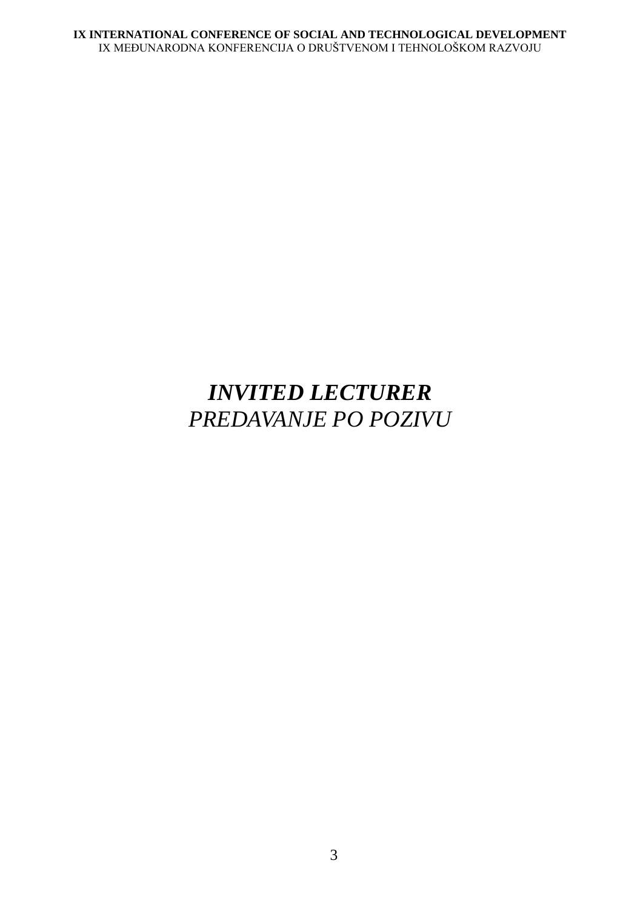# ***INVITED LECTURER***

*PREDAVANJE PO POZIVU*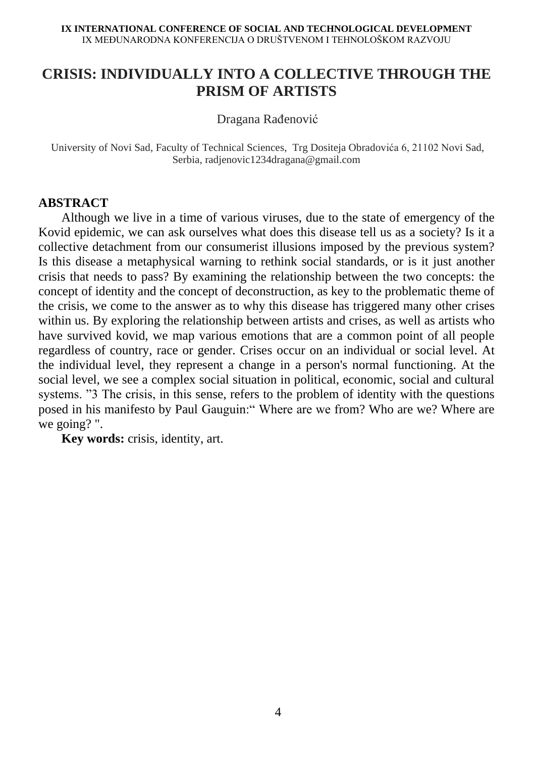# CRISIS: INDIVIDUALLY INTO A COLLECTIVE THROUGH THE PRISM OF ARTISTS

Dragana Rađenović

University of Novi Sad, Faculty of Technical Sciences, Trg Dositeja Obradovića 6, 21102 Novi Sad, Serbia, radjenovic1234dragana@gmail.com

## ABSTRACT

Although we live in a time of various viruses, due to the state of emergency of the Kovid epidemic, we can ask ourselves what does this disease tell us as a society? Is it a collective detachment from our consumerist illusions imposed by the previous system? Is this disease a metaphysical warning to rethink social standards, or is it just another crisis that needs to pass? By examining the relationship between the two concepts: the concept of identity and the concept of deconstruction, as key to the problematic theme of the crisis, we come to the answer as to why this disease has triggered many other crises within us. By exploring the relationship between artists and crises, as well as artists who have survived kovid, we map various emotions that are a common point of all people regardless of country, race or gender. Crises occur on an individual or social level. At the individual level, they represent a change in a person's normal functioning. At the social level, we see a complex social situation in political, economic, social and cultural systems. "3 The crisis, in this sense, refers to the problem of identity with the questions posed in his manifesto by Paul Gauguin:" Where are we from? Who are we? Where are we going? ".

**Key words:** crisis, identity, art.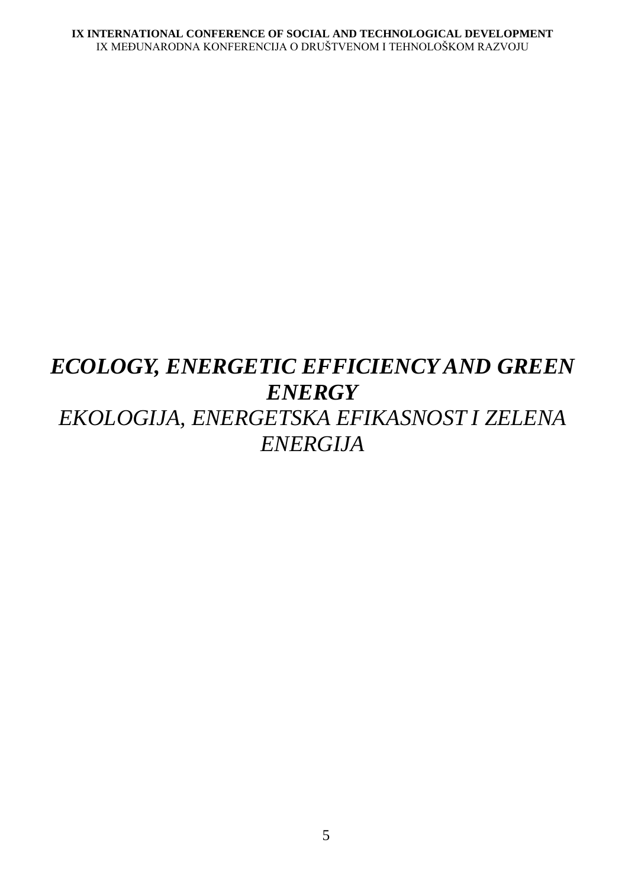# *ECOLOGY, ENERGETIC EFFICIENCY AND GREEN ENERGY*

*EKOLOGIJA, ENERGETSKA EFIKASNOST I ZELENA ENERGIJA*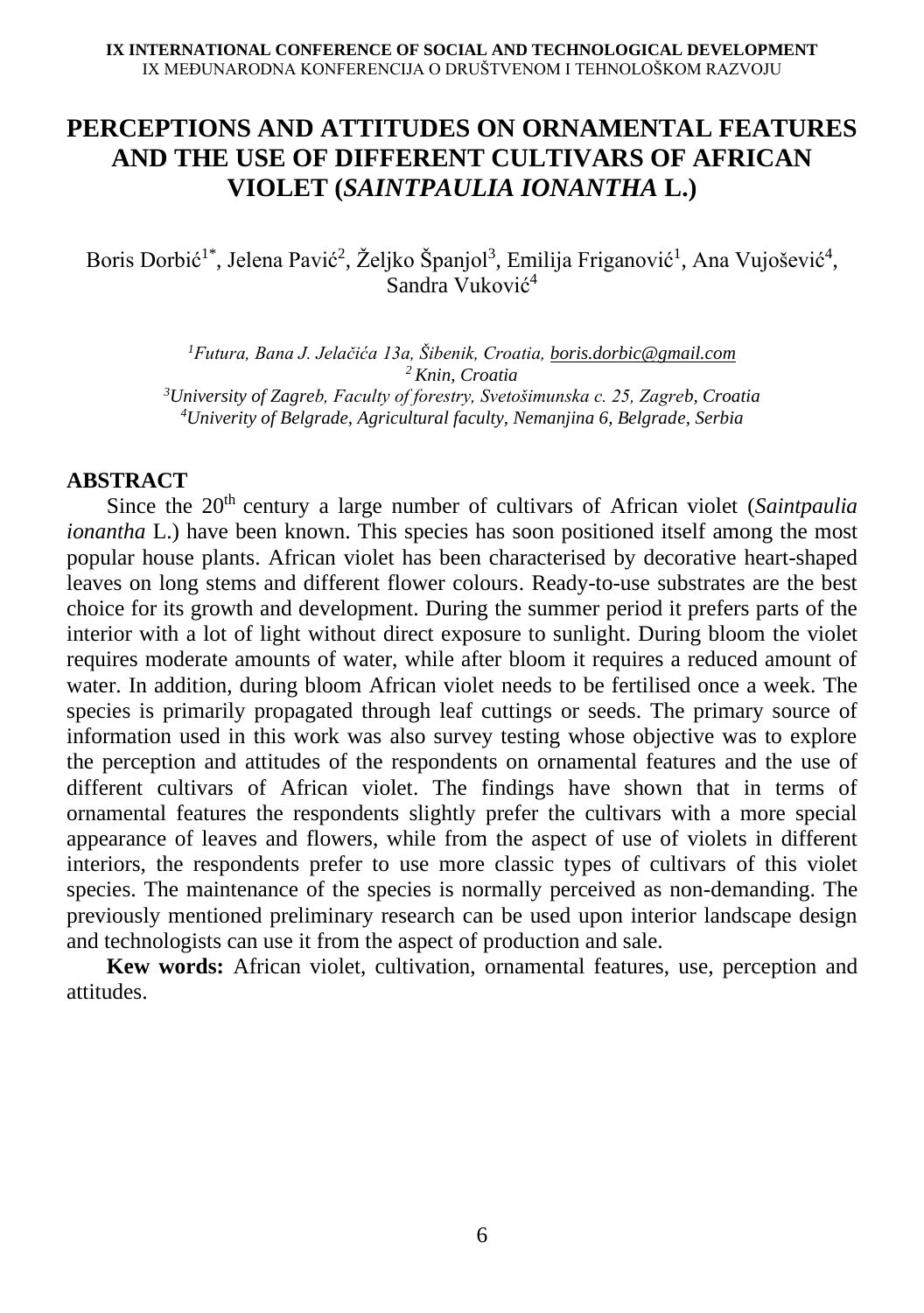# PERCEPTIONS AND ATTITUDES ON ORNAMENTAL FEATURES AND THE USE OF DIFFERENT CULTIVARS OF AFRICAN VIOLET (*SAINTPAULIA IONANTHA* L.)

Boris Dorbić[1*], Jelena Pavić[2], Željko Španjol[3], Emilija Friganović[1], Ana Vujošević[4], Sandra Vuković[4]

*[1]Futura, Bana J. Jelačića 13a, Šibenik, Croatia, boris.dorbic@gmail.com*
*[2] Knin, Croatia*
*[3]University of Zagreb, Faculty of forestry, Svetošimunska c. 25, Zagreb, Croatia*
*[4]Univerity of Belgrade, Agricultural faculty, Nemanjina 6, Belgrade, Serbia*

## ABSTRACT

Since the 20th century a large number of cultivars of African violet (*Saintpaulia ionantha* L.) have been known. This species has soon positioned itself among the most popular house plants. African violet has been characterised by decorative heart-shaped leaves on long stems and different flower colours. Ready-to-use substrates are the best choice for its growth and development. During the summer period it prefers parts of the interior with a lot of light without direct exposure to sunlight. During bloom the violet requires moderate amounts of water, while after bloom it requires a reduced amount of water. In addition, during bloom African violet needs to be fertilised once a week. The species is primarily propagated through leaf cuttings or seeds. The primary source of information used in this work was also survey testing whose objective was to explore the perception and attitudes of the respondents on ornamental features and the use of different cultivars of African violet. The findings have shown that in terms of ornamental features the respondents slightly prefer the cultivars with a more special appearance of leaves and flowers, while from the aspect of use of violets in different interiors, the respondents prefer to use more classic types of cultivars of this violet species. The maintenance of the species is normally perceived as non-demanding. The previously mentioned preliminary research can be used upon interior landscape design and technologists can use it from the aspect of production and sale.

**Kew words:** African violet, cultivation, ornamental features, use, perception and attitudes.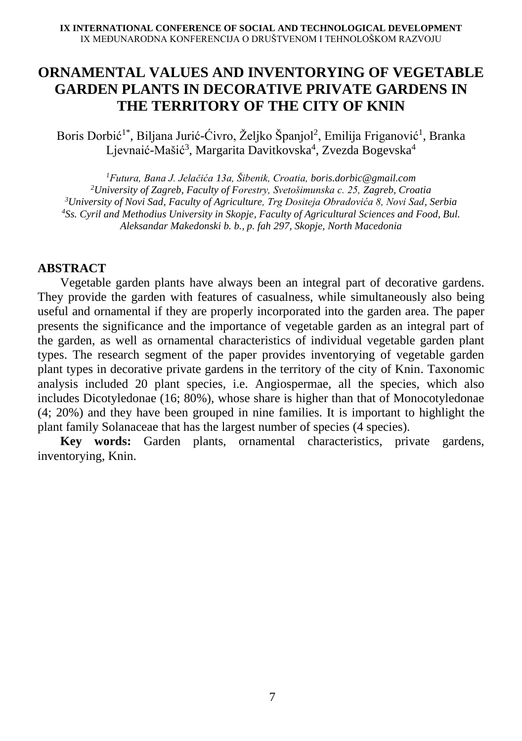# ORNAMENTAL VALUES AND INVENTORYING OF VEGETABLE GARDEN PLANTS IN DECORATIVE PRIVATE GARDENS IN THE TERRITORY OF THE CITY OF KNIN

Boris Dorbić[1*], Biljana Jurić-Ćivro, Željko Španjol[2], Emilija Friganović[1], Branka Ljevnaić-Mašić[3], Margarita Davitkovska[4], Zvezda Bogevska[4]

[1]*Futura, Bana J. Jelačića 13a, Šibenik, Croatia, boris.dorbic@gmail.com*
[2]*University of Zagreb, Faculty of Forestry, Svetošimunska c. 25, Zagreb, Croatia*
[3]*University of Novi Sad, Faculty of Agriculture, Trg Dositeja Obradovića 8, Novi Sad, Serbia*
[4]*Ss. Cyril and Methodius University in Skopje, Faculty of Agricultural Sciences and Food, Bul. Aleksandar Makedonski b. b., p. fah 297, Skopje, North Macedonia*

## ABSTRACT

Vegetable garden plants have always been an integral part of decorative gardens. They provide the garden with features of casualness, while simultaneously also being useful and ornamental if they are properly incorporated into the garden area. The paper presents the significance and the importance of vegetable garden as an integral part of the garden, as well as ornamental characteristics of individual vegetable garden plant types. The research segment of the paper provides inventorying of vegetable garden plant types in decorative private gardens in the territory of the city of Knin. Taxonomic analysis included 20 plant species, i.e. Angiospermae, all the species, which also includes Dicotyledonae (16; 80%), whose share is higher than that of Monocotyledonae (4; 20%) and they have been grouped in nine families. It is important to highlight the plant family Solanaceae that has the largest number of species (4 species).

**Key words:** Garden plants, ornamental characteristics, private gardens, inventorying, Knin.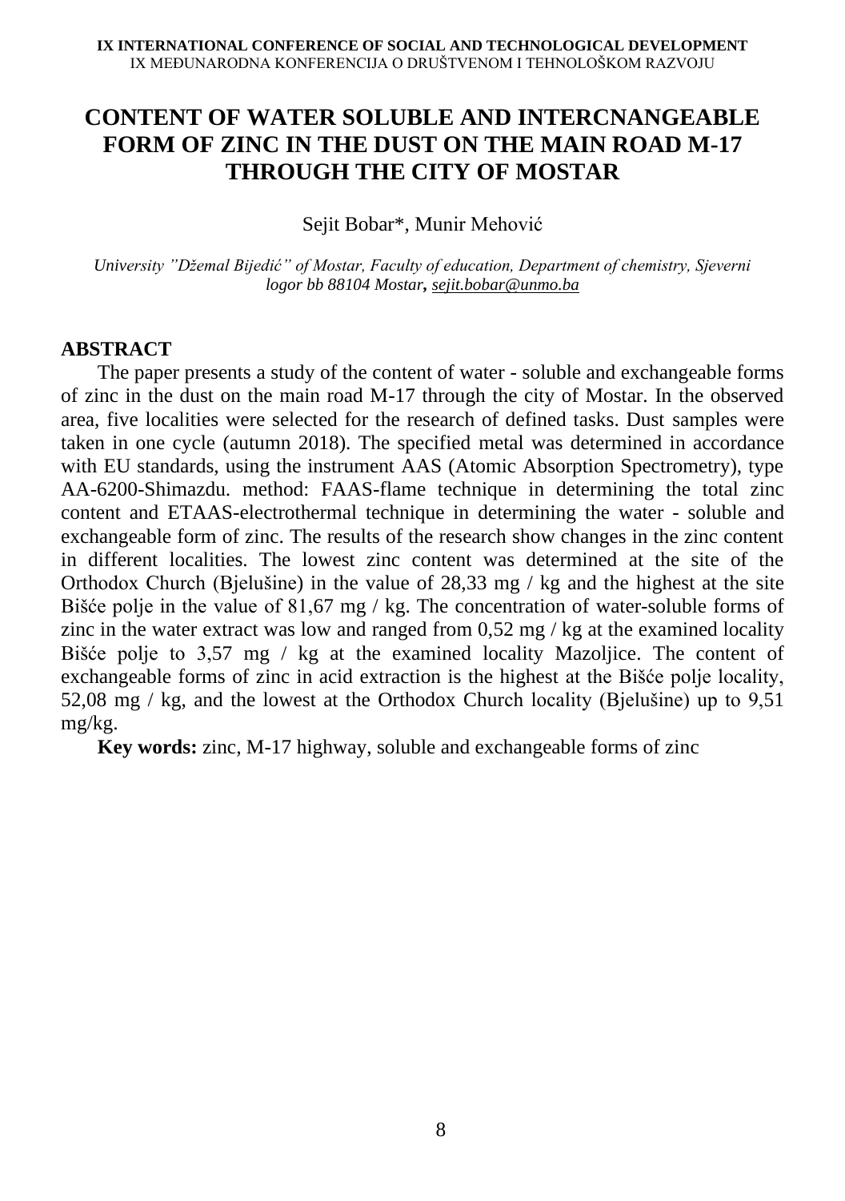# CONTENT OF WATER SOLUBLE AND INTERCNANGEABLE FORM OF ZINC IN THE DUST ON THE MAIN ROAD M-17 THROUGH THE CITY OF MOSTAR

Sejit Bobar*, Munir Mehović

*University "Džemal Bijedić" of Mostar, Faculty of education, Department of chemistry, Sjeverni logor bb 88104 Mostar,* *sejit.bobar@unmo.ba*

## ABSTRACT

The paper presents a study of the content of water - soluble and exchangeable forms of zinc in the dust on the main road M-17 through the city of Mostar. In the observed area, five localities were selected for the research of defined tasks. Dust samples were taken in one cycle (autumn 2018). The specified metal was determined in accordance with EU standards, using the instrument AAS (Atomic Absorption Spectrometry), type AA-6200-Shimazdu. method: FAAS-flame technique in determining the total zinc content and ETAAS-electrothermal technique in determining the water - soluble and exchangeable form of zinc. The results of the research show changes in the zinc content in different localities. The lowest zinc content was determined at the site of the Orthodox Church (Bjelušine) in the value of 28,33 mg / kg and the highest at the site Bišće polje in the value of 81,67 mg / kg. The concentration of water-soluble forms of zinc in the water extract was low and ranged from 0,52 mg / kg at the examined locality Bišće polje to 3,57 mg / kg at the examined locality Mazoljice. The content of exchangeable forms of zinc in acid extraction is the highest at the Bišće polje locality, 52,08 mg / kg, and the lowest at the Orthodox Church locality (Bjelušine) up to 9,51 mg/kg.

**Key words:** zinc, M-17 highway, soluble and exchangeable forms of zinc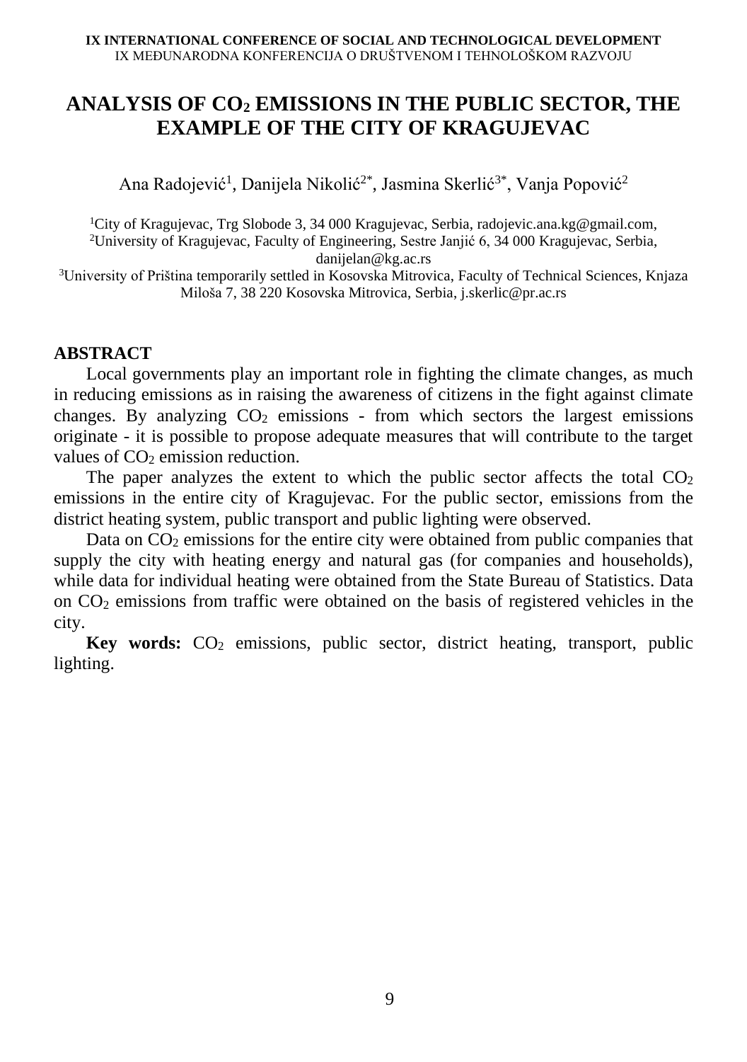# ANALYSIS OF $CO_2$ EMISSIONS IN THE PUBLIC SECTOR, THE EXAMPLE OF THE CITY OF KRAGUJEVAC

Ana Radojević[1], Danijela Nikolić[2*], Jasmina Skerlić[3*], Vanja Popović[2]

[1]City of Kragujevac, Trg Slobode 3, 34 000 Kragujevac, Serbia, radojevic.ana.kg@gmail.com,
[2]University of Kragujevac, Faculty of Engineering, Sestre Janjić 6, 34 000 Kragujevac, Serbia, danijelan@kg.ac.rs
[3]University of Priština temporarily settled in Kosovska Mitrovica, Faculty of Technical Sciences, Knjaza Miloša 7, 38 220 Kosovska Mitrovica, Serbia, j.skerlic@pr.ac.rs

## ABSTRACT

Local governments play an important role in fighting the climate changes, as much in reducing emissions as in raising the awareness of citizens in the fight against climate changes. By analyzing $CO_2$ emissions - from which sectors the largest emissions originate - it is possible to propose adequate measures that will contribute to the target values of $CO_2$ emission reduction.

The paper analyzes the extent to which the public sector affects the total $CO_2$ emissions in the entire city of Kragujevac. For the public sector, emissions from the district heating system, public transport and public lighting were observed.

Data on $CO_2$ emissions for the entire city were obtained from public companies that supply the city with heating energy and natural gas (for companies and households), while data for individual heating were obtained from the State Bureau of Statistics. Data on $CO_2$ emissions from traffic were obtained on the basis of registered vehicles in the city.

**Key words:** $CO_2$ emissions, public sector, district heating, transport, public lighting.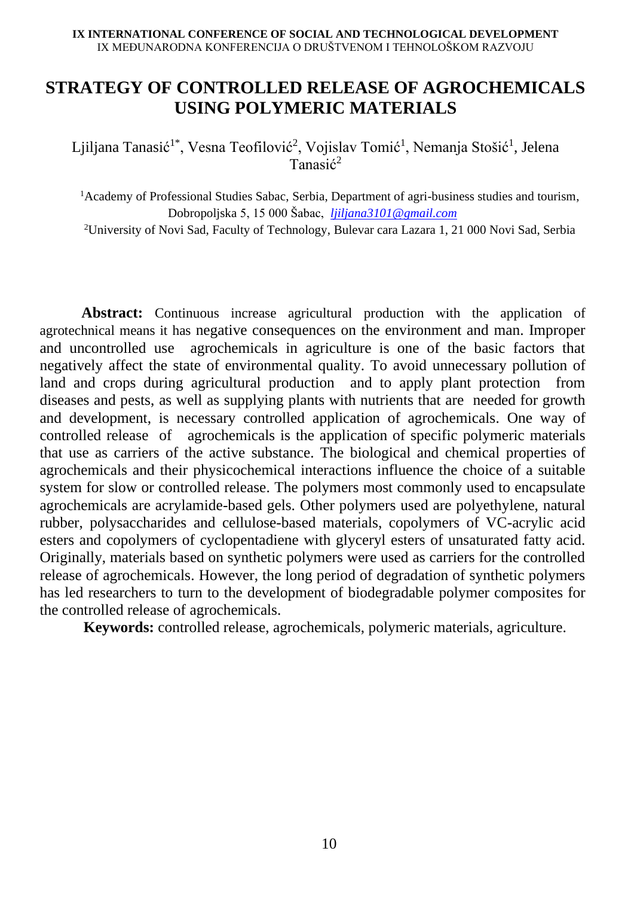# STRATEGY OF CONTROLLED RELEASE OF AGROCHEMICALS USING POLYMERIC MATERIALS

Ljiljana Tanasić[1*], Vesna Teofilović[2], Vojislav Tomić[1], Nemanja Stošić[1], Jelena Tanasić[2]

[1]Academy of Professional Studies Sabac, Serbia, Department of agri-business studies and tourism, Dobropoljska 5, 15 000 Šabac, *ljiljana3101@gmail.com*

[2]University of Novi Sad, Faculty of Technology, Bulevar cara Lazara 1, 21 000 Novi Sad, Serbia

**Abstract:** Continuous increase agricultural production with the application of agrotechnical means it has negative consequences on the environment and man. Improper and uncontrolled use agrochemicals in agriculture is one of the basic factors that negatively affect the state of environmental quality. To avoid unnecessary pollution of land and crops during agricultural production and to apply plant protection from diseases and pests, as well as supplying plants with nutrients that are needed for growth and development, is necessary controlled application of agrochemicals. One way of controlled release of agrochemicals is the application of specific polymeric materials that use as carriers of the active substance. The biological and chemical properties of agrochemicals and their physicochemical interactions influence the choice of a suitable system for slow or controlled release. The polymers most commonly used to encapsulate agrochemicals are acrylamide-based gels. Other polymers used are polyethylene, natural rubber, polysaccharides and cellulose-based materials, copolymers of VC-acrylic acid esters and copolymers of cyclopentadiene with glyceryl esters of unsaturated fatty acid. Originally, materials based on synthetic polymers were used as carriers for the controlled release of agrochemicals. However, the long period of degradation of synthetic polymers has led researchers to turn to the development of biodegradable polymer composites for the controlled release of agrochemicals.

**Keywords:** controlled release, agrochemicals, polymeric materials, agriculture.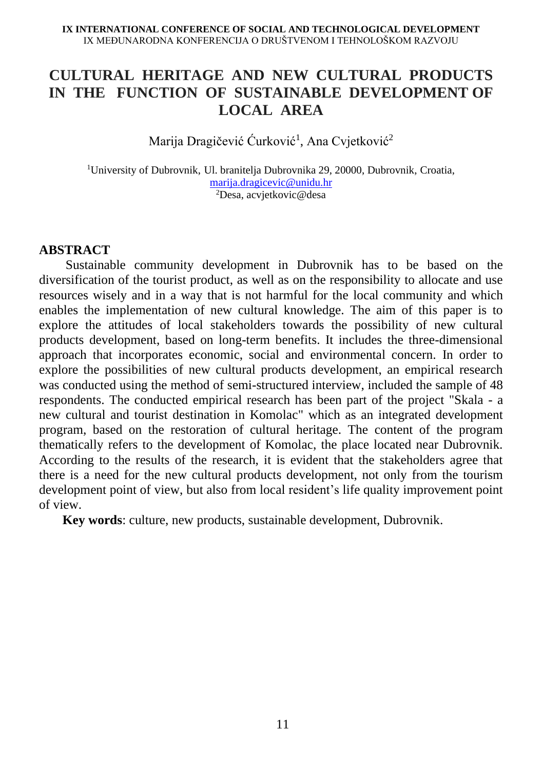# CULTURAL HERITAGE AND NEW CULTURAL PRODUCTS IN THE FUNCTION OF SUSTAINABLE DEVELOPMENT OF LOCAL AREA

Marija Dragičević Ćurković[1], Ana Cvjetković[2]

[1]University of Dubrovnik, Ul. branitelja Dubrovnika 29, 20000, Dubrovnik, Croatia, marija.dragicevic@unidu.hr
[2]Desa, acvjetkovic@desa

## ABSTRACT

Sustainable community development in Dubrovnik has to be based on the diversification of the tourist product, as well as on the responsibility to allocate and use resources wisely and in a way that is not harmful for the local community and which enables the implementation of new cultural knowledge. The aim of this paper is to explore the attitudes of local stakeholders towards the possibility of new cultural products development, based on long-term benefits. It includes the three-dimensional approach that incorporates economic, social and environmental concern. In order to explore the possibilities of new cultural products development, an empirical research was conducted using the method of semi-structured interview, included the sample of 48 respondents. The conducted empirical research has been part of the project "Skala - a new cultural and tourist destination in Komolac" which as an integrated development program, based on the restoration of cultural heritage. The content of the program thematically refers to the development of Komolac, the place located near Dubrovnik. According to the results of the research, it is evident that the stakeholders agree that there is a need for the new cultural products development, not only from the tourism development point of view, but also from local resident's life quality improvement point of view.

**Key words**: culture, new products, sustainable development, Dubrovnik.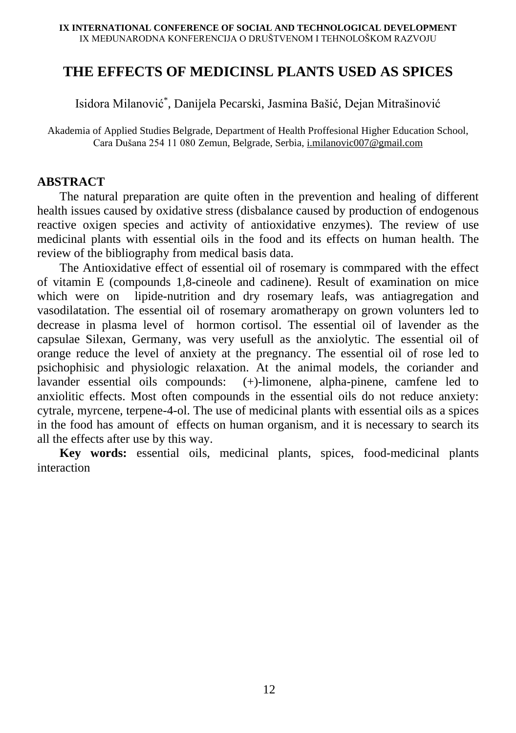# THE EFFECTS OF MEDICINSL PLANTS USED AS SPICES

Isidora Milanović*, Danijela Pecarski, Jasmina Bašić, Dejan Mitrašinović

Akademia of Applied Studies Belgrade, Department of Health Proffesional Higher Education School, Cara Dušana 254 11 080 Zemun, Belgrade, Serbia, i.milanovic007@gmail.com

## ABSTRACT

The natural preparation are quite often in the prevention and healing of different health issues caused by oxidative stress (disbalance caused by production of endogenous reactive oxigen species and activity of antioxidative enzymes). The review of use medicinal plants with essential oils in the food and its effects on human health. The review of the bibliography from medical basis data.

The Antioxidative effect of essential oil of rosemary is commpared with the effect of vitamin E (compounds 1,8-cineole and cadinene). Result of examination on mice which were on lipide-nutrition and dry rosemary leafs, was antiagregation and vasodilatation. The essential oil of rosemary aromatherapy on grown volunters led to decrease in plasma level of hormon cortisol. The essential oil of lavender as the capsulae Silexan, Germany, was very usefull as the anxiolytic. The essential oil of orange reduce the level of anxiety at the pregnancy. The essential oil of rose led to psichophisic and physiologic relaxation. At the animal models, the coriander and lavander essential oils compounds: (+)-limonene, alpha-pinene, camfene led to anxiolitic effects. Most often compounds in the essential oils do not reduce anxiety: cytrale, myrcene, terpene-4-ol. The use of medicinal plants with essential oils as a spices in the food has amount of effects on human organism, and it is necessary to search its all the effects after use by this way.

**Key words:** essential oils, medicinal plants, spices, food-medicinal plants interaction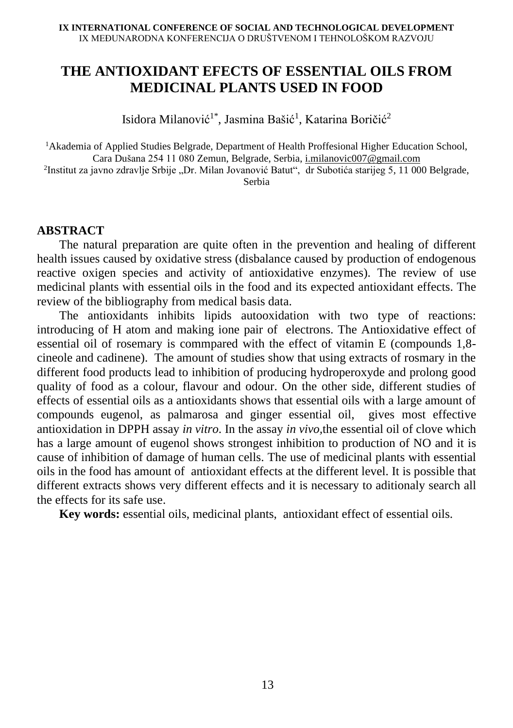# THE ANTIOXIDANT EFECTS OF ESSENTIAL OILS FROM MEDICINAL PLANTS USED IN FOOD

Isidora Milanović[1*], Jasmina Bašić[1], Katarina Boričić[2]

[1]Akademia of Applied Studies Belgrade, Department of Health Proffesional Higher Education School, Cara Dušana 254 11 080 Zemun, Belgrade, Serbia, i.milanovic007@gmail.com
[2]Institut za javno zdravlje Srbije „Dr. Milan Jovanović Batut", dr Subotića starijeg 5, 11 000 Belgrade, Serbia

## ABSTRACT

The natural preparation are quite often in the prevention and healing of different health issues caused by oxidative stress (disbalance caused by production of endogenous reactive oxigen species and activity of antioxidative enzymes). The review of use medicinal plants with essential oils in the food and its expected antioxidant effects. The review of the bibliography from medical basis data.

The antioxidants inhibits lipids autooxidation with two type of reactions: introducing of H atom and making ione pair of electrons. The Antioxidative effect of essential oil of rosemary is commpared with the effect of vitamin E (compounds 1,8-cineole and cadinene). The amount of studies show that using extracts of rosmary in the different food products lead to inhibition of producing hydroperoxyde and prolong good quality of food as a colour, flavour and odour. On the other side, different studies of effects of essential oils as a antioxidants shows that essential oils with a large amount of compounds eugenol, as palmarosa and ginger essential oil, gives most effective antioxidation in DPPH assay *in vitro*. In the assay *in vivo,*the essential oil of clove which has a large amount of eugenol shows strongest inhibition to production of NO and it is cause of inhibition of damage of human cells. The use of medicinal plants with essential oils in the food has amount of antioxidant effects at the different level. It is possible that different extracts shows very different effects and it is necessary to aditionaly search all the effects for its safe use.

**Key words:** essential oils, medicinal plants, antioxidant effect of essential oils.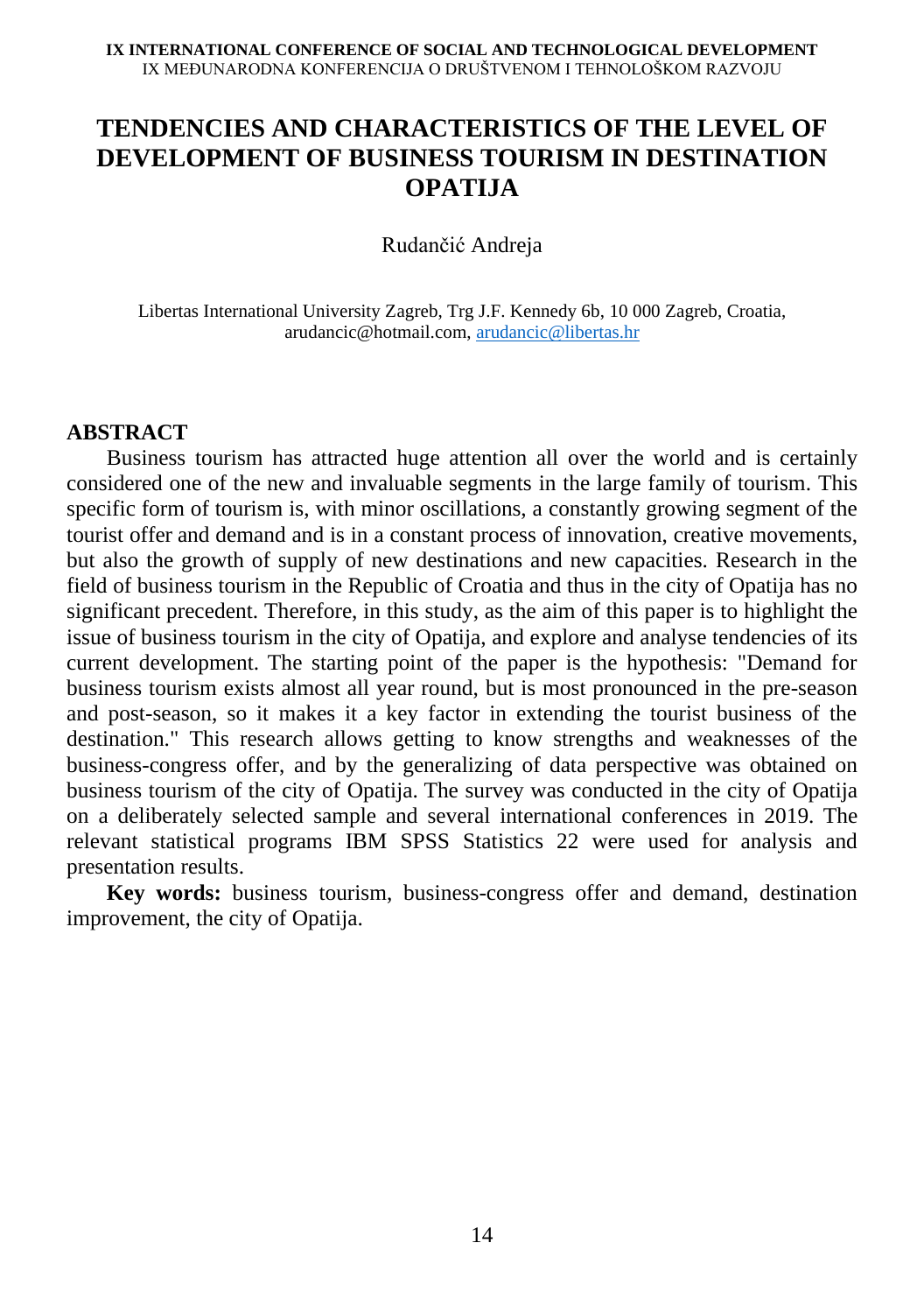# TENDENCIES AND CHARACTERISTICS OF THE LEVEL OF DEVELOPMENT OF BUSINESS TOURISM IN DESTINATION OPATIJA

Rudančić Andreja

Libertas International University Zagreb, Trg J.F. Kennedy 6b, 10 000 Zagreb, Croatia, arudancic@hotmail.com, arudancic@libertas.hr

## ABSTRACT

Business tourism has attracted huge attention all over the world and is certainly considered one of the new and invaluable segments in the large family of tourism. This specific form of tourism is, with minor oscillations, a constantly growing segment of the tourist offer and demand and is in a constant process of innovation, creative movements, but also the growth of supply of new destinations and new capacities. Research in the field of business tourism in the Republic of Croatia and thus in the city of Opatija has no significant precedent. Therefore, in this study, as the aim of this paper is to highlight the issue of business tourism in the city of Opatija, and explore and analyse tendencies of its current development. The starting point of the paper is the hypothesis: "Demand for business tourism exists almost all year round, but is most pronounced in the pre-season and post-season, so it makes it a key factor in extending the tourist business of the destination." This research allows getting to know strengths and weaknesses of the business-congress offer, and by the generalizing of data perspective was obtained on business tourism of the city of Opatija. The survey was conducted in the city of Opatija on a deliberately selected sample and several international conferences in 2019. The relevant statistical programs IBM SPSS Statistics 22 were used for analysis and presentation results.

**Key words:** business tourism, business-congress offer and demand, destination improvement, the city of Opatija.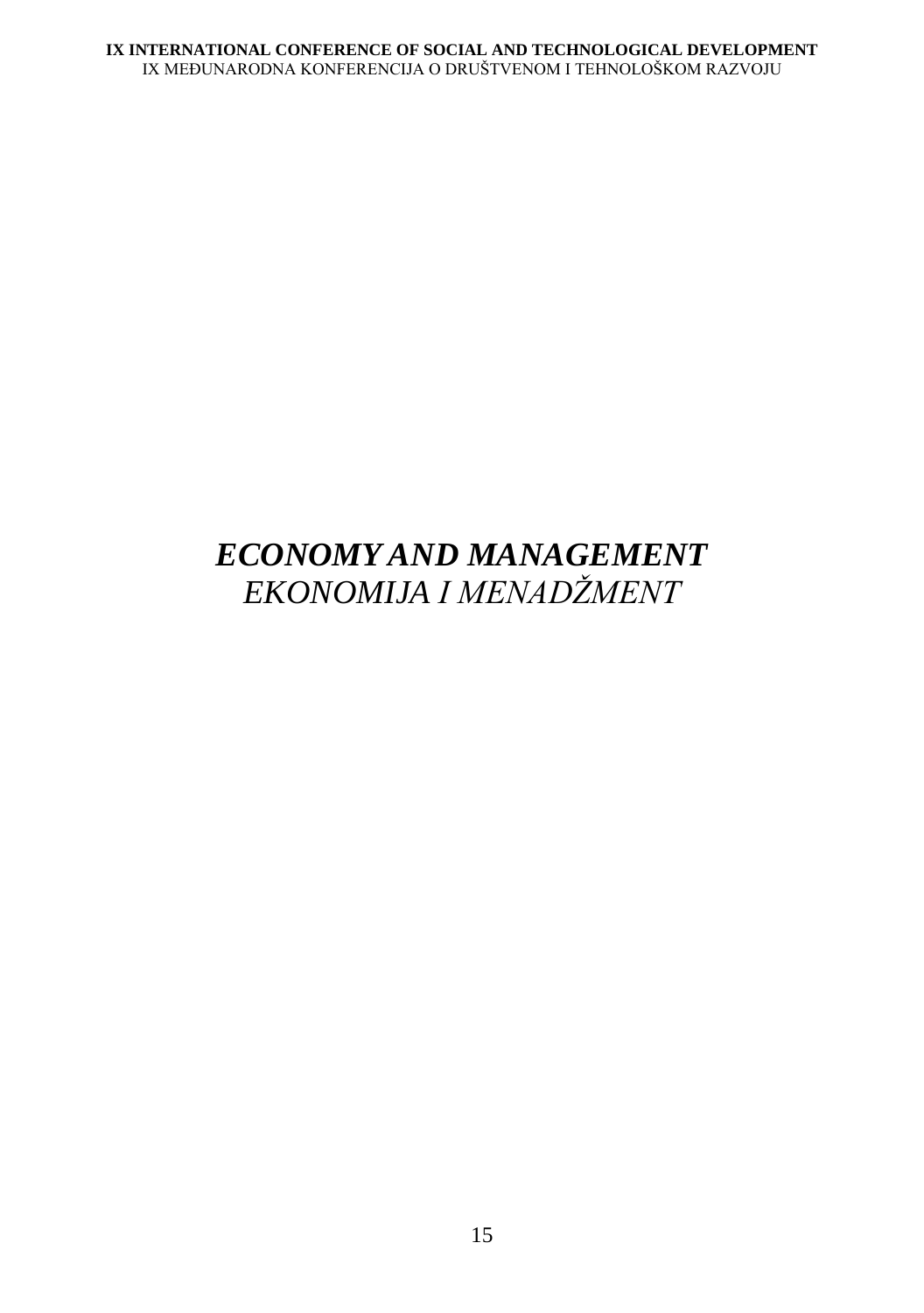# ***ECONOMY AND MANAGEMENT***
## *EKONOMIJA I MENADŽMENT*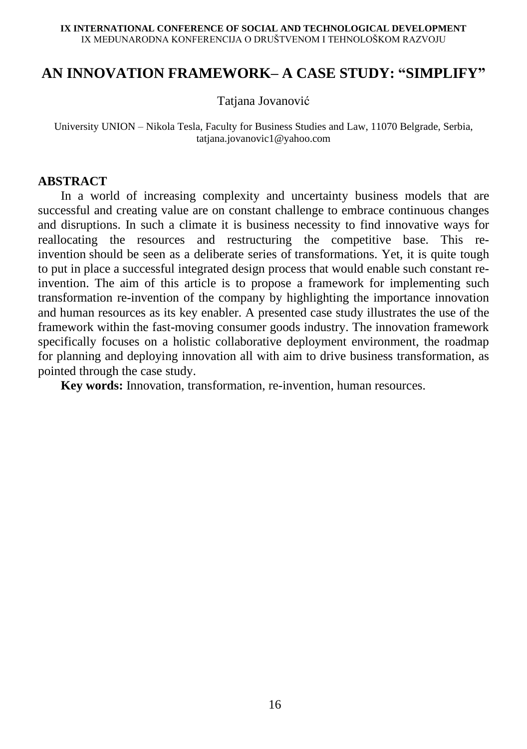# AN INNOVATION FRAMEWORK– A CASE STUDY: "SIMPLIFY"

Tatjana Jovanović

University UNION – Nikola Tesla, Faculty for Business Studies and Law, 11070 Belgrade, Serbia, tatjana.jovanovic1@yahoo.com

## ABSTRACT

In a world of increasing complexity and uncertainty business models that are successful and creating value are on constant challenge to embrace continuous changes and disruptions. In such a climate it is business necessity to find innovative ways for reallocating the resources and restructuring the competitive base. This re-invention should be seen as a deliberate series of transformations. Yet, it is quite tough to put in place a successful integrated design process that would enable such constant re-invention. The aim of this article is to propose a framework for implementing such transformation re-invention of the company by highlighting the importance innovation and human resources as its key enabler. A presented case study illustrates the use of the framework within the fast-moving consumer goods industry. The innovation framework specifically focuses on a holistic collaborative deployment environment, the roadmap for planning and deploying innovation all with aim to drive business transformation, as pointed through the case study.

**Key words:** Innovation, transformation, re-invention, human resources.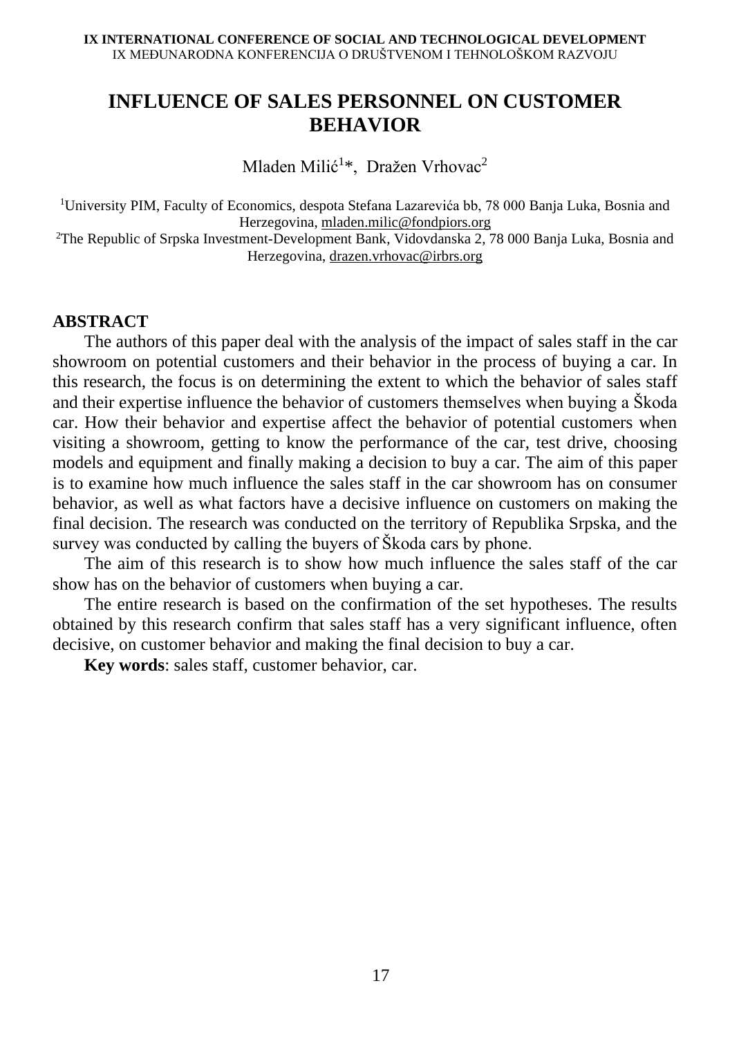# INFLUENCE OF SALES PERSONNEL ON CUSTOMER BEHAVIOR

Mladen Milić[1]*, Dražen Vrhovac[2]

[1]University PIM, Faculty of Economics, despota Stefana Lazarevića bb, 78 000 Banja Luka, Bosnia and Herzegovina, mladen.milic@fondpiors.org
[2]The Republic of Srpska Investment-Development Bank, Vidovdanska 2, 78 000 Banja Luka, Bosnia and Herzegovina, drazen.vrhovac@irbrs.org

## ABSTRACT

The authors of this paper deal with the analysis of the impact of sales staff in the car showroom on potential customers and their behavior in the process of buying a car. In this research, the focus is on determining the extent to which the behavior of sales staff and their expertise influence the behavior of customers themselves when buying a Škoda car. How their behavior and expertise affect the behavior of potential customers when visiting a showroom, getting to know the performance of the car, test drive, choosing models and equipment and finally making a decision to buy a car. The aim of this paper is to examine how much influence the sales staff in the car showroom has on consumer behavior, as well as what factors have a decisive influence on customers on making the final decision. The research was conducted on the territory of Republika Srpska, and the survey was conducted by calling the buyers of Škoda cars by phone.

The aim of this research is to show how much influence the sales staff of the car show has on the behavior of customers when buying a car.

The entire research is based on the confirmation of the set hypotheses. The results obtained by this research confirm that sales staff has a very significant influence, often decisive, on customer behavior and making the final decision to buy a car.

**Key words**: sales staff, customer behavior, car.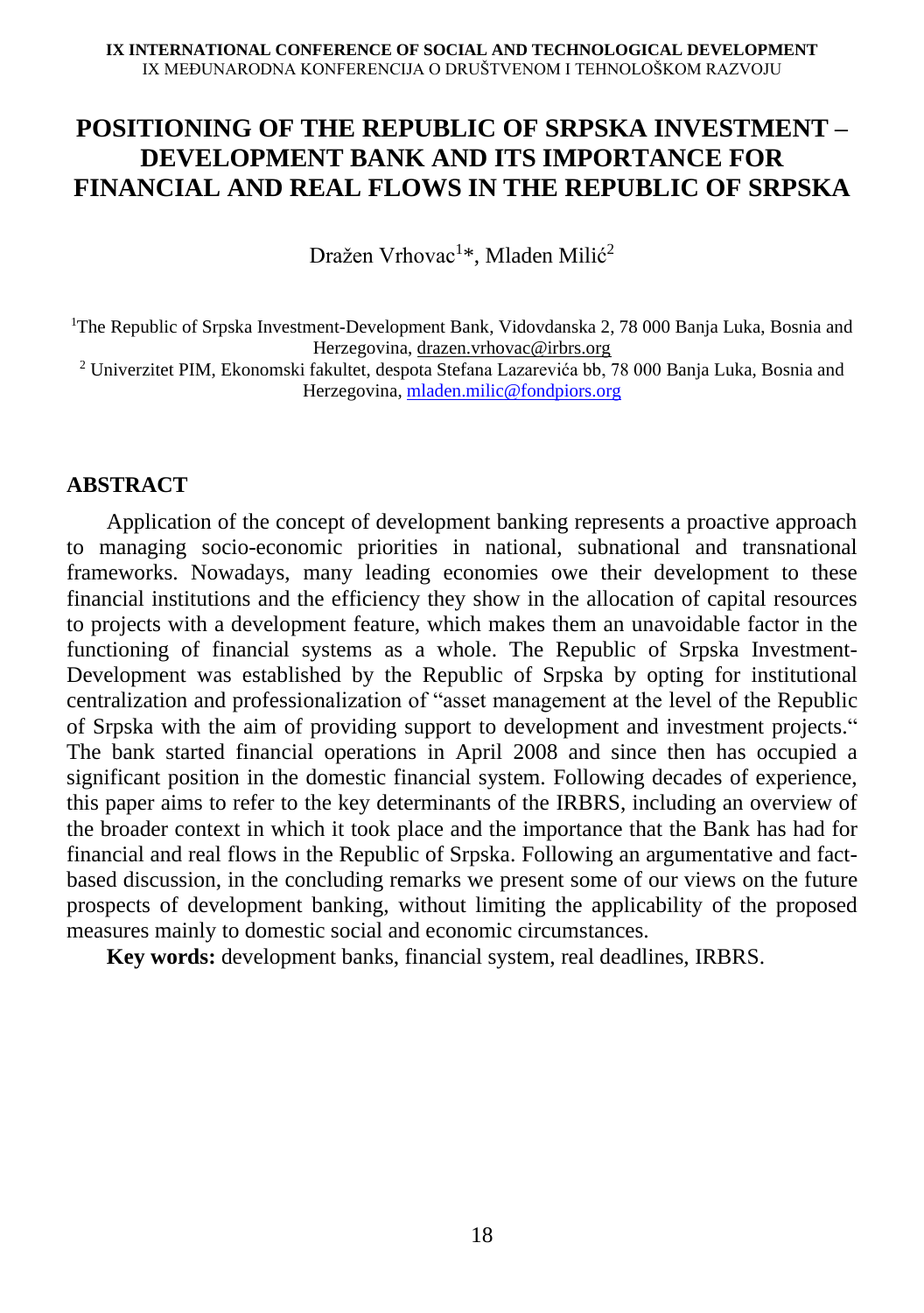# POSITIONING OF THE REPUBLIC OF SRPSKA INVESTMENT – DEVELOPMENT BANK AND ITS IMPORTANCE FOR FINANCIAL AND REAL FLOWS IN THE REPUBLIC OF SRPSKA

Dražen Vrhovac[1]*, Mladen Milić[2]

[1]The Republic of Srpska Investment-Development Bank, Vidovdanska 2, 78 000 Banja Luka, Bosnia and Herzegovina, drazen.vrhovac@irbrs.org

[2] Univerzitet PIM, Ekonomski fakultet, despota Stefana Lazarevića bb, 78 000 Banja Luka, Bosnia and Herzegovina, mladen.milic@fondpiors.org

## ABSTRACT

Application of the concept of development banking represents a proactive approach to managing socio-economic priorities in national, subnational and transnational frameworks. Nowadays, many leading economies owe their development to these financial institutions and the efficiency they show in the allocation of capital resources to projects with a development feature, which makes them an unavoidable factor in the functioning of financial systems as a whole. The Republic of Srpska Investment-Development was established by the Republic of Srpska by opting for institutional centralization and professionalization of "asset management at the level of the Republic of Srpska with the aim of providing support to development and investment projects." The bank started financial operations in April 2008 and since then has occupied a significant position in the domestic financial system. Following decades of experience, this paper aims to refer to the key determinants of the IRBRS, including an overview of the broader context in which it took place and the importance that the Bank has had for financial and real flows in the Republic of Srpska. Following an argumentative and fact-based discussion, in the concluding remarks we present some of our views on the future prospects of development banking, without limiting the applicability of the proposed measures mainly to domestic social and economic circumstances.

**Key words:** development banks, financial system, real deadlines, IRBRS.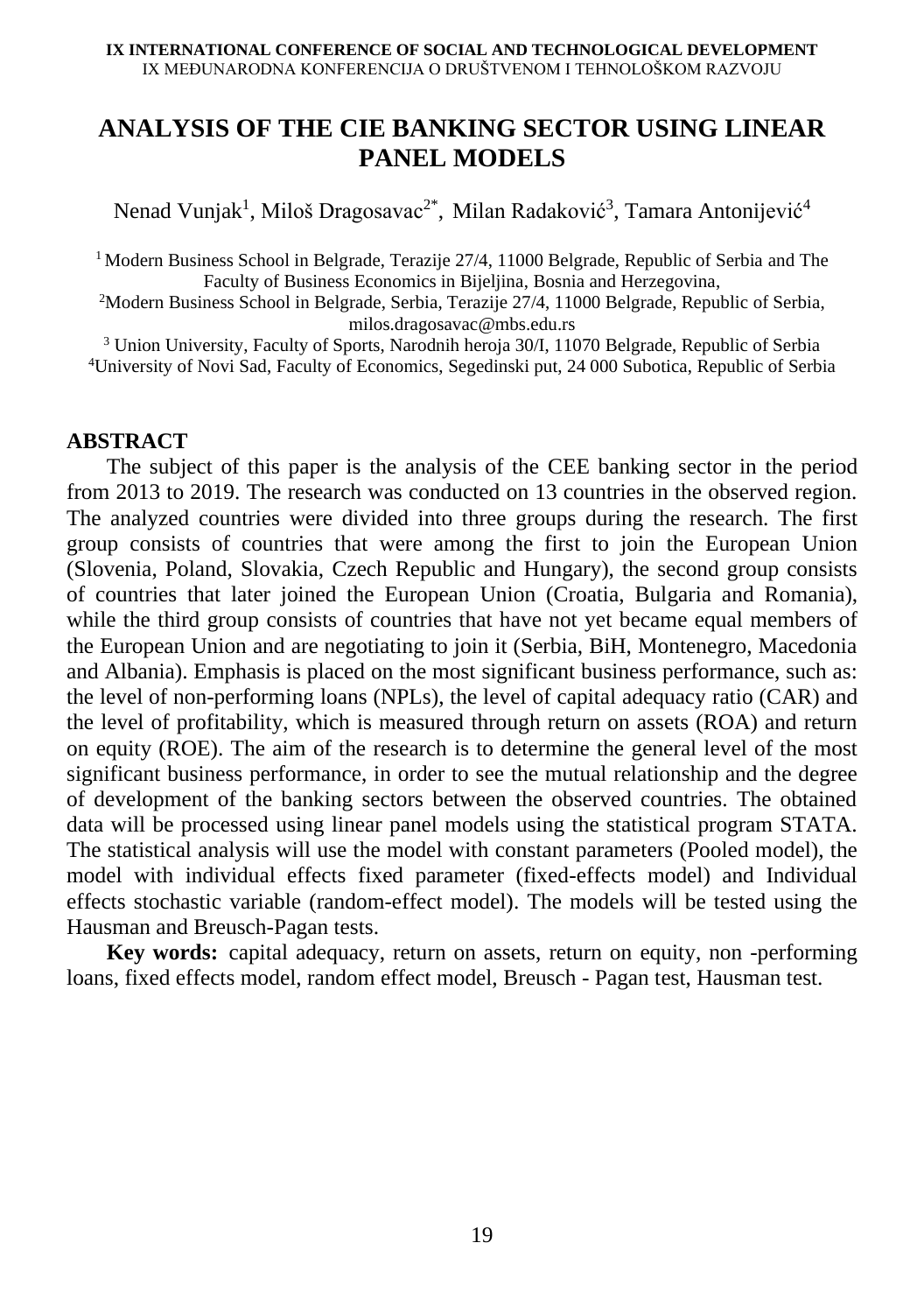# ANALYSIS OF THE CIE BANKING SECTOR USING LINEAR PANEL MODELS

Nenad Vunjak[1], Miloš Dragosavac[2*], Milan Radaković[3], Tamara Antonijević[4]

[1] Modern Business School in Belgrade, Terazije 27/4, 11000 Belgrade, Republic of Serbia and The Faculty of Business Economics in Bijeljina, Bosnia and Herzegovina,
[2]Modern Business School in Belgrade, Serbia, Terazije 27/4, 11000 Belgrade, Republic of Serbia, milos.dragosavac@mbs.edu.rs
[3] Union University, Faculty of Sports, Narodnih heroja 30/I, 11070 Belgrade, Republic of Serbia
[4]University of Novi Sad, Faculty of Economics, Segedinski put, 24 000 Subotica, Republic of Serbia

## ABSTRACT

The subject of this paper is the analysis of the CEE banking sector in the period from 2013 to 2019. The research was conducted on 13 countries in the observed region. The analyzed countries were divided into three groups during the research. The first group consists of countries that were among the first to join the European Union (Slovenia, Poland, Slovakia, Czech Republic and Hungary), the second group consists of countries that later joined the European Union (Croatia, Bulgaria and Romania), while the third group consists of countries that have not yet became equal members of the European Union and are negotiating to join it (Serbia, BiH, Montenegro, Macedonia and Albania). Emphasis is placed on the most significant business performance, such as: the level of non-performing loans (NPLs), the level of capital adequacy ratio (CAR) and the level of profitability, which is measured through return on assets (ROA) and return on equity (ROE). The aim of the research is to determine the general level of the most significant business performance, in order to see the mutual relationship and the degree of development of the banking sectors between the observed countries. The obtained data will be processed using linear panel models using the statistical program STATA. The statistical analysis will use the model with constant parameters (Pooled model), the model with individual effects fixed parameter (fixed-effects model) and Individual effects stochastic variable (random-effect model). The models will be tested using the Hausman and Breusch-Pagan tests.

**Key words:** capital adequacy, return on assets, return on equity, non -performing loans, fixed effects model, random effect model, Breusch - Pagan test, Hausman test.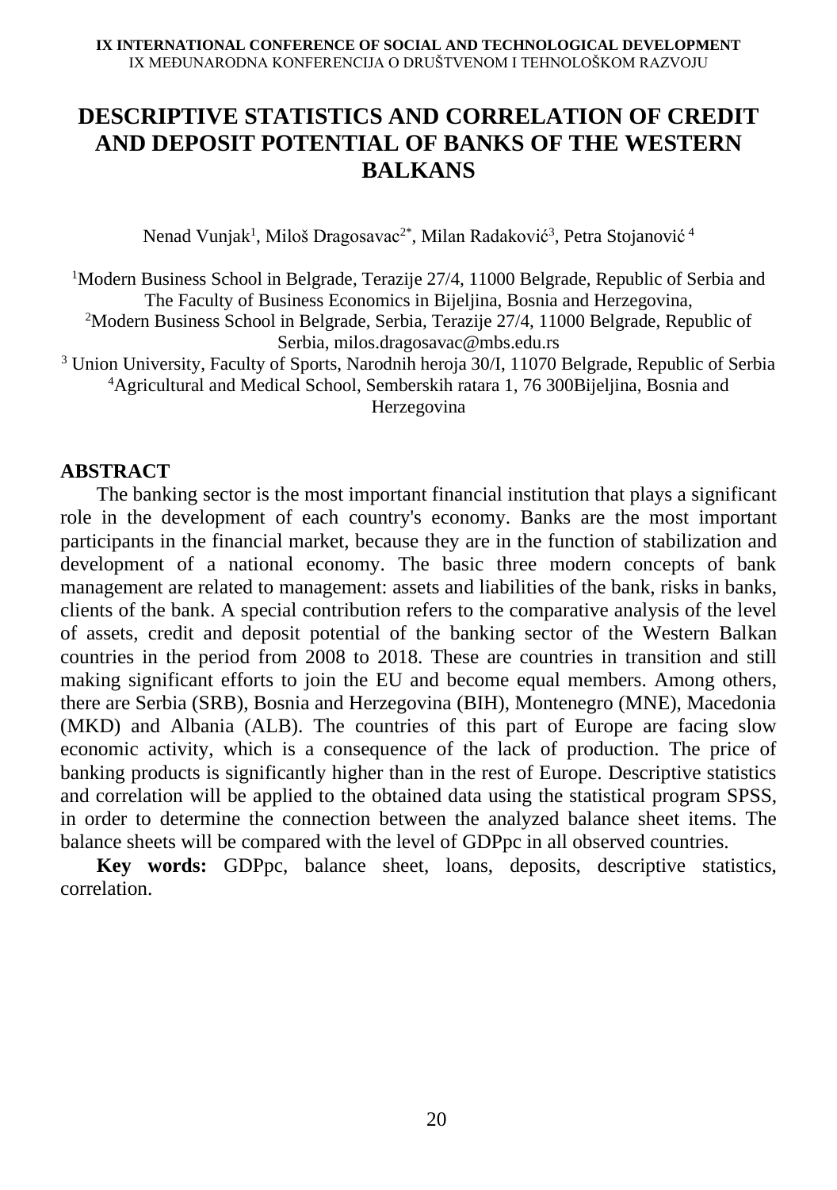# DESCRIPTIVE STATISTICS AND CORRELATION OF CREDIT AND DEPOSIT POTENTIAL OF BANKS OF THE WESTERN BALKANS

Nenad Vunjak[1], Miloš Dragosavac[2*], Milan Radaković[3], Petra Stojanović[4]

[1]Modern Business School in Belgrade, Terazije 27/4, 11000 Belgrade, Republic of Serbia and The Faculty of Business Economics in Bijeljina, Bosnia and Herzegovina,
[2]Modern Business School in Belgrade, Serbia, Terazije 27/4, 11000 Belgrade, Republic of Serbia, milos.dragosavac@mbs.edu.rs
[3] Union University, Faculty of Sports, Narodnih heroja 30/I, 11070 Belgrade, Republic of Serbia
[4]Agricultural and Medical School, Semberskih ratara 1, 76 300Bijeljina, Bosnia and Herzegovina

## ABSTRACT

The banking sector is the most important financial institution that plays a significant role in the development of each country's economy. Banks are the most important participants in the financial market, because they are in the function of stabilization and development of a national economy. The basic three modern concepts of bank management are related to management: assets and liabilities of the bank, risks in banks, clients of the bank. A special contribution refers to the comparative analysis of the level of assets, credit and deposit potential of the banking sector of the Western Balkan countries in the period from 2008 to 2018. These are countries in transition and still making significant efforts to join the EU and become equal members. Among others, there are Serbia (SRB), Bosnia and Herzegovina (BIH), Montenegro (MNE), Macedonia (MKD) and Albania (ALB). The countries of this part of Europe are facing slow economic activity, which is a consequence of the lack of production. The price of banking products is significantly higher than in the rest of Europe. Descriptive statistics and correlation will be applied to the obtained data using the statistical program SPSS, in order to determine the connection between the analyzed balance sheet items. The balance sheets will be compared with the level of GDPpc in all observed countries.

**Key words:** GDPpc, balance sheet, loans, deposits, descriptive statistics, correlation.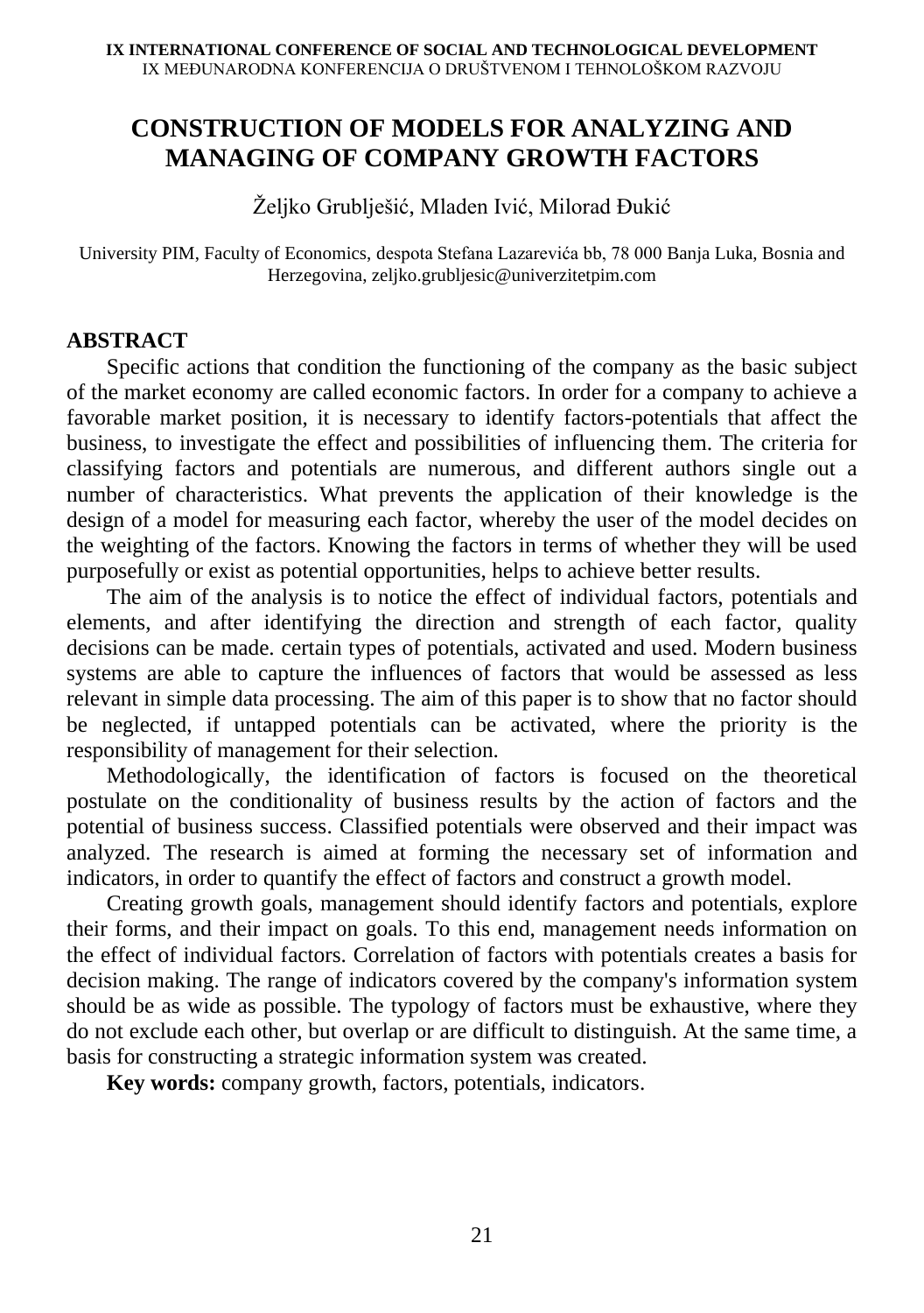# CONSTRUCTION OF MODELS FOR ANALYZING AND MANAGING OF COMPANY GROWTH FACTORS

Željko Grubliješić, Mladen Ivić, Milorad Đukić

University PIM, Faculty of Economics, despota Stefana Lazarevića bb, 78 000 Banja Luka, Bosnia and Herzegovina, zeljko.grubljesic@univerzitetpim.com

## ABSTRACT

Specific actions that condition the functioning of the company as the basic subject of the market economy are called economic factors. In order for a company to achieve a favorable market position, it is necessary to identify factors-potentials that affect the business, to investigate the effect and possibilities of influencing them. The criteria for classifying factors and potentials are numerous, and different authors single out a number of characteristics. What prevents the application of their knowledge is the design of a model for measuring each factor, whereby the user of the model decides on the weighting of the factors. Knowing the factors in terms of whether they will be used purposefully or exist as potential opportunities, helps to achieve better results.

The aim of the analysis is to notice the effect of individual factors, potentials and elements, and after identifying the direction and strength of each factor, quality decisions can be made. certain types of potentials, activated and used. Modern business systems are able to capture the influences of factors that would be assessed as less relevant in simple data processing. The aim of this paper is to show that no factor should be neglected, if untapped potentials can be activated, where the priority is the responsibility of management for their selection.

Methodologically, the identification of factors is focused on the theoretical postulate on the conditionality of business results by the action of factors and the potential of business success. Classified potentials were observed and their impact was analyzed. The research is aimed at forming the necessary set of information and indicators, in order to quantify the effect of factors and construct a growth model.

Creating growth goals, management should identify factors and potentials, explore their forms, and their impact on goals. To this end, management needs information on the effect of individual factors. Correlation of factors with potentials creates a basis for decision making. The range of indicators covered by the company's information system should be as wide as possible. The typology of factors must be exhaustive, where they do not exclude each other, but overlap or are difficult to distinguish. At the same time, a basis for constructing a strategic information system was created.

**Key words:** company growth, factors, potentials, indicators.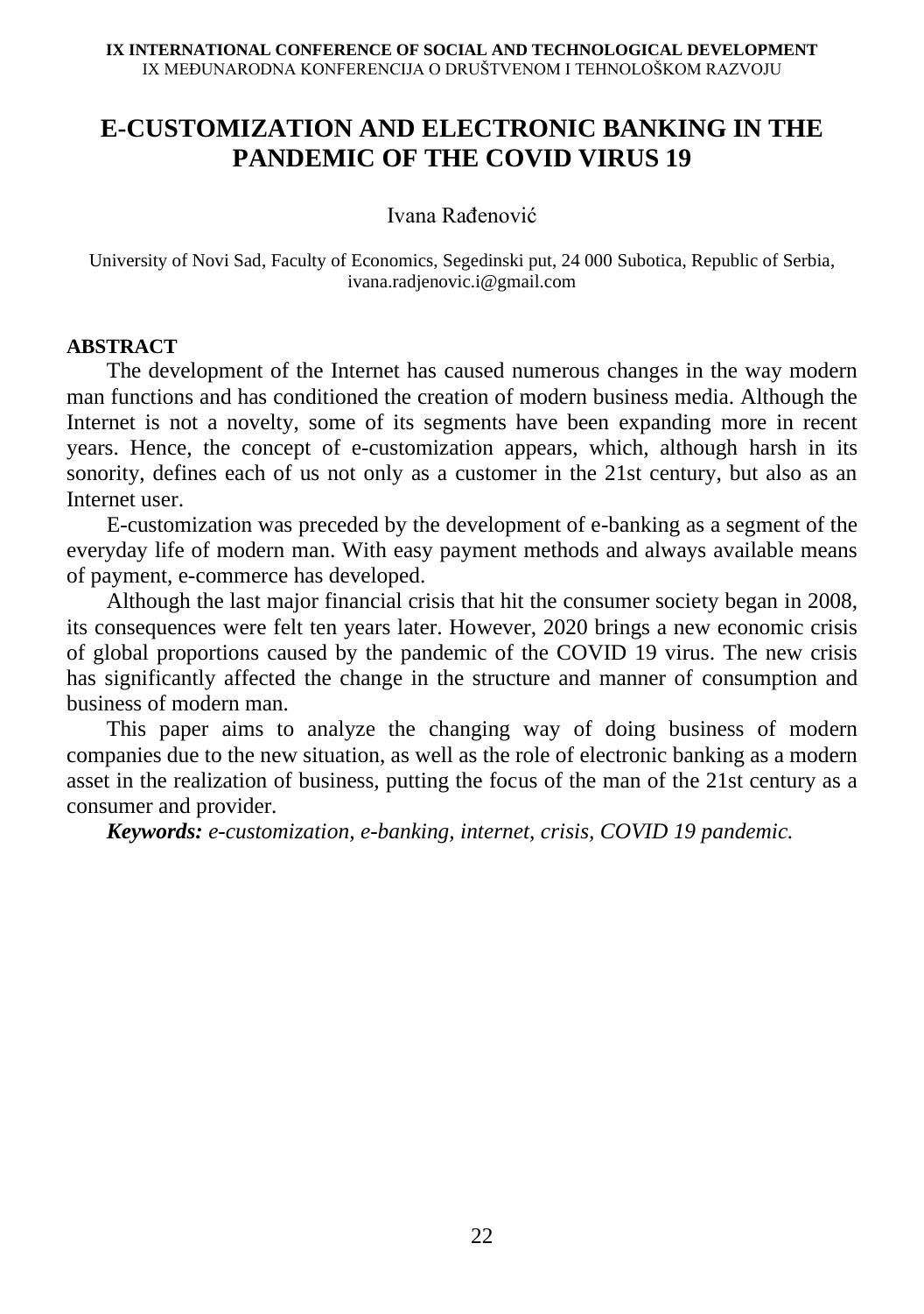# E-CUSTOMIZATION AND ELECTRONIC BANKING IN THE PANDEMIC OF THE COVID VIRUS 19

Ivana Rađenović

University of Novi Sad, Faculty of Economics, Segedinski put, 24 000 Subotica, Republic of Serbia, ivana.radjenovic.i@gmail.com

**ABSTRACT**

The development of the Internet has caused numerous changes in the way modern man functions and has conditioned the creation of modern business media. Although the Internet is not a novelty, some of its segments have been expanding more in recent years. Hence, the concept of e-customization appears, which, although harsh in its sonority, defines each of us not only as a customer in the 21st century, but also as an Internet user.

E-customization was preceded by the development of e-banking as a segment of the everyday life of modern man. With easy payment methods and always available means of payment, e-commerce has developed.

Although the last major financial crisis that hit the consumer society began in 2008, its consequences were felt ten years later. However, 2020 brings a new economic crisis of global proportions caused by the pandemic of the COVID 19 virus. The new crisis has significantly affected the change in the structure and manner of consumption and business of modern man.

This paper aims to analyze the changing way of doing business of modern companies due to the new situation, as well as the role of electronic banking as a modern asset in the realization of business, putting the focus of the man of the 21st century as a consumer and provider.

***Keywords:*** *e-customization, e-banking, internet, crisis, COVID 19 pandemic.*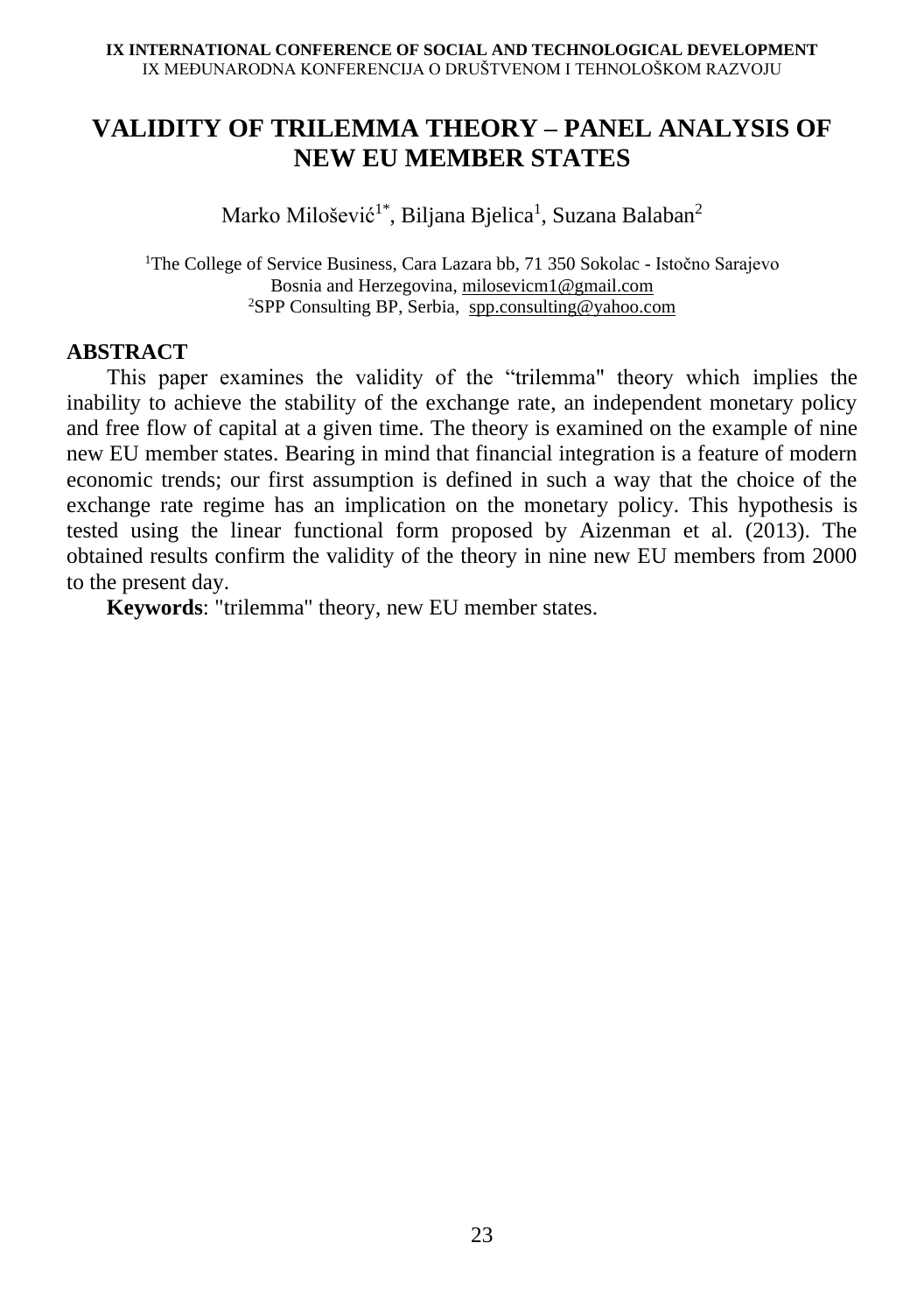# VALIDITY OF TRILEMMA THEORY – PANEL ANALYSIS OF NEW EU MEMBER STATES

Marko Milošević[1*], Biljana Bjelica[1], Suzana Balaban[2]

[1]The College of Service Business, Cara Lazara bb, 71 350 Sokolac - Istočno Sarajevo
Bosnia and Herzegovina, milosevicm1@gmail.com
[2]SPP Consulting BP, Serbia, spp.consulting@yahoo.com

## ABSTRACT

This paper examines the validity of the “trilemma" theory which implies the inability to achieve the stability of the exchange rate, an independent monetary policy and free flow of capital at a given time. The theory is examined on the example of nine new EU member states. Bearing in mind that financial integration is a feature of modern economic trends; our first assumption is defined in such a way that the choice of the exchange rate regime has an implication on the monetary policy. This hypothesis is tested using the linear functional form proposed by Aizenman et al. (2013). The obtained results confirm the validity of the theory in nine new EU members from 2000 to the present day.

**Keywords**: "trilemma" theory, new EU member states.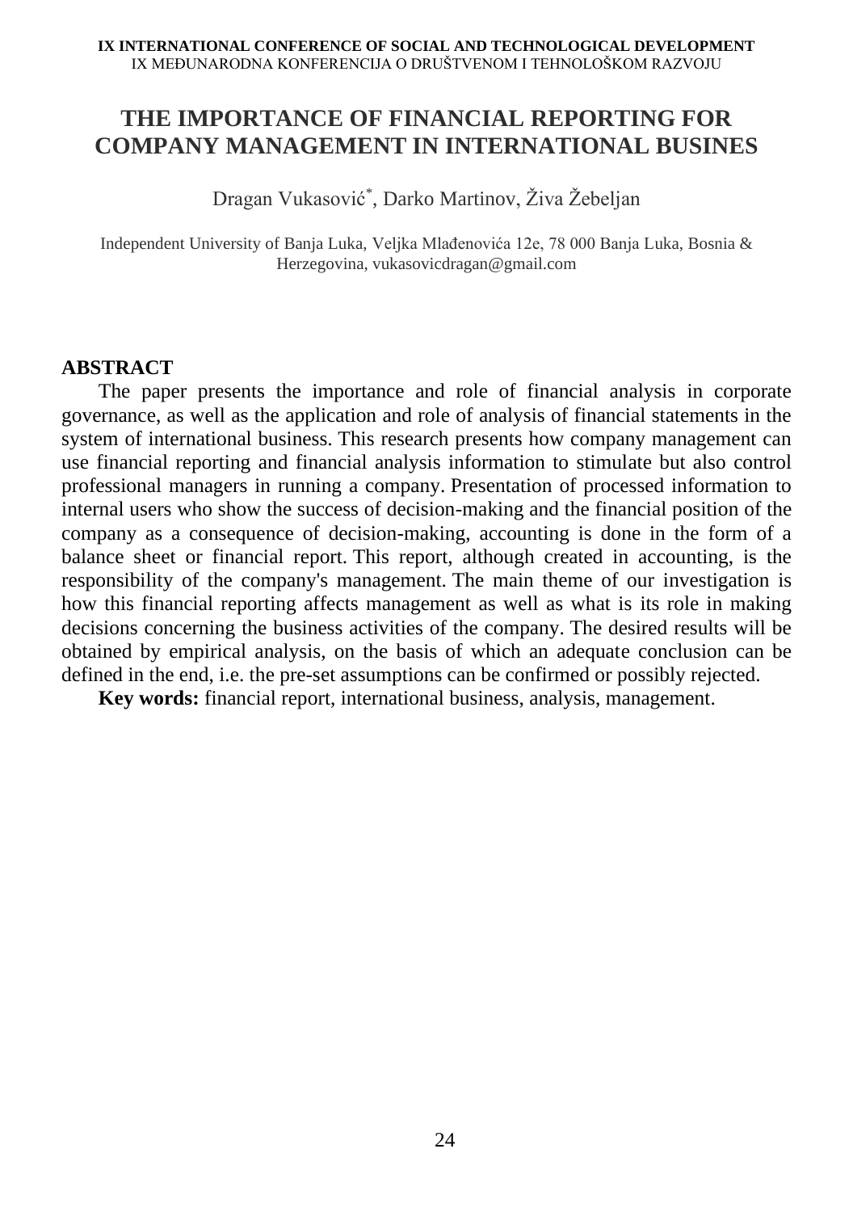# THE IMPORTANCE OF FINANCIAL REPORTING FOR COMPANY MANAGEMENT IN INTERNATIONAL BUSINES

Dragan Vukasović[*], Darko Martinov, Živa Žebeljan

Independent University of Banja Luka, Veljka Mlađenovića 12e, 78 000 Banja Luka, Bosnia & Herzegovina, vukasovicdragan@gmail.com

## ABSTRACT

The paper presents the importance and role of financial analysis in corporate governance, as well as the application and role of analysis of financial statements in the system of international business. This research presents how company management can use financial reporting and financial analysis information to stimulate but also control professional managers in running a company. Presentation of processed information to internal users who show the success of decision-making and the financial position of the company as a consequence of decision-making, accounting is done in the form of a balance sheet or financial report. This report, although created in accounting, is the responsibility of the company's management. The main theme of our investigation is how this financial reporting affects management as well as what is its role in making decisions concerning the business activities of the company. The desired results will be obtained by empirical analysis, on the basis of which an adequate conclusion can be defined in the end, i.e. the pre-set assumptions can be confirmed or possibly rejected.

**Key words:** financial report, international business, analysis, management.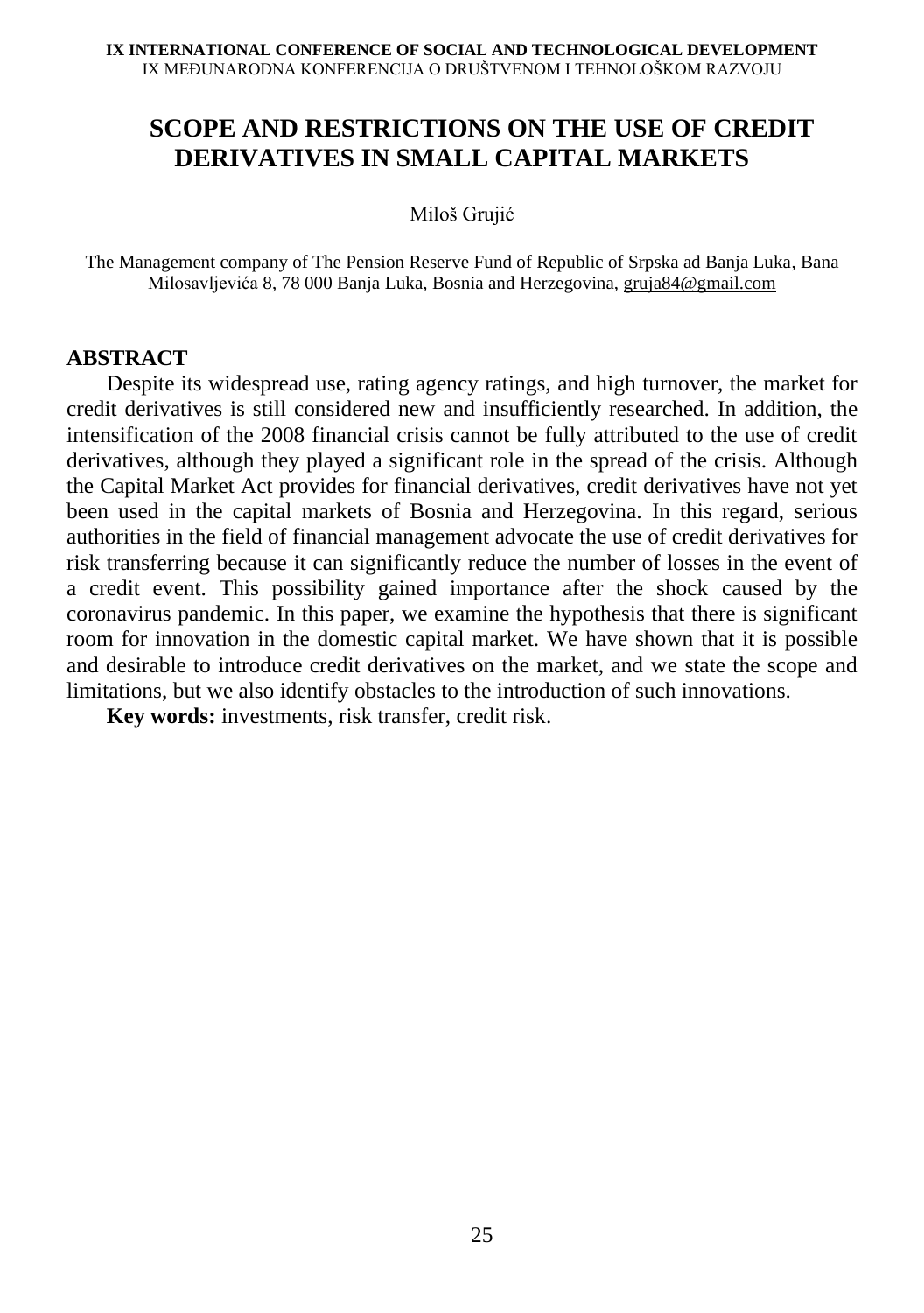# SCOPE AND RESTRICTIONS ON THE USE OF CREDIT DERIVATIVES IN SMALL CAPITAL MARKETS

Miloš Grujić

The Management company of The Pension Reserve Fund of Republic of Srpska ad Banja Luka, Bana Milosavljevića 8, 78 000 Banja Luka, Bosnia and Herzegovina, gruja84@gmail.com

## ABSTRACT

Despite its widespread use, rating agency ratings, and high turnover, the market for credit derivatives is still considered new and insufficiently researched. In addition, the intensification of the 2008 financial crisis cannot be fully attributed to the use of credit derivatives, although they played a significant role in the spread of the crisis. Although the Capital Market Act provides for financial derivatives, credit derivatives have not yet been used in the capital markets of Bosnia and Herzegovina. In this regard, serious authorities in the field of financial management advocate the use of credit derivatives for risk transferring because it can significantly reduce the number of losses in the event of a credit event. This possibility gained importance after the shock caused by the coronavirus pandemic. In this paper, we examine the hypothesis that there is significant room for innovation in the domestic capital market. We have shown that it is possible and desirable to introduce credit derivatives on the market, and we state the scope and limitations, but we also identify obstacles to the introduction of such innovations.

**Key words:** investments, risk transfer, credit risk.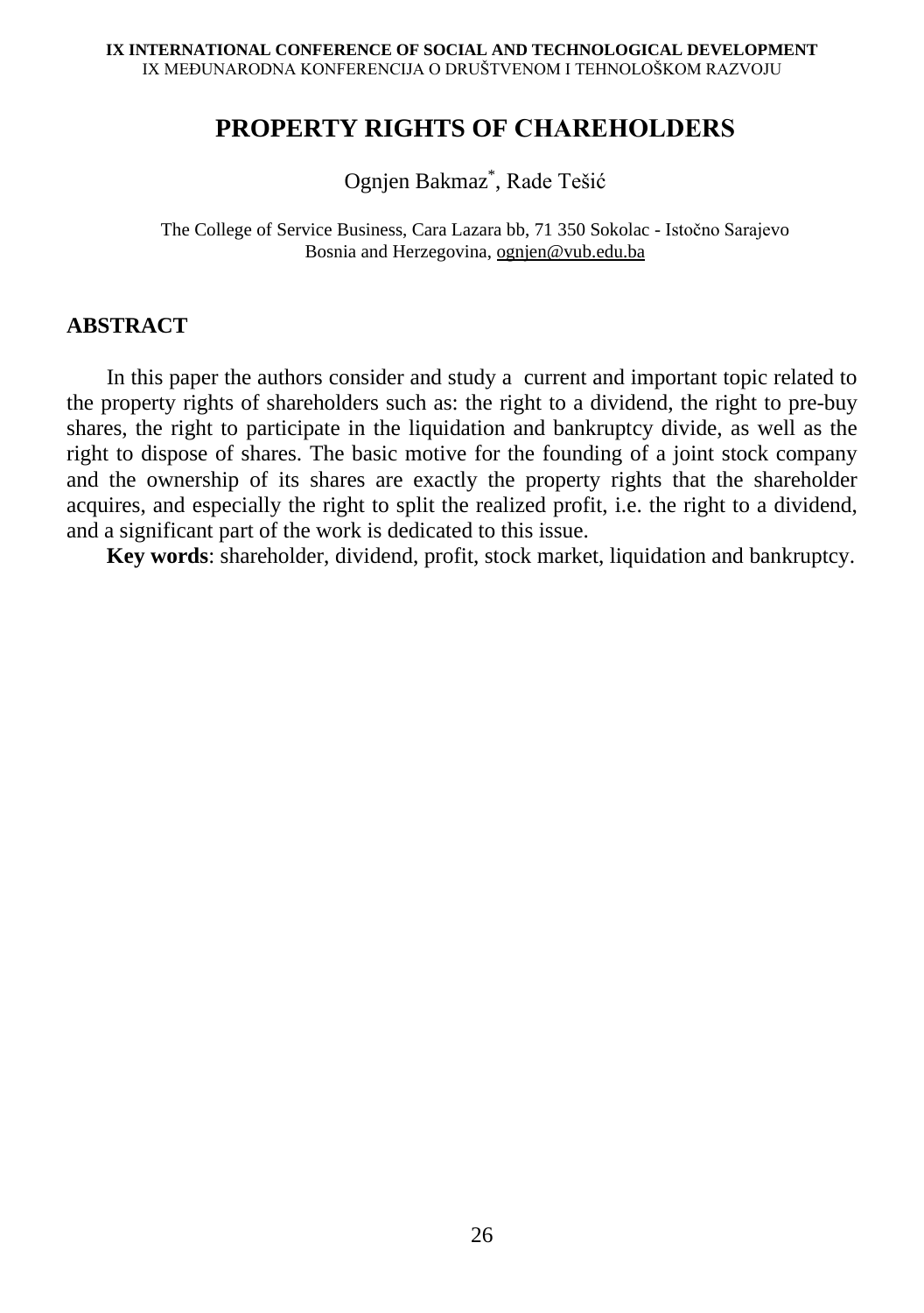# PROPERTY RIGHTS OF CHAREHOLDERS

Ognjen Bakmaz[*], Rade Tešić

The College of Service Business, Cara Lazara bb, 71 350 Sokolac - Istočno Sarajevo
Bosnia and Herzegovina, ognjen@vub.edu.ba

## ABSTRACT

In this paper the authors consider and study a current and important topic related to the property rights of shareholders such as: the right to a dividend, the right to pre-buy shares, the right to participate in the liquidation and bankruptcy divide, as well as the right to dispose of shares. The basic motive for the founding of a joint stock company and the ownership of its shares are exactly the property rights that the shareholder acquires, and especially the right to split the realized profit, i.e. the right to a dividend, and a significant part of the work is dedicated to this issue.

**Key words**: shareholder, dividend, profit, stock market, liquidation and bankruptcy.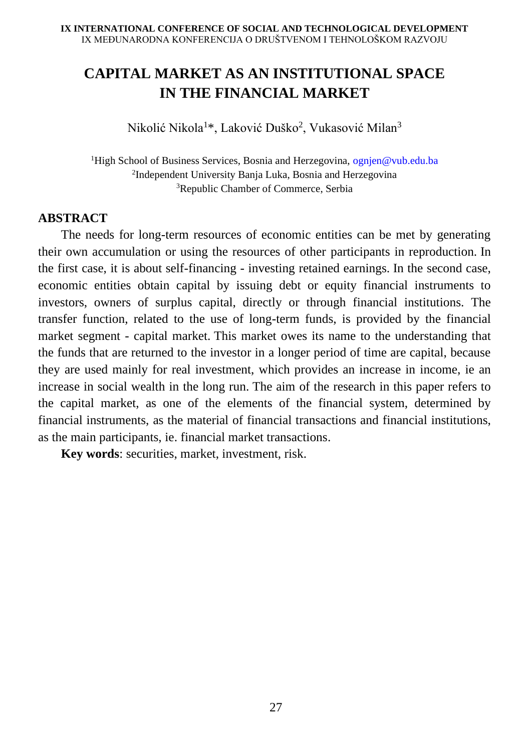# CAPITAL MARKET AS AN INSTITUTIONAL SPACE IN THE FINANCIAL MARKET

Nikolić Nikola[1]*, Laković Duško[2], Vukasović Milan[3]

[1]High School of Business Services, Bosnia and Herzegovina, ognjen@vub.edu.ba
[2]Independent University Banja Luka, Bosnia and Herzegovina
[3]Republic Chamber of Commerce, Serbia

## ABSTRACT

The needs for long-term resources of economic entities can be met by generating their own accumulation or using the resources of other participants in reproduction. In the first case, it is about self-financing - investing retained earnings. In the second case, economic entities obtain capital by issuing debt or equity financial instruments to investors, owners of surplus capital, directly or through financial institutions. The transfer function, related to the use of long-term funds, is provided by the financial market segment - capital market. This market owes its name to the understanding that the funds that are returned to the investor in a longer period of time are capital, because they are used mainly for real investment, which provides an increase in income, ie an increase in social wealth in the long run. The aim of the research in this paper refers to the capital market, as one of the elements of the financial system, determined by financial instruments, as the material of financial transactions and financial institutions, as the main participants, ie. financial market transactions.

**Key words**: securities, market, investment, risk.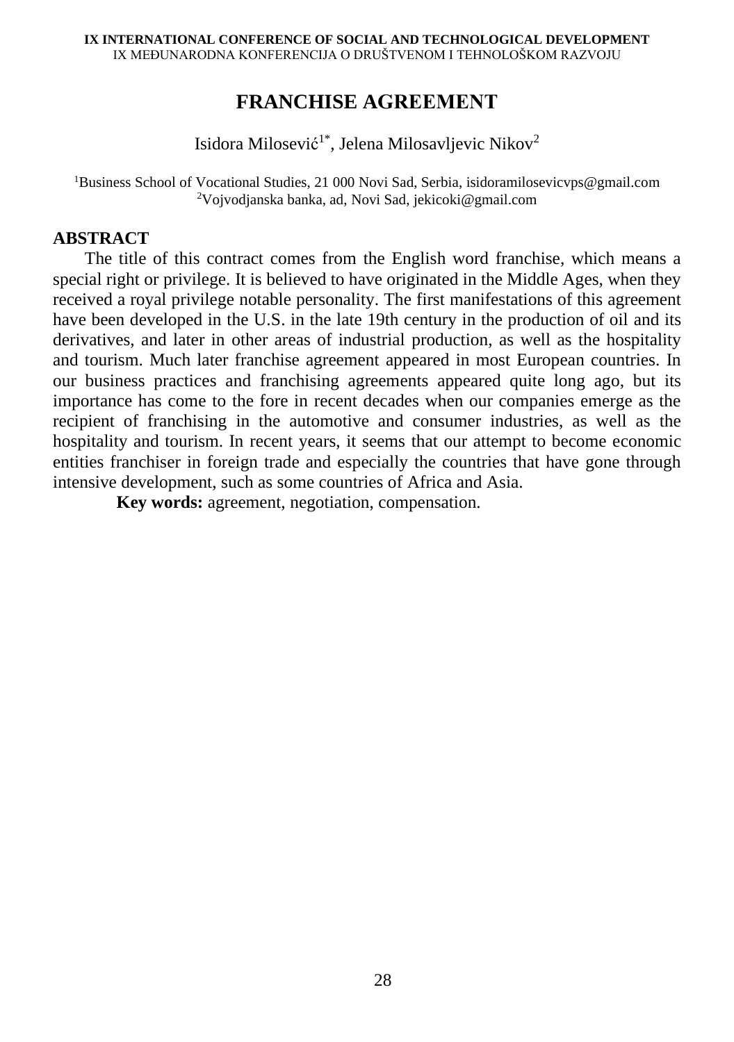# FRANCHISE AGREEMENT

Isidora Milosević[1*], Jelena Milosavljevic Nikov[2]

[1]Business School of Vocational Studies, 21 000 Novi Sad, Serbia, isidoramilosevicvps@gmail.com
[2]Vojvodjanska banka, ad, Novi Sad, jekicoki@gmail.com

## ABSTRACT

The title of this contract comes from the English word franchise, which means a special right or privilege. It is believed to have originated in the Middle Ages, when they received a royal privilege notable personality. The first manifestations of this agreement have been developed in the U.S. in the late 19th century in the production of oil and its derivatives, and later in other areas of industrial production, as well as the hospitality and tourism. Much later franchise agreement appeared in most European countries. In our business practices and franchising agreements appeared quite long ago, but its importance has come to the fore in recent decades when our companies emerge as the recipient of franchising in the automotive and consumer industries, as well as the hospitality and tourism. In recent years, it seems that our attempt to become economic entities franchiser in foreign trade and especially the countries that have gone through intensive development, such as some countries of Africa and Asia.

**Key words:** agreement, negotiation, compensation.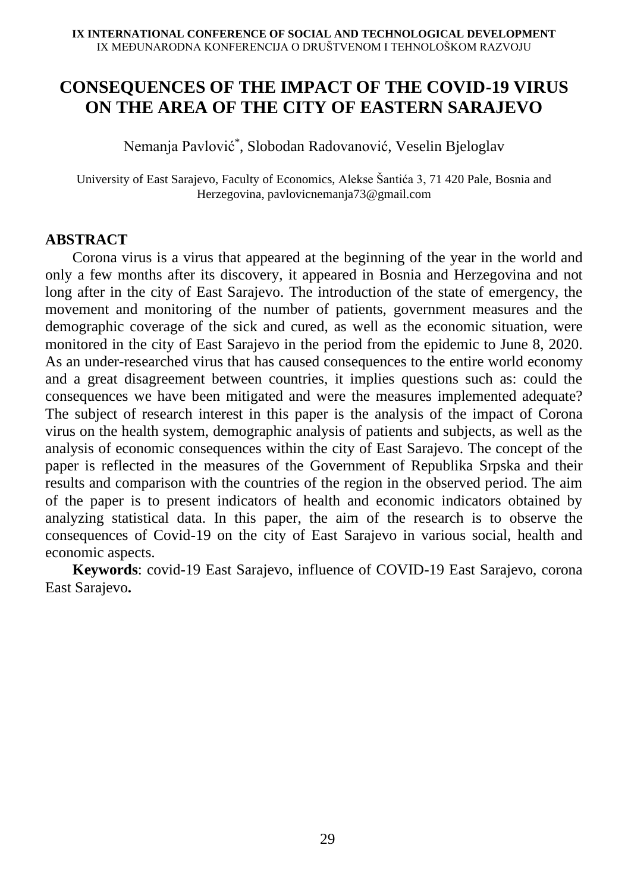# CONSEQUENCES OF THE IMPACT OF THE COVID-19 VIRUS ON THE AREA OF THE CITY OF EASTERN SARAJEVO

Nemanja Pavlović[*], Slobodan Radovanović, Veselin Bjeloglav

University of East Sarajevo, Faculty of Economics, Alekse Šantića 3, 71 420 Pale, Bosnia and Herzegovina, pavlovicnemanja73@gmail.com

## ABSTRACT

Corona virus is a virus that appeared at the beginning of the year in the world and only a few months after its discovery, it appeared in Bosnia and Herzegovina and not long after in the city of East Sarajevo. The introduction of the state of emergency, the movement and monitoring of the number of patients, government measures and the demographic coverage of the sick and cured, as well as the economic situation, were monitored in the city of East Sarajevo in the period from the epidemic to June 8, 2020. As an under-researched virus that has caused consequences to the entire world economy and a great disagreement between countries, it implies questions such as: could the consequences we have been mitigated and were the measures implemented adequate? The subject of research interest in this paper is the analysis of the impact of Corona virus on the health system, demographic analysis of patients and subjects, as well as the analysis of economic consequences within the city of East Sarajevo. The concept of the paper is reflected in the measures of the Government of Republika Srpska and their results and comparison with the countries of the region in the observed period. The aim of the paper is to present indicators of health and economic indicators obtained by analyzing statistical data. In this paper, the aim of the research is to observe the consequences of Covid-19 on the city of East Sarajevo in various social, health and economic aspects.

**Keywords**: covid-19 East Sarajevo, influence of COVID-19 East Sarajevo, corona East Sarajevo**.**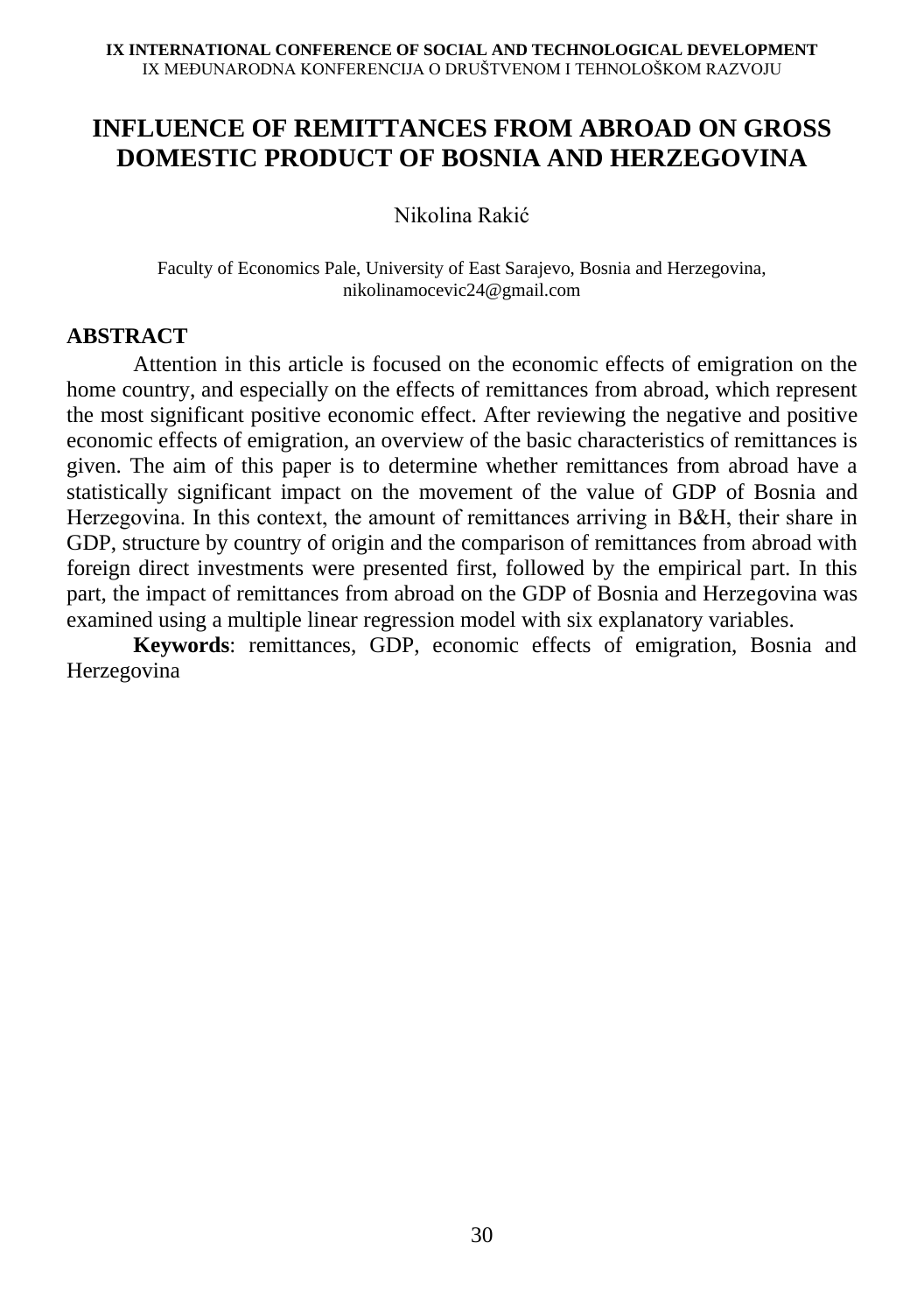# INFLUENCE OF REMITTANCES FROM ABROAD ON GROSS DOMESTIC PRODUCT OF BOSNIA AND HERZEGOVINA

Nikolina Rakić

Faculty of Economics Pale, University of East Sarajevo, Bosnia and Herzegovina, nikolinamocevic24@gmail.com

## ABSTRACT

Attention in this article is focused on the economic effects of emigration on the home country, and especially on the effects of remittances from abroad, which represent the most significant positive economic effect. After reviewing the negative and positive economic effects of emigration, an overview of the basic characteristics of remittances is given. The aim of this paper is to determine whether remittances from abroad have a statistically significant impact on the movement of the value of GDP of Bosnia and Herzegovina. In this context, the amount of remittances arriving in B&H, their share in GDP, structure by country of origin and the comparison of remittances from abroad with foreign direct investments were presented first, followed by the empirical part. In this part, the impact of remittances from abroad on the GDP of Bosnia and Herzegovina was examined using a multiple linear regression model with six explanatory variables.

**Keywords**: remittances, GDP, economic effects of emigration, Bosnia and Herzegovina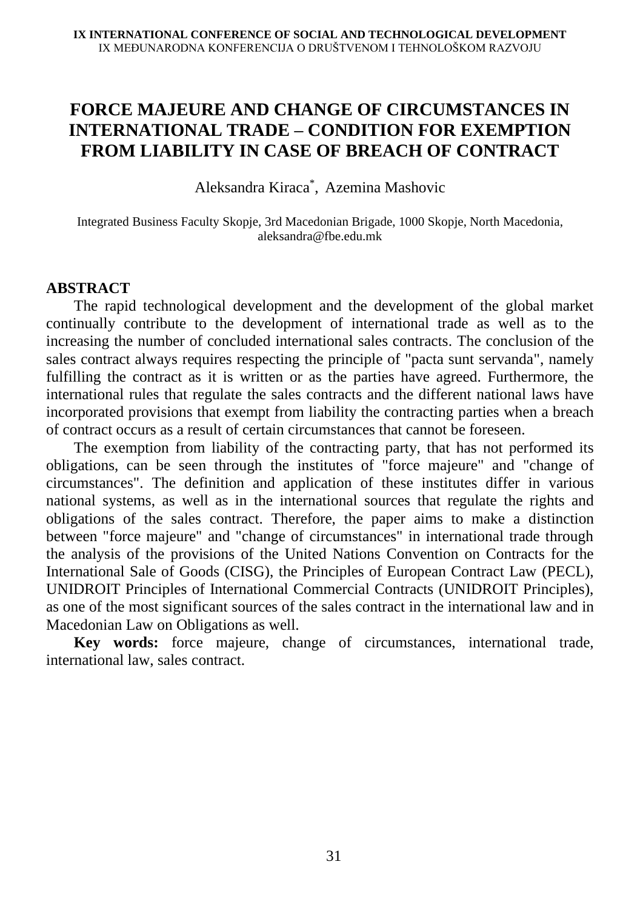# FORCE MAJEURE AND CHANGE OF CIRCUMSTANCES IN INTERNATIONAL TRADE – CONDITION FOR EXEMPTION FROM LIABILITY IN CASE OF BREACH OF CONTRACT

Aleksandra Kiraca[*], Azemina Mashovic

Integrated Business Faculty Skopje, 3rd Macedonian Brigade, 1000 Skopje, North Macedonia, aleksandra@fbe.edu.mk

## ABSTRACT

The rapid technological development and the development of the global market continually contribute to the development of international trade as well as to the increasing the number of concluded international sales contracts. The conclusion of the sales contract always requires respecting the principle of "pacta sunt servanda", namely fulfilling the contract as it is written or as the parties have agreed. Furthermore, the international rules that regulate the sales contracts and the different national laws have incorporated provisions that exempt from liability the contracting parties when a breach of contract occurs as a result of certain circumstances that cannot be foreseen.

The exemption from liability of the contracting party, that has not performed its obligations, can be seen through the institutes of "force majeure" and "change of circumstances". The definition and application of these institutes differ in various national systems, as well as in the international sources that regulate the rights and obligations of the sales contract. Therefore, the paper aims to make a distinction between "force majeure" and "change of circumstances" in international trade through the analysis of the provisions of the United Nations Convention on Contracts for the International Sale of Goods (CISG), the Principles of European Contract Law (PECL), UNIDROIT Principles of International Commercial Contracts (UNIDROIT Principles), as one of the most significant sources of the sales contract in the international law and in Macedonian Law on Obligations as well.

**Key words:** force majeure, change of circumstances, international trade, international law, sales contract.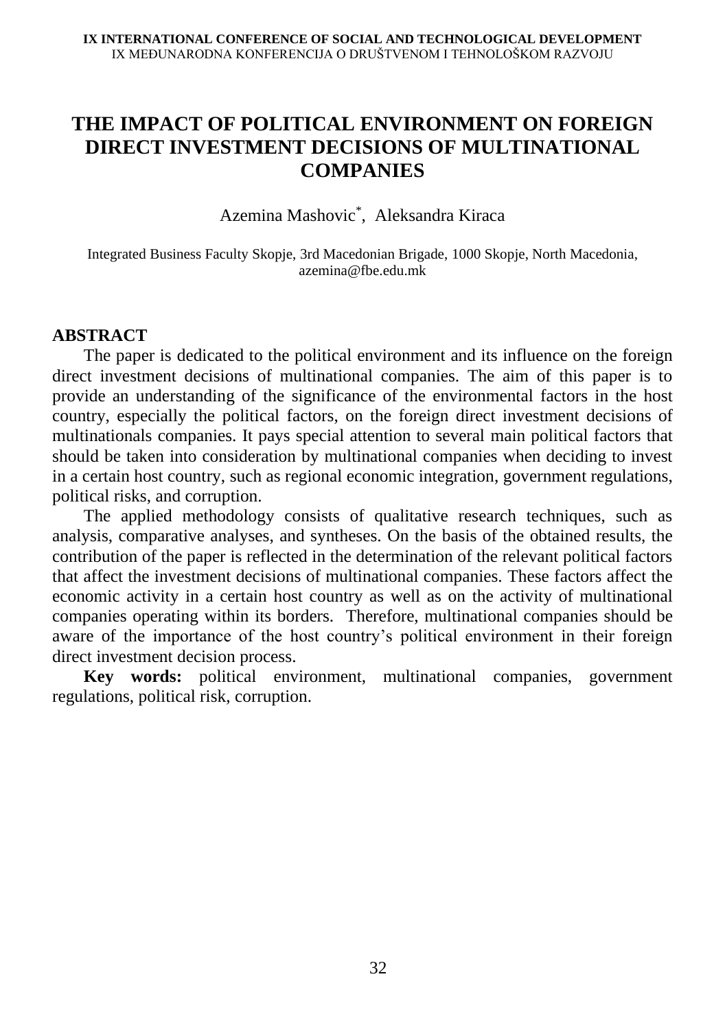# THE IMPACT OF POLITICAL ENVIRONMENT ON FOREIGN DIRECT INVESTMENT DECISIONS OF MULTINATIONAL COMPANIES

Azemina Mashovic[*], Aleksandra Kiraca

Integrated Business Faculty Skopje, 3rd Macedonian Brigade, 1000 Skopje, North Macedonia, azemina@fbe.edu.mk

## ABSTRACT

The paper is dedicated to the political environment and its influence on the foreign direct investment decisions of multinational companies. The aim of this paper is to provide an understanding of the significance of the environmental factors in the host country, especially the political factors, on the foreign direct investment decisions of multinationals companies. It pays special attention to several main political factors that should be taken into consideration by multinational companies when deciding to invest in a certain host country, such as regional economic integration, government regulations, political risks, and corruption.

The applied methodology consists of qualitative research techniques, such as analysis, comparative analyses, and syntheses. On the basis of the obtained results, the contribution of the paper is reflected in the determination of the relevant political factors that affect the investment decisions of multinational companies. These factors affect the economic activity in a certain host country as well as on the activity of multinational companies operating within its borders. Therefore, multinational companies should be aware of the importance of the host country's political environment in their foreign direct investment decision process.

**Key words:** political environment, multinational companies, government regulations, political risk, corruption.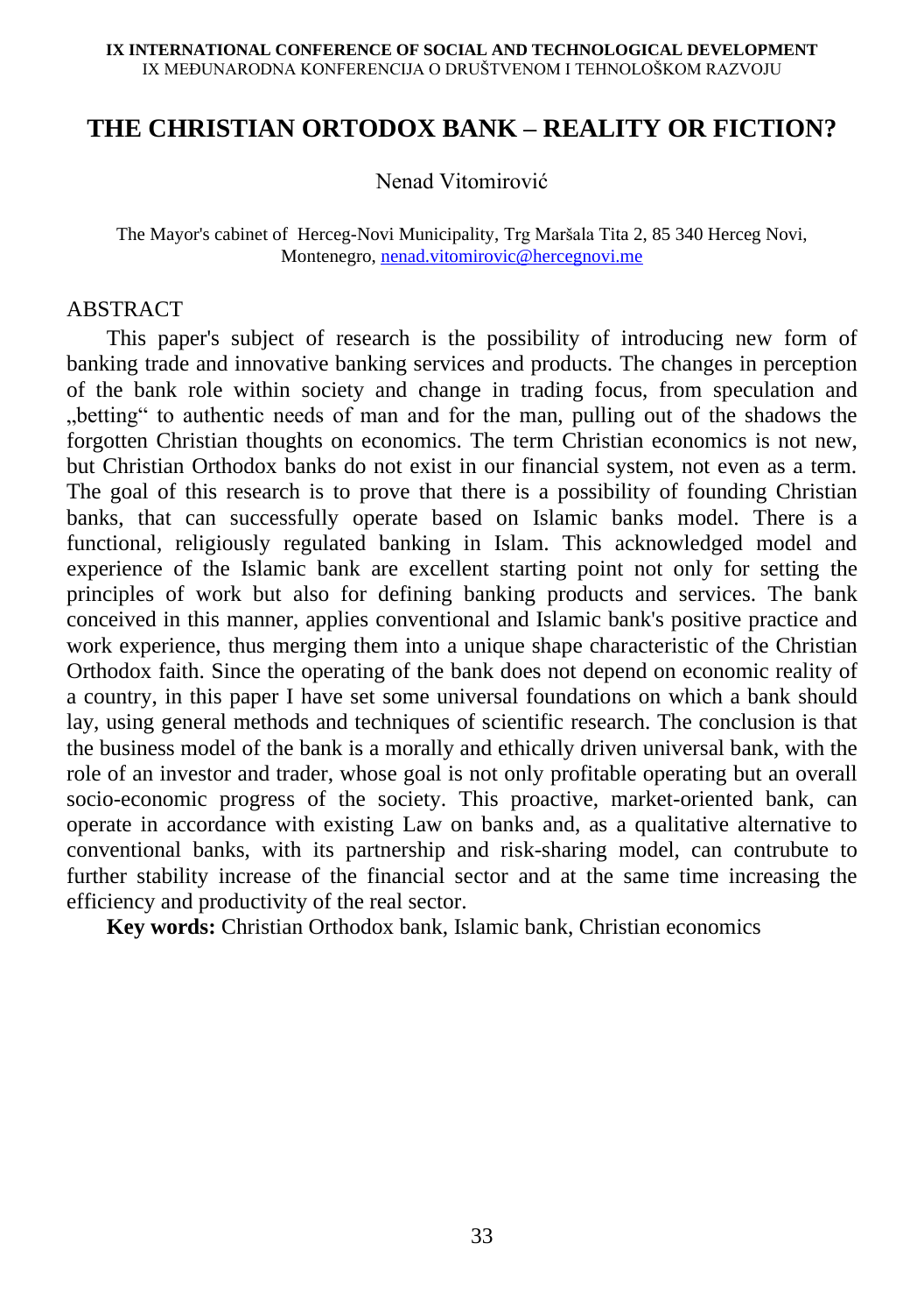# THE CHRISTIAN ORTODOX BANK – REALITY OR FICTION?

Nenad Vitomirović

The Mayor's cabinet of Herceg-Novi Municipality, Trg Maršala Tita 2, 85 340 Herceg Novi, Montenegro, nenad.vitomirovic@hercegnovi.me

## ABSTRACT

This paper's subject of research is the possibility of introducing new form of banking trade and innovative banking services and products. The changes in perception of the bank role within society and change in trading focus, from speculation and „betting" to authentic needs of man and for the man, pulling out of the shadows the forgotten Christian thoughts on economics. The term Christian economics is not new, but Christian Orthodox banks do not exist in our financial system, not even as a term. The goal of this research is to prove that there is a possibility of founding Christian banks, that can successfully operate based on Islamic banks model. There is a functional, religiously regulated banking in Islam. This acknowledged model and experience of the Islamic bank are excellent starting point not only for setting the principles of work but also for defining banking products and services. The bank conceived in this manner, applies conventional and Islamic bank's positive practice and work experience, thus merging them into a unique shape characteristic of the Christian Orthodox faith. Since the operating of the bank does not depend on economic reality of a country, in this paper I have set some universal foundations on which a bank should lay, using general methods and techniques of scientific research. The conclusion is that the business model of the bank is a morally and ethically driven universal bank, with the role of an investor and trader, whose goal is not only profitable operating but an overall socio-economic progress of the society. This proactive, market-oriented bank, can operate in accordance with existing Law on banks and, as a qualitative alternative to conventional banks, with its partnership and risk-sharing model, can contrubute to further stability increase of the financial sector and at the same time increasing the efficiency and productivity of the real sector.

**Key words:** Christian Orthodox bank, Islamic bank, Christian economics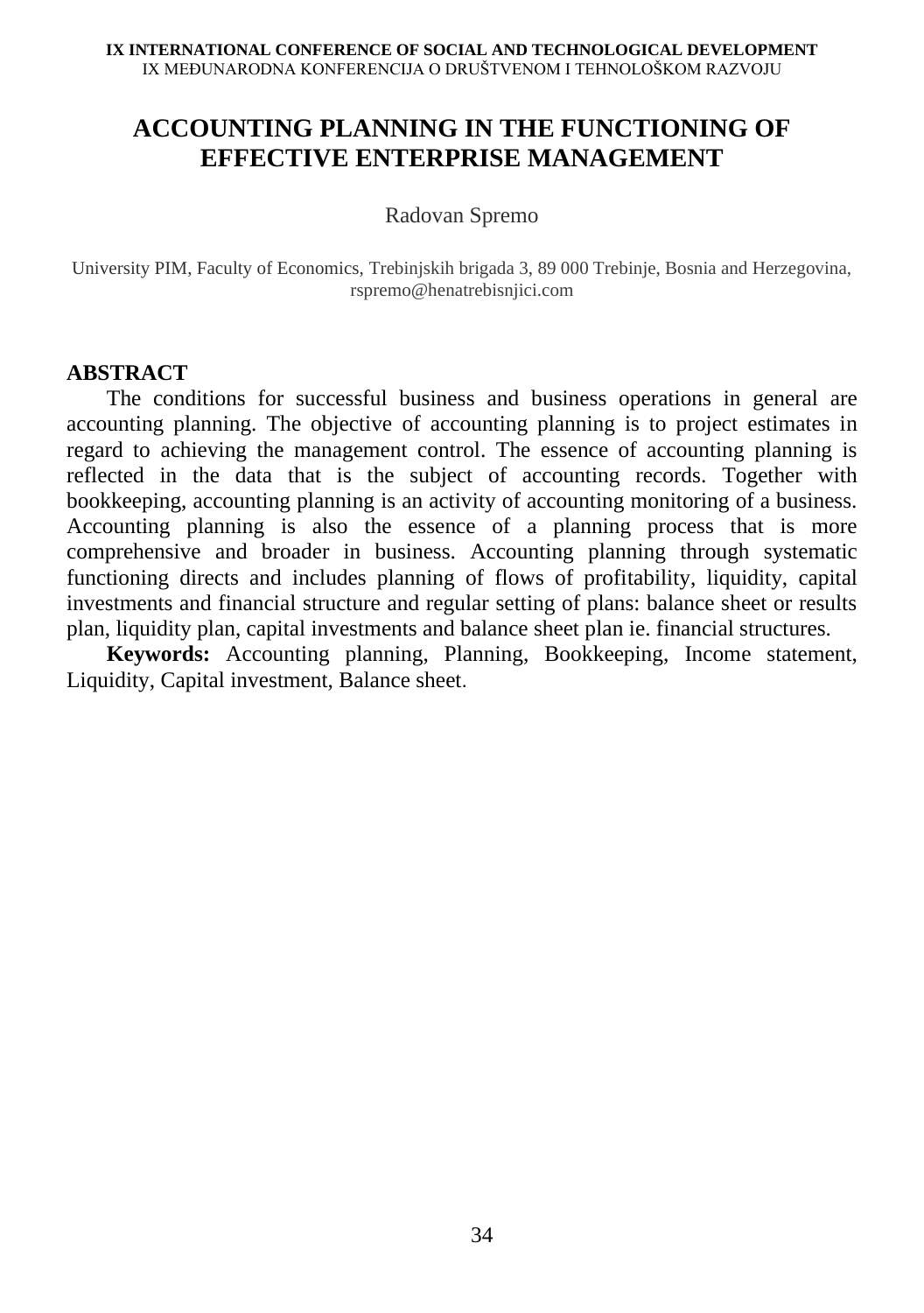# ACCOUNTING PLANNING IN THE FUNCTIONING OF EFFECTIVE ENTERPRISE MANAGEMENT

Radovan Spremo

University PIM, Faculty of Economics, Trebinjskih brigada 3, 89 000 Trebinje, Bosnia and Herzegovina, rspremo@henatrebisnjici.com

## ABSTRACT

The conditions for successful business and business operations in general are accounting planning. The objective of accounting planning is to project estimates in regard to achieving the management control. The essence of accounting planning is reflected in the data that is the subject of accounting records. Together with bookkeeping, accounting planning is an activity of accounting monitoring of a business. Accounting planning is also the essence of a planning process that is more comprehensive and broader in business. Accounting planning through systematic functioning directs and includes planning of flows of profitability, liquidity, capital investments and financial structure and regular setting of plans: balance sheet or results plan, liquidity plan, capital investments and balance sheet plan ie. financial structures.

**Keywords:** Accounting planning, Planning, Bookkeeping, Income statement, Liquidity, Capital investment, Balance sheet.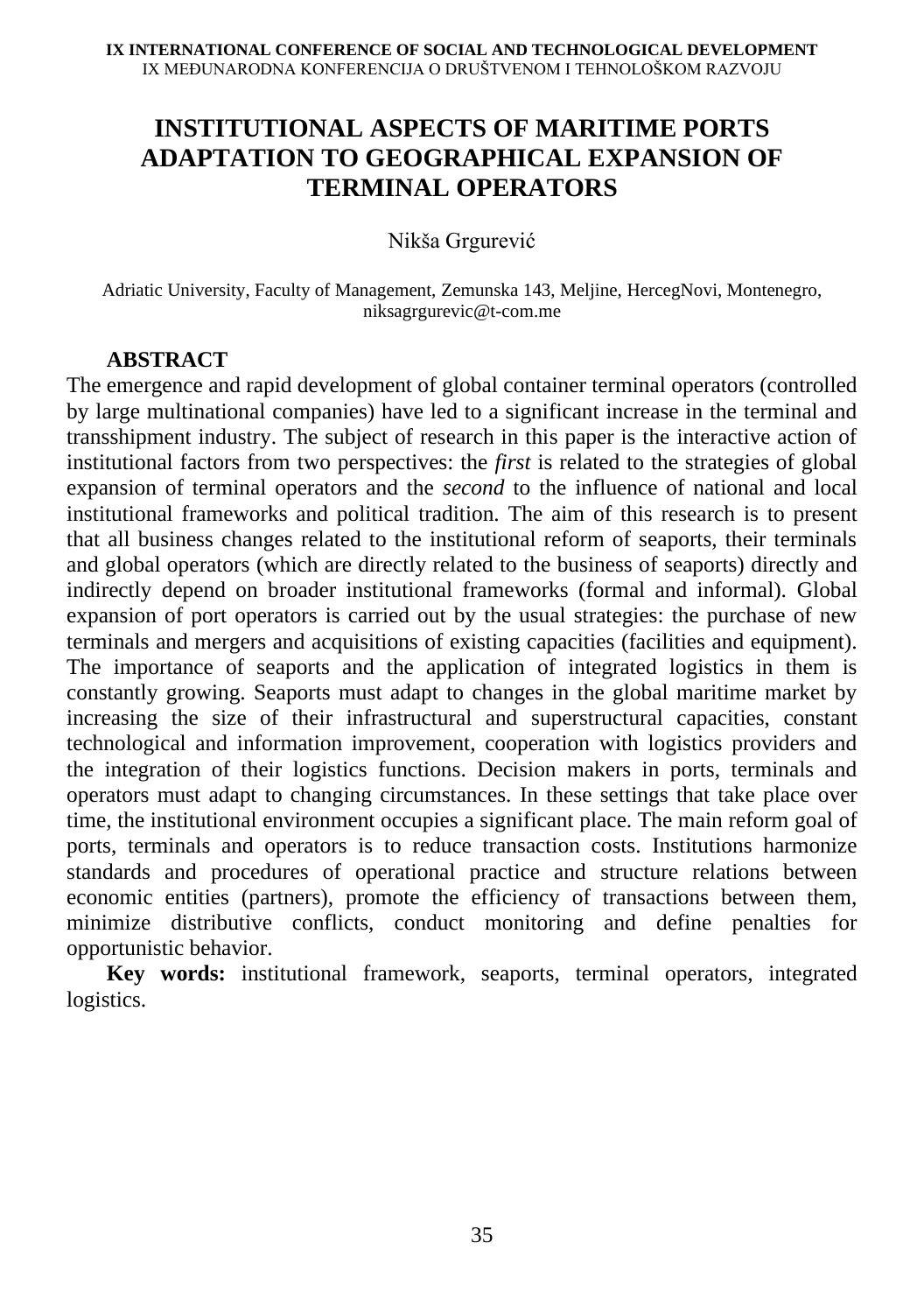# INSTITUTIONAL ASPECTS OF MARITIME PORTS ADAPTATION TO GEOGRAPHICAL EXPANSION OF TERMINAL OPERATORS

Nikša Grgurević

Adriatic University, Faculty of Management, Zemunska 143, Meljine, HercegNovi, Montenegro, niksagrgurevic@t-com.me

**ABSTRACT**

The emergence and rapid development of global container terminal operators (controlled by large multinational companies) have led to a significant increase in the terminal and transshipment industry. The subject of research in this paper is the interactive action of institutional factors from two perspectives: the *first* is related to the strategies of global expansion of terminal operators and the *second* to the influence of national and local institutional frameworks and political tradition. The aim of this research is to present that all business changes related to the institutional reform of seaports, their terminals and global operators (which are directly related to the business of seaports) directly and indirectly depend on broader institutional frameworks (formal and informal). Global expansion of port operators is carried out by the usual strategies: the purchase of new terminals and mergers and acquisitions of existing capacities (facilities and equipment). The importance of seaports and the application of integrated logistics in them is constantly growing. Seaports must adapt to changes in the global maritime market by increasing the size of their infrastructural and superstructural capacities, constant technological and information improvement, cooperation with logistics providers and the integration of their logistics functions. Decision makers in ports, terminals and operators must adapt to changing circumstances. In these settings that take place over time, the institutional environment occupies a significant place. The main reform goal of ports, terminals and operators is to reduce transaction costs. Institutions harmonize standards and procedures of operational practice and structure relations between economic entities (partners), promote the efficiency of transactions between them, minimize distributive conflicts, conduct monitoring and define penalties for opportunistic behavior.

**Key words:** institutional framework, seaports, terminal operators, integrated logistics.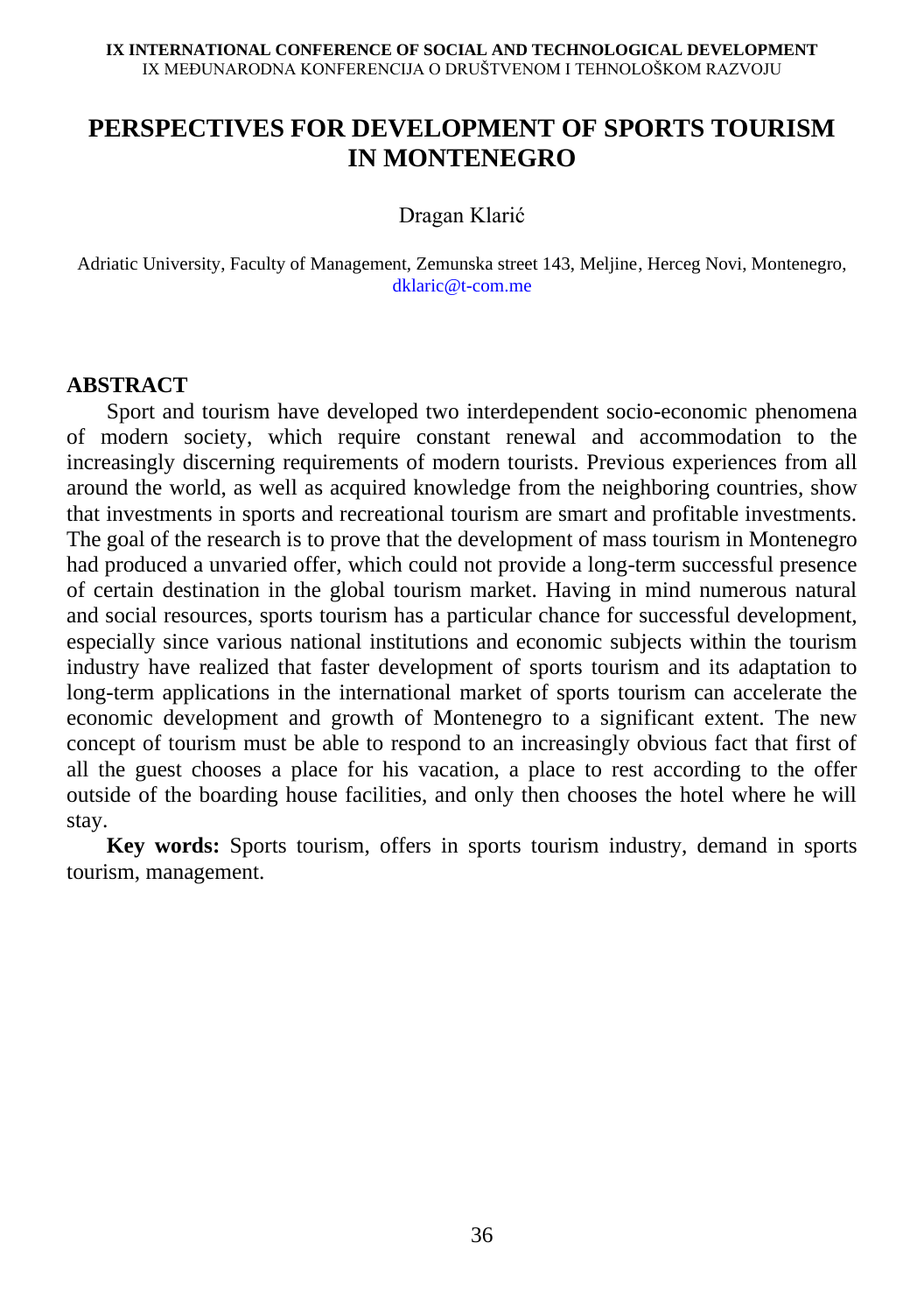# PERSPECTIVES FOR DEVELOPMENT OF SPORTS TOURISM IN MONTENEGRO

Dragan Klarić

Adriatic University, Faculty of Management, Zemunska street 143, Meljine, Herceg Novi, Montenegro, dklaric@t-com.me

## ABSTRACT

Sport and tourism have developed two interdependent socio-economic phenomena of modern society, which require constant renewal and accommodation to the increasingly discerning requirements of modern tourists. Previous experiences from all around the world, as well as acquired knowledge from the neighboring countries, show that investments in sports and recreational tourism are smart and profitable investments. The goal of the research is to prove that the development of mass tourism in Montenegro had produced a unvaried offer, which could not provide a long-term successful presence of certain destination in the global tourism market. Having in mind numerous natural and social resources, sports tourism has a particular chance for successful development, especially since various national institutions and economic subjects within the tourism industry have realized that faster development of sports tourism and its adaptation to long-term applications in the international market of sports tourism can accelerate the economic development and growth of Montenegro to a significant extent. The new concept of tourism must be able to respond to an increasingly obvious fact that first of all the guest chooses a place for his vacation, a place to rest according to the offer outside of the boarding house facilities, and only then chooses the hotel where he will stay.

**Key words:** Sports tourism, offers in sports tourism industry, demand in sports tourism, management.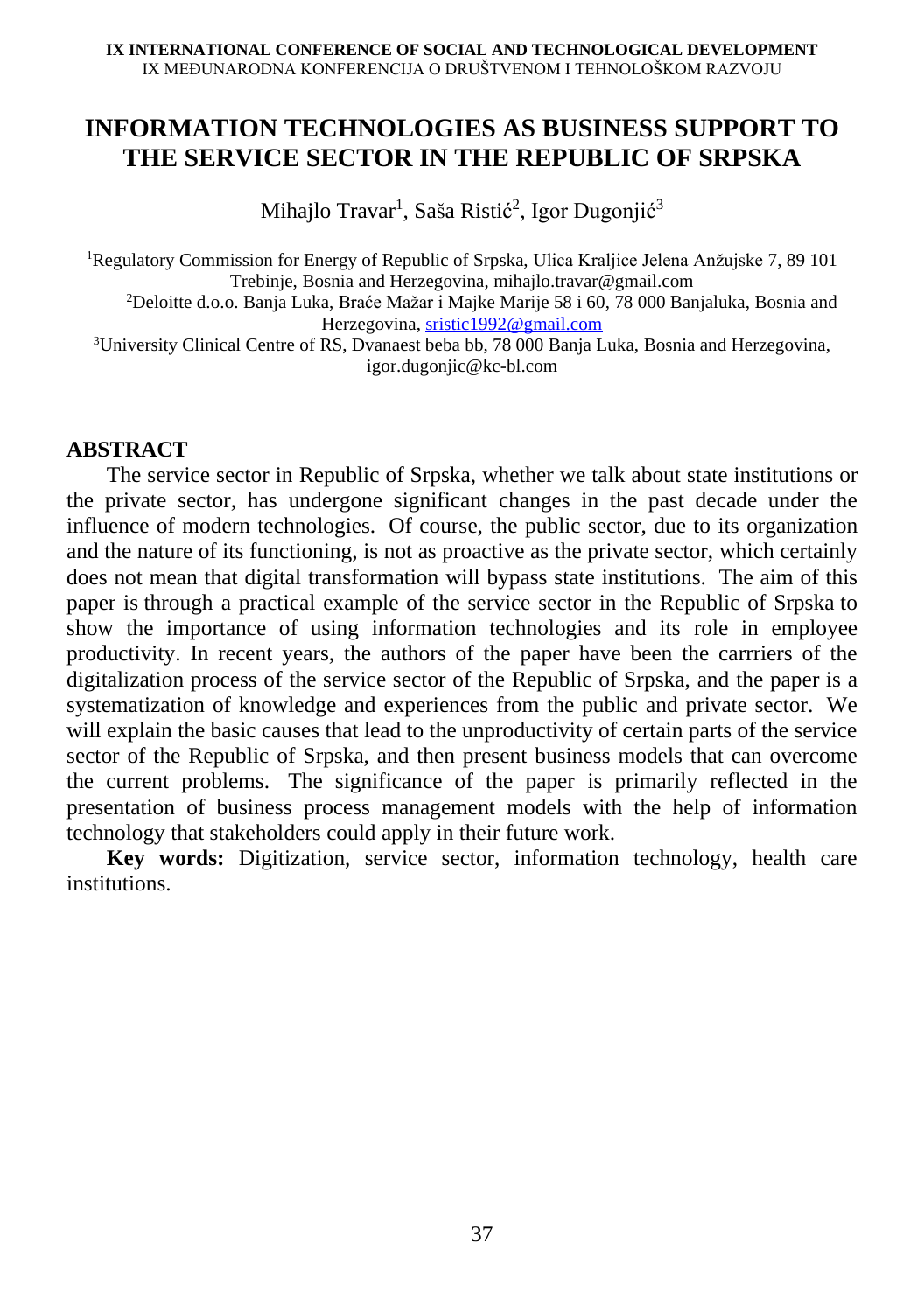# INFORMATION TECHNOLOGIES AS BUSINESS SUPPORT TO THE SERVICE SECTOR IN THE REPUBLIC OF SRPSKA

Mihajlo Travar[1], Saša Ristić[2], Igor Dugonjić[3]

[1]Regulatory Commission for Energy of Republic of Srpska, Ulica Kraljice Jelena Anžujske 7, 89 101 Trebinje, Bosnia and Herzegovina, mihajlo.travar@gmail.com
[2]Deloitte d.o.o. Banja Luka, Braće Mažar i Majke Marije 58 i 60, 78 000 Banjaluka, Bosnia and Herzegovina, sristic1992@gmail.com
[3]University Clinical Centre of RS, Dvanaest beba bb, 78 000 Banja Luka, Bosnia and Herzegovina, igor.dugonjic@kc-bl.com

## ABSTRACT

The service sector in Republic of Srpska, whether we talk about state institutions or the private sector, has undergone significant changes in the past decade under the influence of modern technologies. Of course, the public sector, due to its organization and the nature of its functioning, is not as proactive as the private sector, which certainly does not mean that digital transformation will bypass state institutions. The aim of this paper is through a practical example of the service sector in the Republic of Srpska to show the importance of using information technologies and its role in employee productivity. In recent years, the authors of the paper have been the carrriers of the digitalization process of the service sector of the Republic of Srpska, and the paper is a systematization of knowledge and experiences from the public and private sector. We will explain the basic causes that lead to the unproductivity of certain parts of the service sector of the Republic of Srpska, and then present business models that can overcome the current problems. The significance of the paper is primarily reflected in the presentation of business process management models with the help of information technology that stakeholders could apply in their future work.

**Key words:** Digitization, service sector, information technology, health care institutions.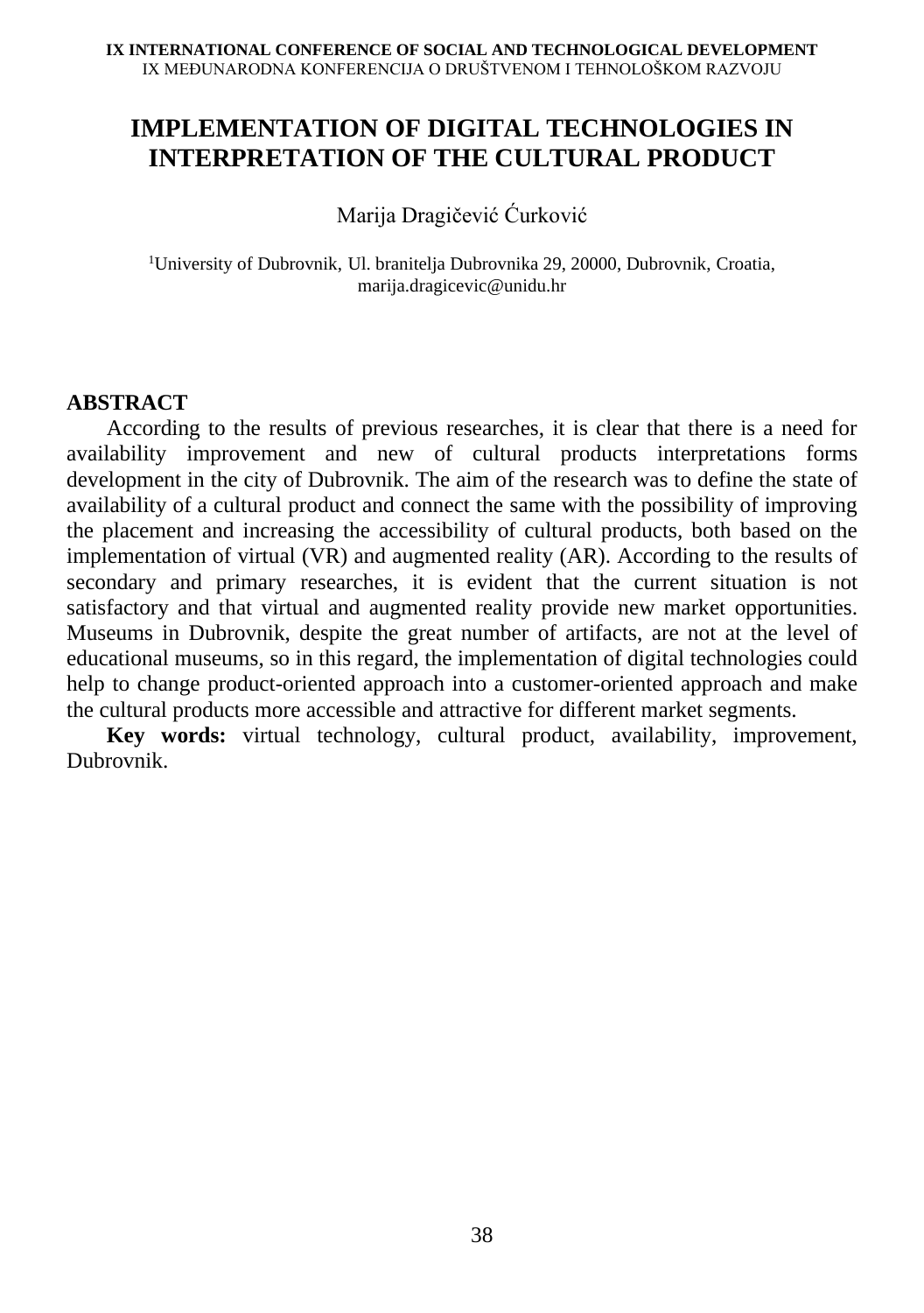# IMPLEMENTATION OF DIGITAL TECHNOLOGIES IN INTERPRETATION OF THE CULTURAL PRODUCT

Marija Dragičević Ćurković

[1]University of Dubrovnik, Ul. branitelja Dubrovnika 29, 20000, Dubrovnik, Croatia, marija.dragicevic@unidu.hr

## ABSTRACT

According to the results of previous researches, it is clear that there is a need for availability improvement and new of cultural products interpretations forms development in the city of Dubrovnik. The aim of the research was to define the state of availability of a cultural product and connect the same with the possibility of improving the placement and increasing the accessibility of cultural products, both based on the implementation of virtual (VR) and augmented reality (AR). According to the results of secondary and primary researches, it is evident that the current situation is not satisfactory and that virtual and augmented reality provide new market opportunities. Museums in Dubrovnik, despite the great number of artifacts, are not at the level of educational museums, so in this regard, the implementation of digital technologies could help to change product-oriented approach into a customer-oriented approach and make the cultural products more accessible and attractive for different market segments.

**Key words:** virtual technology, cultural product, availability, improvement, Dubrovnik.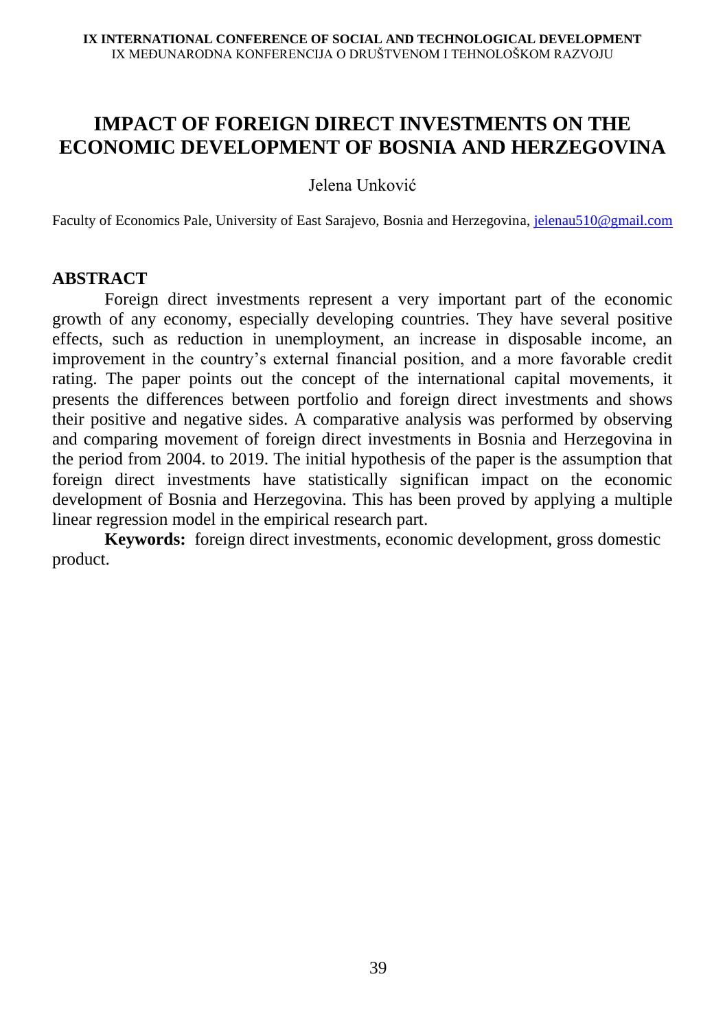# IMPACT OF FOREIGN DIRECT INVESTMENTS ON THE ECONOMIC DEVELOPMENT OF BOSNIA AND HERZEGOVINA

Jelena Unković

Faculty of Economics Pale, University of East Sarajevo, Bosnia and Herzegovina, jelenau510@gmail.com

## ABSTRACT

Foreign direct investments represent a very important part of the economic growth of any economy, especially developing countries. They have several positive effects, such as reduction in unemployment, an increase in disposable income, an improvement in the country's external financial position, and a more favorable credit rating. The paper points out the concept of the international capital movements, it presents the differences between portfolio and foreign direct investments and shows their positive and negative sides. A comparative analysis was performed by observing and comparing movement of foreign direct investments in Bosnia and Herzegovina in the period from 2004. to 2019. The initial hypothesis of the paper is the assumption that foreign direct investments have statistically significan impact on the economic development of Bosnia and Herzegovina. This has been proved by applying a multiple linear regression model in the empirical research part.

**Keywords:** foreign direct investments, economic development, gross domestic product.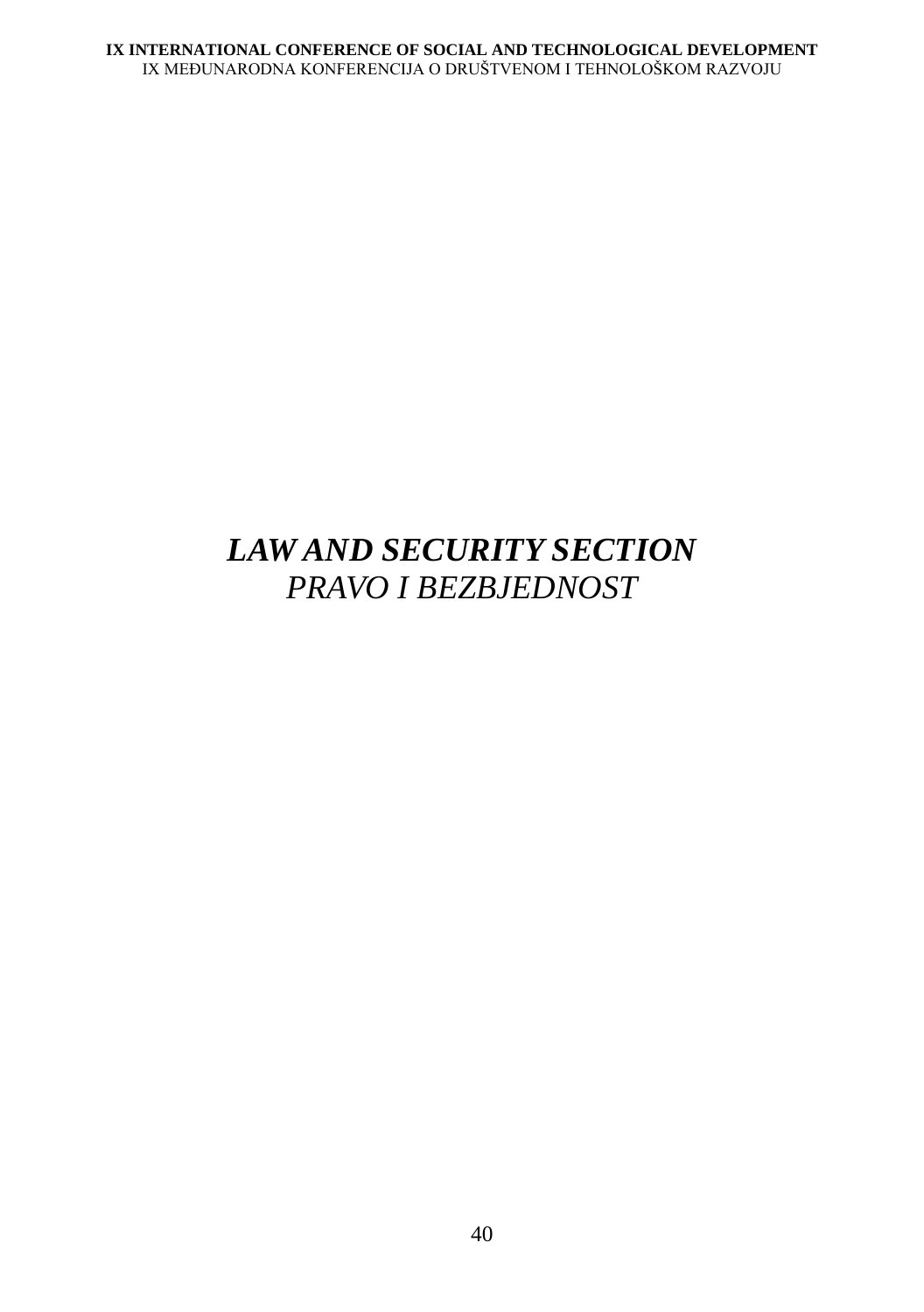# *LAW AND SECURITY SECTION*
*PRAVO I BEZBJEDNOST*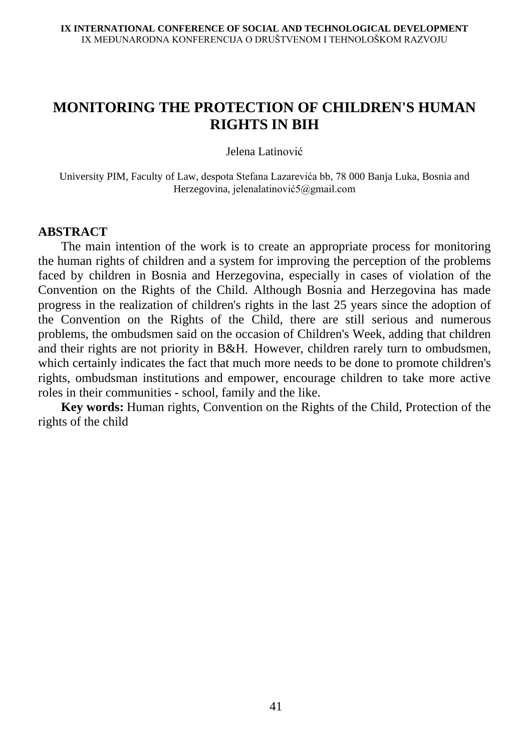# MONITORING THE PROTECTION OF CHILDREN'S HUMAN RIGHTS IN BIH

Jelena Latinović

University PIM, Faculty of Law, despota Stefana Lazarevića bb, 78 000 Banja Luka, Bosnia and Herzegovina, jelenalatinović5@gmail.com

## ABSTRACT

The main intention of the work is to create an appropriate process for monitoring the human rights of children and a system for improving the perception of the problems faced by children in Bosnia and Herzegovina, especially in cases of violation of the Convention on the Rights of the Child. Although Bosnia and Herzegovina has made progress in the realization of children's rights in the last 25 years since the adoption of the Convention on the Rights of the Child, there are still serious and numerous problems, the ombudsmen said on the occasion of Children's Week, adding that children and their rights are not priority in B&H. However, children rarely turn to ombudsmen, which certainly indicates the fact that much more needs to be done to promote children's rights, ombudsman institutions and empower, encourage children to take more active roles in their communities - school, family and the like.

**Key words:** Human rights, Convention on the Rights of the Child, Protection of the rights of the child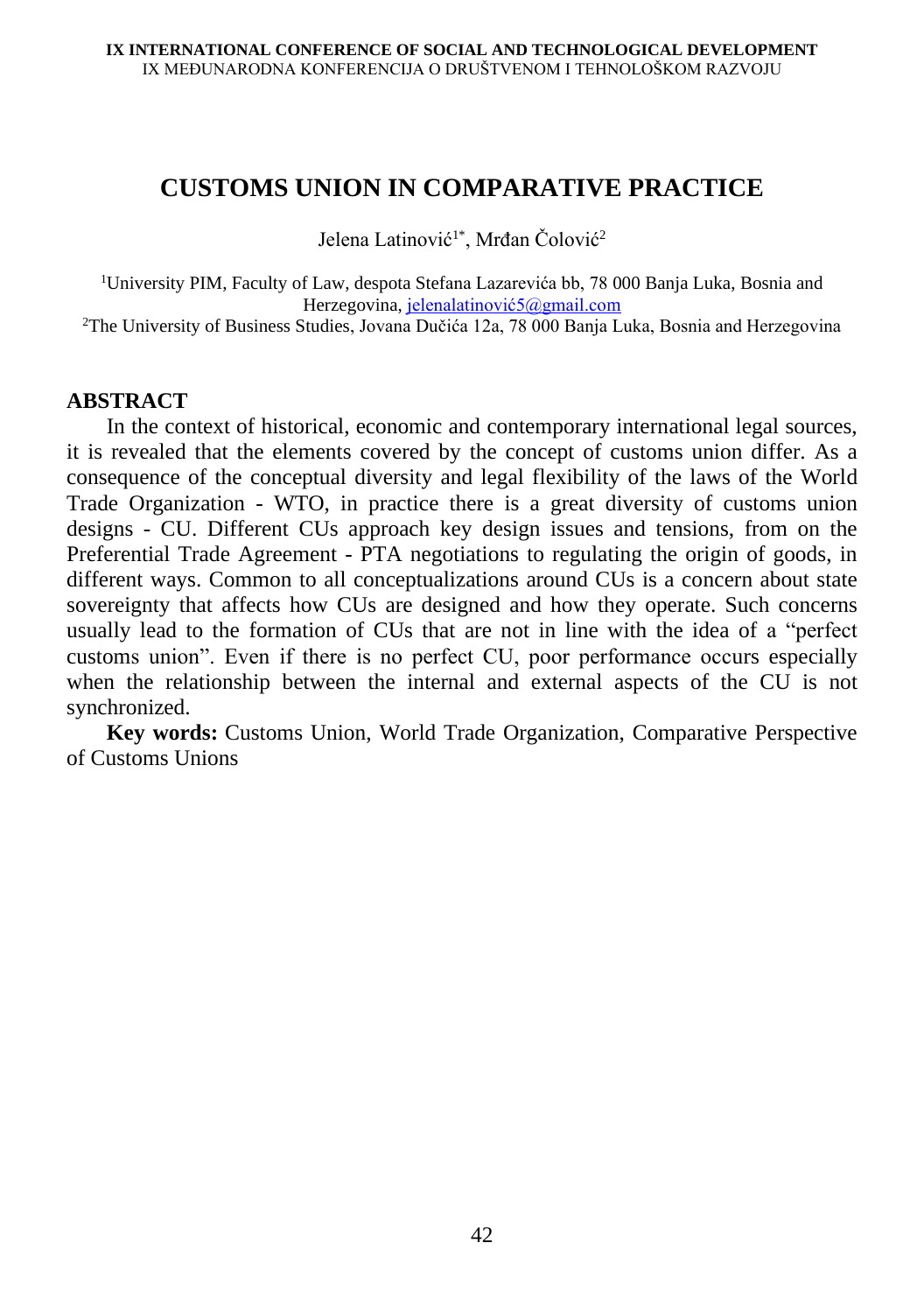# CUSTOMS UNION IN COMPARATIVE PRACTICE

Jelena Latinović[1*], Mrđan Čolović[2]

[1]University PIM, Faculty of Law, despota Stefana Lazarevića bb, 78 000 Banja Luka, Bosnia and Herzegovina, jelenalatinović5@gmail.com

[2]The University of Business Studies, Jovana Dučića 12a, 78 000 Banja Luka, Bosnia and Herzegovina

## ABSTRACT

In the context of historical, economic and contemporary international legal sources, it is revealed that the elements covered by the concept of customs union differ. As a consequence of the conceptual diversity and legal flexibility of the laws of the World Trade Organization - WTO, in practice there is a great diversity of customs union designs - CU. Different CUs approach key design issues and tensions, from on the Preferential Trade Agreement - PTA negotiations to regulating the origin of goods, in different ways. Common to all conceptualizations around CUs is a concern about state sovereignty that affects how CUs are designed and how they operate. Such concerns usually lead to the formation of CUs that are not in line with the idea of a "perfect customs union". Even if there is no perfect CU, poor performance occurs especially when the relationship between the internal and external aspects of the CU is not synchronized.

**Key words:** Customs Union, World Trade Organization, Comparative Perspective of Customs Unions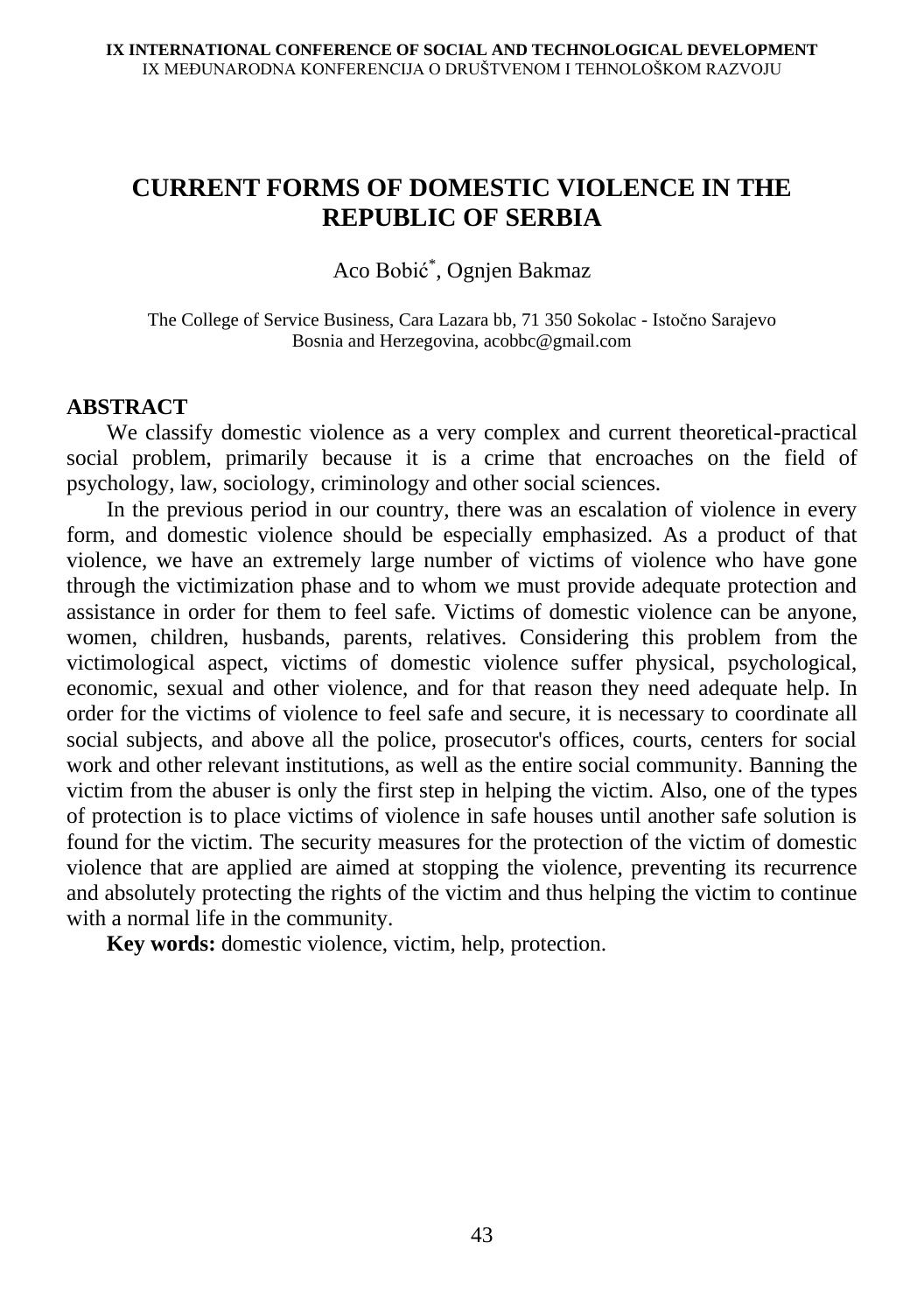# CURRENT FORMS OF DOMESTIC VIOLENCE IN THE REPUBLIC OF SERBIA

Aco Bobić[*], Ognjen Bakmaz

The College of Service Business, Cara Lazara bb, 71 350 Sokolac - Istočno Sarajevo
Bosnia and Herzegovina, acobbc@gmail.com

## ABSTRACT

We classify domestic violence as a very complex and current theoretical-practical social problem, primarily because it is a crime that encroaches on the field of psychology, law, sociology, criminology and other social sciences.

In the previous period in our country, there was an escalation of violence in every form, and domestic violence should be especially emphasized. As a product of that violence, we have an extremely large number of victims of violence who have gone through the victimization phase and to whom we must provide adequate protection and assistance in order for them to feel safe. Victims of domestic violence can be anyone, women, children, husbands, parents, relatives. Considering this problem from the victimological aspect, victims of domestic violence suffer physical, psychological, economic, sexual and other violence, and for that reason they need adequate help. In order for the victims of violence to feel safe and secure, it is necessary to coordinate all social subjects, and above all the police, prosecutor's offices, courts, centers for social work and other relevant institutions, as well as the entire social community. Banning the victim from the abuser is only the first step in helping the victim. Also, one of the types of protection is to place victims of violence in safe houses until another safe solution is found for the victim. The security measures for the protection of the victim of domestic violence that are applied are aimed at stopping the violence, preventing its recurrence and absolutely protecting the rights of the victim and thus helping the victim to continue with a normal life in the community.

**Key words:** domestic violence, victim, help, protection.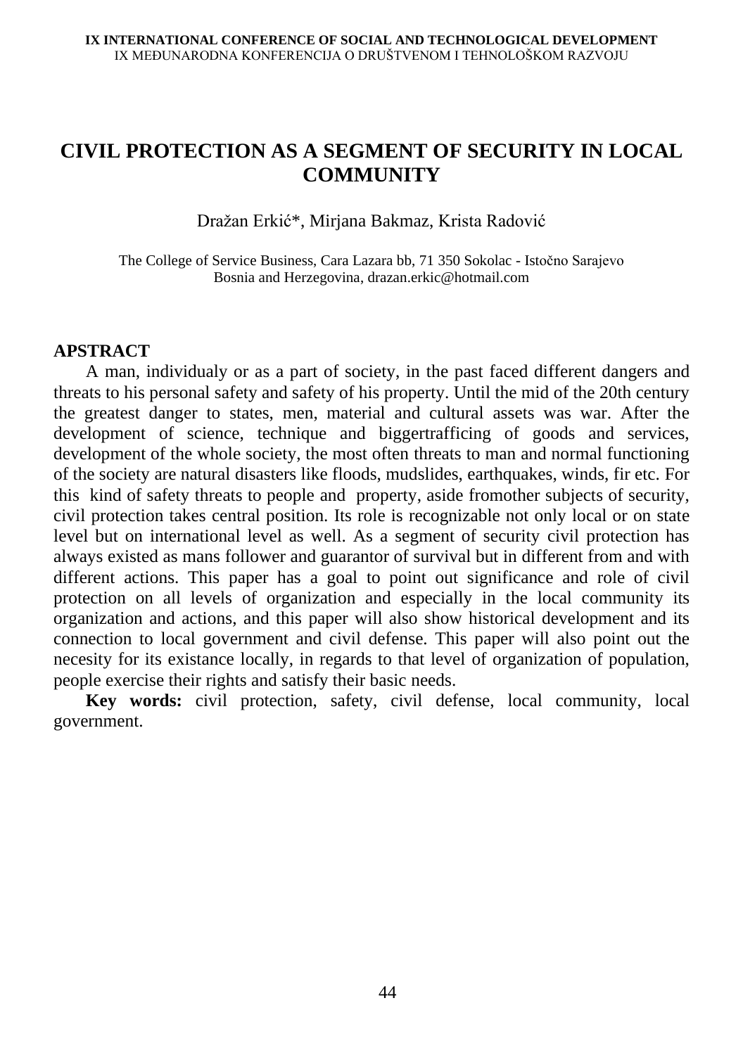# CIVIL PROTECTION AS A SEGMENT OF SECURITY IN LOCAL COMMUNITY

Dražan Erkić*, Mirjana Bakmaz, Krista Radović

The College of Service Business, Cara Lazara bb, 71 350 Sokolac - Istočno Sarajevo
Bosnia and Herzegovina, drazan.erkic@hotmail.com

## APSTRACT

A man, individualy or as a part of society, in the past faced different dangers and threats to his personal safety and safety of his property. Until the mid of the 20th century the greatest danger to states, men, material and cultural assets was war. After the development of science, technique and biggertrafficing of goods and services, development of the whole society, the most often threats to man and normal functioning of the society are natural disasters like floods, mudslides, earthquakes, winds, fir etc. For this kind of safety threats to people and property, aside fromother subjects of security, civil protection takes central position. Its role is recognizable not only local or on state level but on international level as well. As a segment of security civil protection has always existed as mans follower and guarantor of survival but in different from and with different actions. This paper has a goal to point out significance and role of civil protection on all levels of organization and especially in the local community its organization and actions, and this paper will also show historical development and its connection to local government and civil defense. This paper will also point out the necesity for its existance locally, in regards to that level of organization of population, people exercise their rights and satisfy their basic needs.

**Key words:** civil protection, safety, civil defense, local community, local government.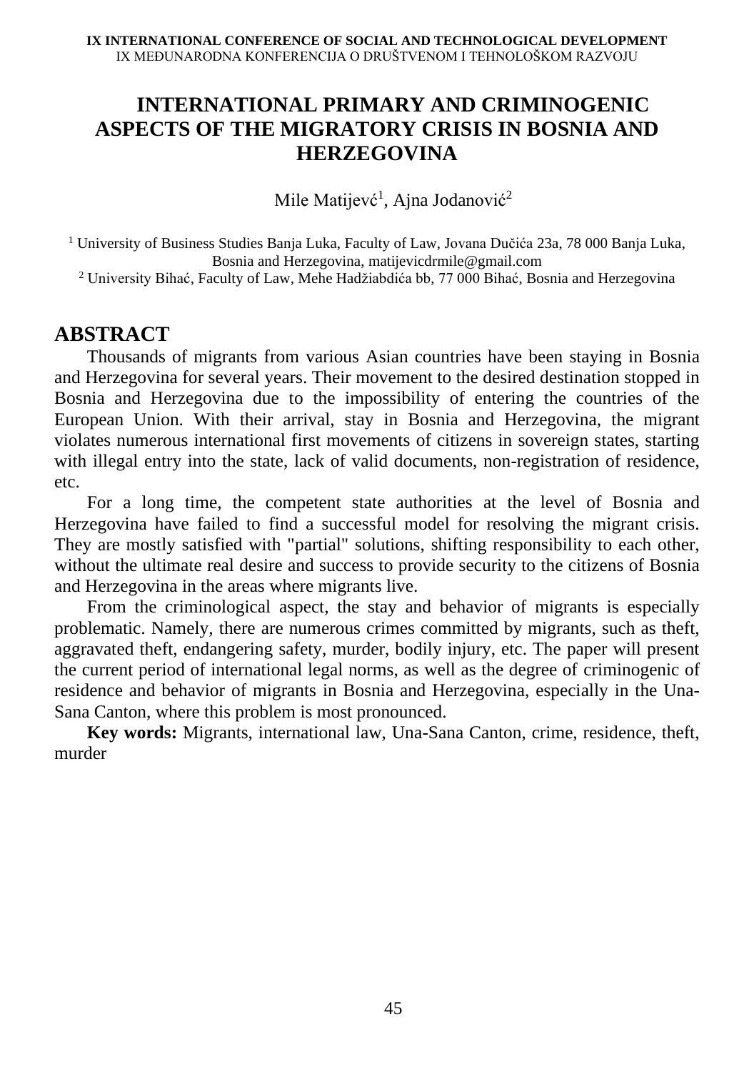# INTERNATIONAL PRIMARY AND CRIMINOGENIC ASPECTS OF THE MIGRATORY CRISIS IN BOSNIA AND HERZEGOVINA

Mile Matijevć[1], Ajna Jodanović[2]

[1] University of Business Studies Banja Luka, Faculty of Law, Jovana Dučića 23a, 78 000 Banja Luka, Bosnia and Herzegovina, matijevicdrmile@gmail.com
[2] University Bihać, Faculty of Law, Mehe Hadžiabdića bb, 77 000 Bihać, Bosnia and Herzegovina

## ABSTRACT

Thousands of migrants from various Asian countries have been staying in Bosnia and Herzegovina for several years. Their movement to the desired destination stopped in Bosnia and Herzegovina due to the impossibility of entering the countries of the European Union. With their arrival, stay in Bosnia and Herzegovina, the migrant violates numerous international first movements of citizens in sovereign states, starting with illegal entry into the state, lack of valid documents, non-registration of residence, etc.

For a long time, the competent state authorities at the level of Bosnia and Herzegovina have failed to find a successful model for resolving the migrant crisis. They are mostly satisfied with "partial" solutions, shifting responsibility to each other, without the ultimate real desire and success to provide security to the citizens of Bosnia and Herzegovina in the areas where migrants live.

From the criminological aspect, the stay and behavior of migrants is especially problematic. Namely, there are numerous crimes committed by migrants, such as theft, aggravated theft, endangering safety, murder, bodily injury, etc. The paper will present the current period of international legal norms, as well as the degree of criminogenic of residence and behavior of migrants in Bosnia and Herzegovina, especially in the Una-Sana Canton, where this problem is most pronounced.

**Key words:** Migrants, international law, Una-Sana Canton, crime, residence, theft, murder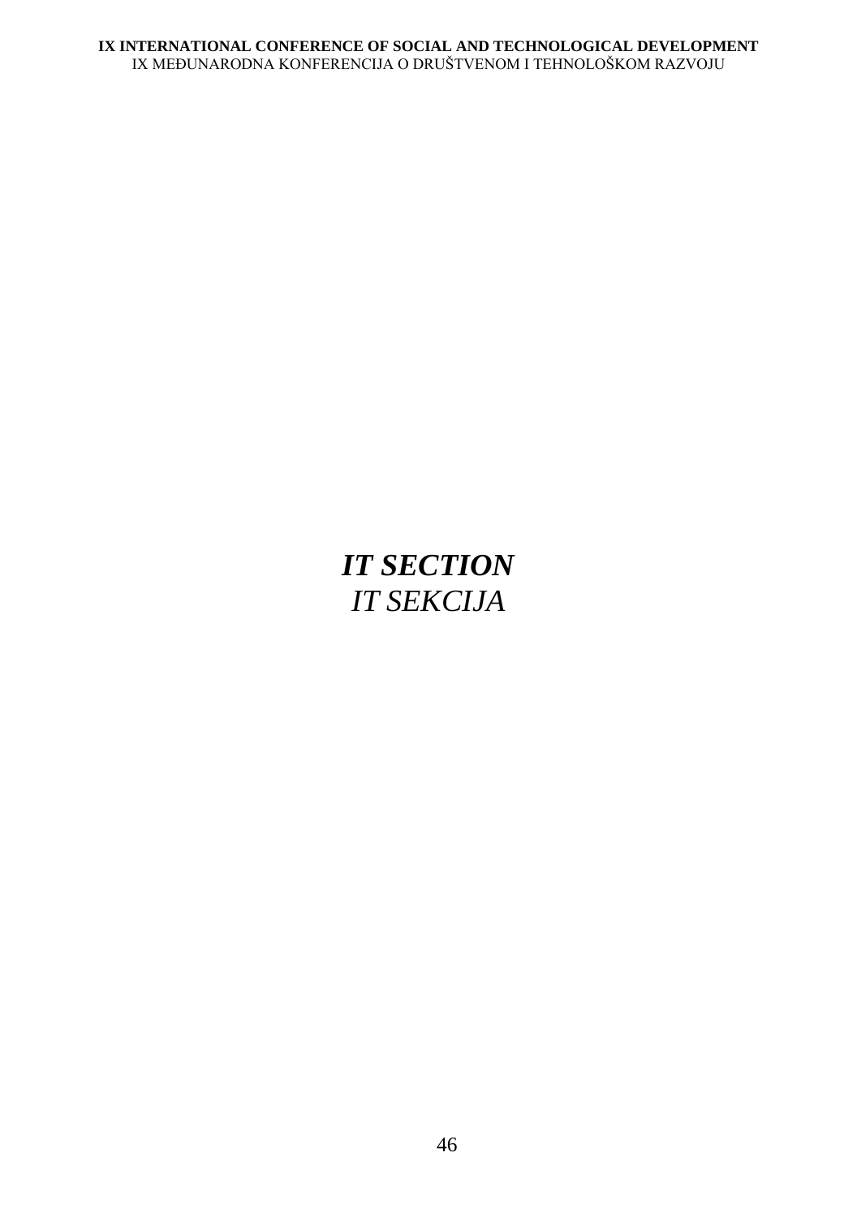# ***IT SECTION***
# *IT SEKCIJA*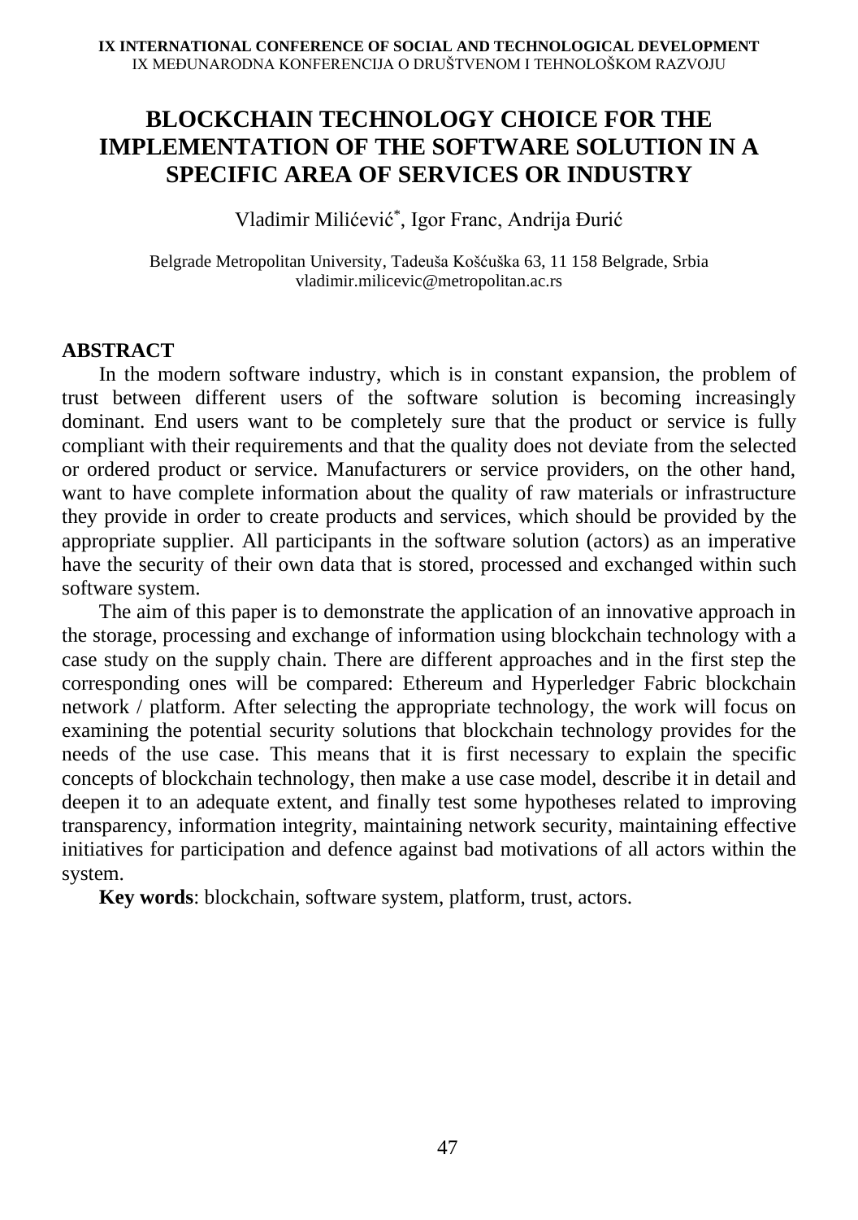# BLOCKCHAIN TECHNOLOGY CHOICE FOR THE IMPLEMENTATION OF THE SOFTWARE SOLUTION IN A SPECIFIC AREA OF SERVICES OR INDUSTRY

Vladimir Milićević[*], Igor Franc, Andrija Đurić

Belgrade Metropolitan University, Tadeuša Košćuška 63, 11 158 Belgrade, Srbia
vladimir.milicevic@metropolitan.ac.rs

## ABSTRACT

In the modern software industry, which is in constant expansion, the problem of trust between different users of the software solution is becoming increasingly dominant. End users want to be completely sure that the product or service is fully compliant with their requirements and that the quality does not deviate from the selected or ordered product or service. Manufacturers or service providers, on the other hand, want to have complete information about the quality of raw materials or infrastructure they provide in order to create products and services, which should be provided by the appropriate supplier. All participants in the software solution (actors) as an imperative have the security of their own data that is stored, processed and exchanged within such software system.

The aim of this paper is to demonstrate the application of an innovative approach in the storage, processing and exchange of information using blockchain technology with a case study on the supply chain. There are different approaches and in the first step the corresponding ones will be compared: Ethereum and Hyperledger Fabric blockchain network / platform. After selecting the appropriate technology, the work will focus on examining the potential security solutions that blockchain technology provides for the needs of the use case. This means that it is first necessary to explain the specific concepts of blockchain technology, then make a use case model, describe it in detail and deepen it to an adequate extent, and finally test some hypotheses related to improving transparency, information integrity, maintaining network security, maintaining effective initiatives for participation and defence against bad motivations of all actors within the system.

**Key words**: blockchain, software system, platform, trust, actors.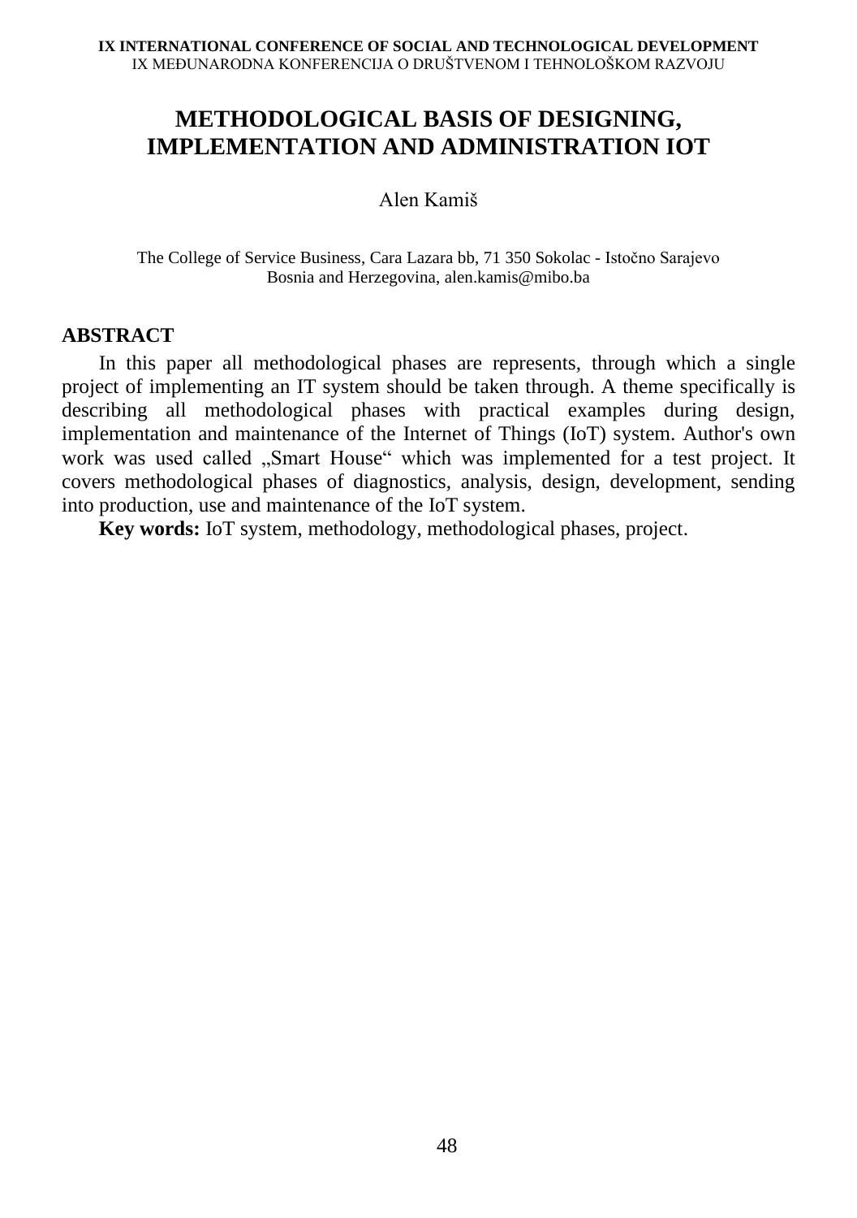# METHODOLOGICAL BASIS OF DESIGNING, IMPLEMENTATION AND ADMINISTRATION IOT

Alen Kamiš

The College of Service Business, Cara Lazara bb, 71 350 Sokolac - Istočno Sarajevo
Bosnia and Herzegovina, alen.kamis@mibo.ba

## ABSTRACT

In this paper all methodological phases are represents, through which a single project of implementing an IT system should be taken through. A theme specifically is describing all methodological phases with practical examples during design, implementation and maintenance of the Internet of Things (IoT) system. Author's own work was used called „Smart House" which was implemented for a test project. It covers methodological phases of diagnostics, analysis, design, development, sending into production, use and maintenance of the IoT system.

**Key words:** IoT system, methodology, methodological phases, project.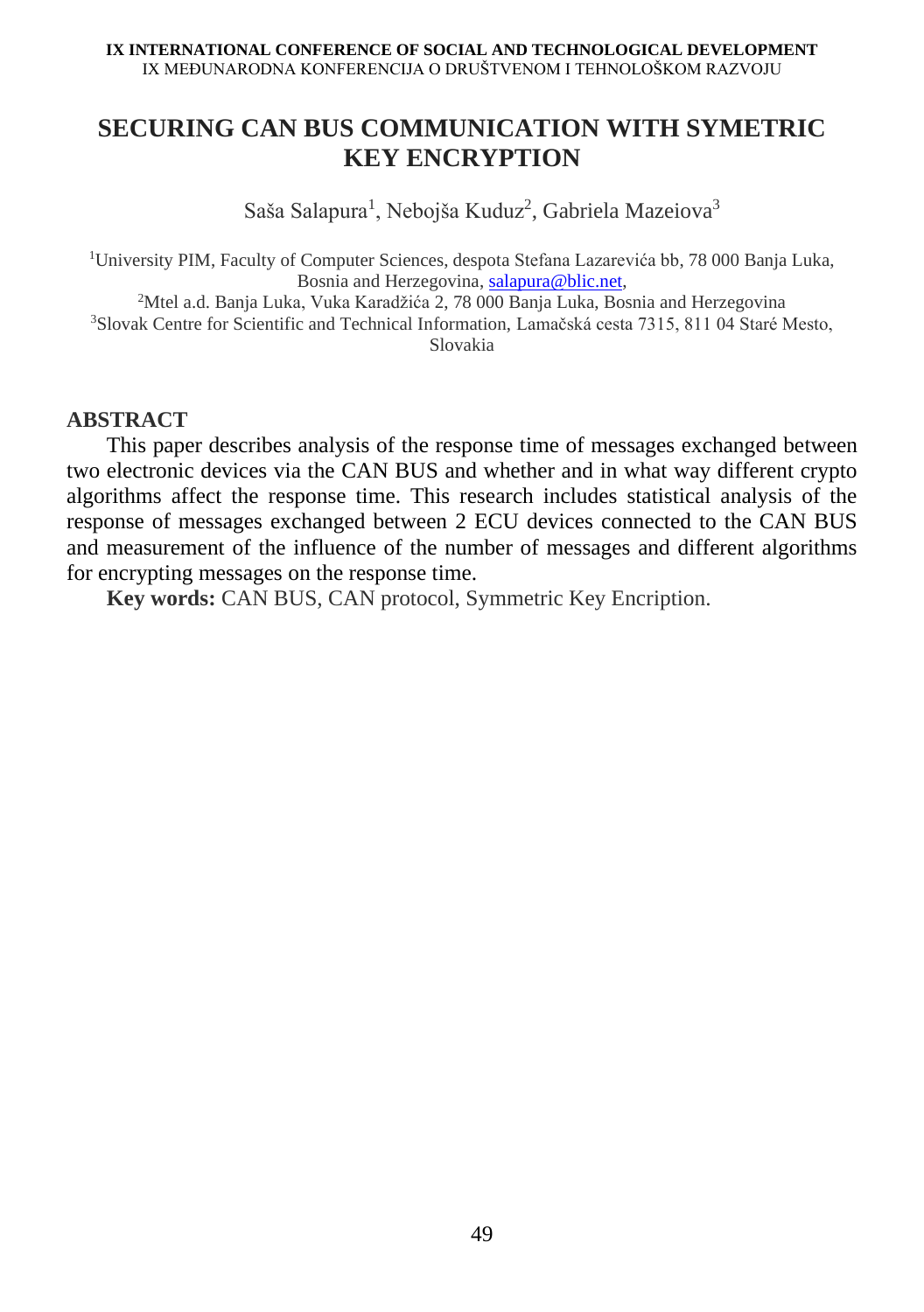# SECURING CAN BUS COMMUNICATION WITH SYMETRIC KEY ENCRYPTION

Saša Salapura[1], Nebojša Kuduz[2], Gabriela Mazeiova[3]

[1]University PIM, Faculty of Computer Sciences, despota Stefana Lazarevića bb, 78 000 Banja Luka, Bosnia and Herzegovina, salapura@blic.net,

[2]Mtel a.d. Banja Luka, Vuka Karadžića 2, 78 000 Banja Luka, Bosnia and Herzegovina

[3]Slovak Centre for Scientific and Technical Information, Lamačská cesta 7315, 811 04 Staré Mesto, Slovakia

## ABSTRACT

This paper describes analysis of the response time of messages exchanged between two electronic devices via the CAN BUS and whether and in what way different crypto algorithms affect the response time. This research includes statistical analysis of the response of messages exchanged between 2 ECU devices connected to the CAN BUS and measurement of the influence of the number of messages and different algorithms for encrypting messages on the response time.

**Key words:** CAN BUS, CAN protocol, Symmetric Key Encription.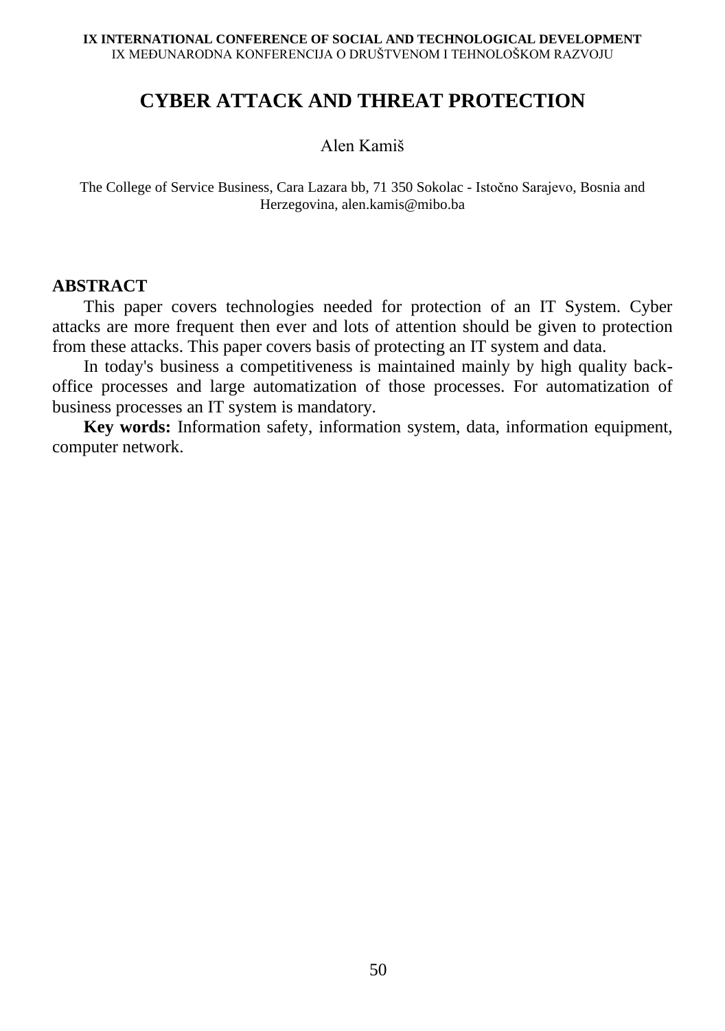# CYBER ATTACK AND THREAT PROTECTION

Alen Kamiš

The College of Service Business, Cara Lazara bb, 71 350 Sokolac - Istočno Sarajevo, Bosnia and Herzegovina, alen.kamis@mibo.ba

## ABSTRACT

This paper covers technologies needed for protection of an IT System. Cyber attacks are more frequent then ever and lots of attention should be given to protection from these attacks. This paper covers basis of protecting an IT system and data.

In today's business a competitiveness is maintained mainly by high quality back-office processes and large automatization of those processes. For automatization of business processes an IT system is mandatory.

**Key words:** Information safety, information system, data, information equipment, computer network.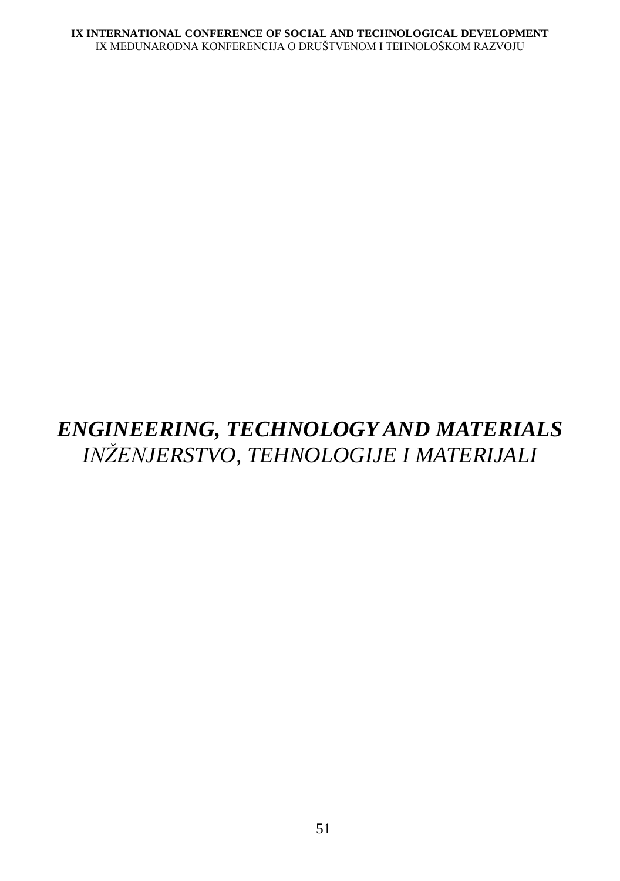# *ENGINEERING, TECHNOLOGY AND MATERIALS*

*INŽENJERSTVO, TEHNOLOGIJE I MATERIJALI*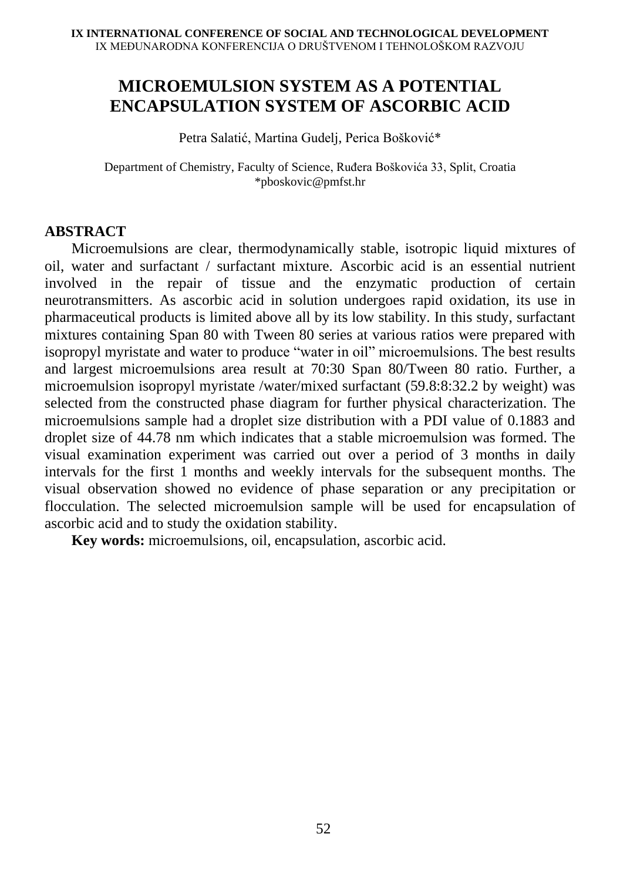# MICROEMULSION SYSTEM AS A POTENTIAL ENCAPSULATION SYSTEM OF ASCORBIC ACID

Petra Salatić, Martina Gudelj, Perica Bošković*

Department of Chemistry, Faculty of Science, Ruđera Boškovića 33, Split, Croatia
*pboskovic@pmfst.hr

## ABSTRACT

Microemulsions are clear, thermodynamically stable, isotropic liquid mixtures of oil, water and surfactant / surfactant mixture. Ascorbic acid is an essential nutrient involved in the repair of tissue and the enzymatic production of certain neurotransmitters. As ascorbic acid in solution undergoes rapid oxidation, its use in pharmaceutical products is limited above all by its low stability. In this study, surfactant mixtures containing Span 80 with Tween 80 series at various ratios were prepared with isopropyl myristate and water to produce "water in oil" microemulsions. The best results and largest microemulsions area result at 70:30 Span 80/Tween 80 ratio. Further, a microemulsion isopropyl myristate /water/mixed surfactant (59.8:8:32.2 by weight) was selected from the constructed phase diagram for further physical characterization. The microemulsions sample had a droplet size distribution with a PDI value of 0.1883 and droplet size of 44.78 nm which indicates that a stable microemulsion was formed. The visual examination experiment was carried out over a period of 3 months in daily intervals for the first 1 months and weekly intervals for the subsequent months. The visual observation showed no evidence of phase separation or any precipitation or flocculation. The selected microemulsion sample will be used for encapsulation of ascorbic acid and to study the oxidation stability.

**Key words:** microemulsions, oil, encapsulation, ascorbic acid.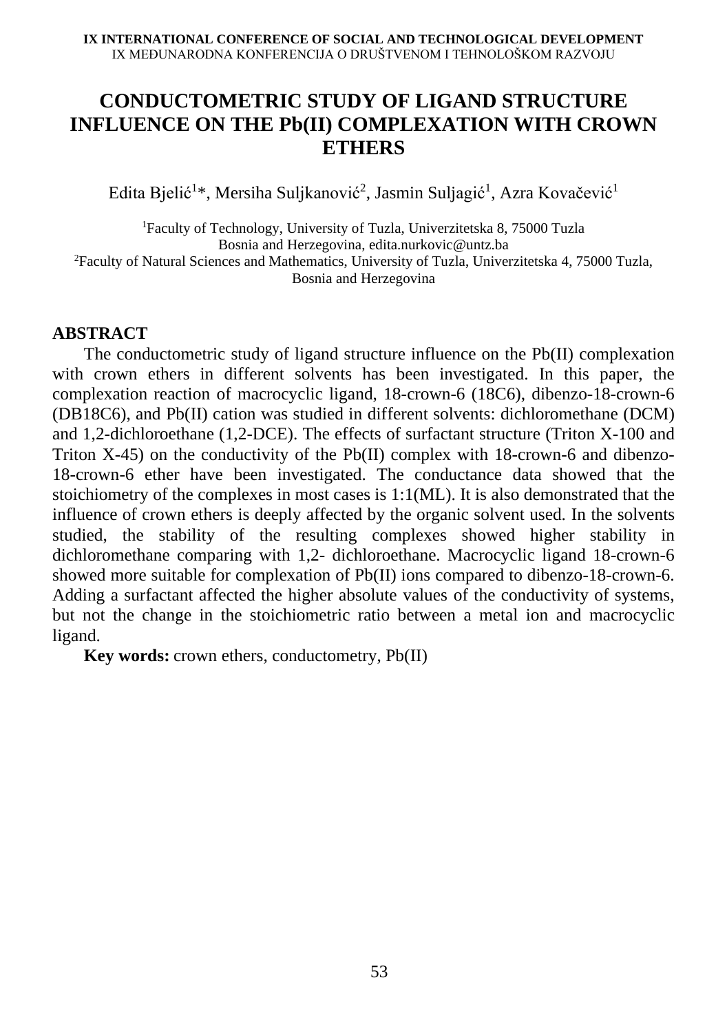# CONDUCTOMETRIC STUDY OF LIGAND STRUCTURE INFLUENCE ON THE Pb(II) COMPLEXATION WITH CROWN ETHERS

Edita Bjelić[1]*, Mersiha Suljkanović[2], Jasmin Suljagić[1], Azra Kovačević[1]

[1]Faculty of Technology, University of Tuzla, Univerzitetska 8, 75000 Tuzla
Bosnia and Herzegovina, edita.nurkovic@untz.ba
[2]Faculty of Natural Sciences and Mathematics, University of Tuzla, Univerzitetska 4, 75000 Tuzla, Bosnia and Herzegovina

## ABSTRACT

The conductometric study of ligand structure influence on the Pb(II) complexation with crown ethers in different solvents has been investigated. In this paper, the complexation reaction of macrocyclic ligand, 18-crown-6 (18C6), dibenzo-18-crown-6 (DB18C6), and Pb(II) cation was studied in different solvents: dichloromethane (DCM) and 1,2-dichloroethane (1,2-DCE). The effects of surfactant structure (Triton X-100 and Triton X-45) on the conductivity of the Pb(II) complex with 18-crown-6 and dibenzo-18-crown-6 ether have been investigated. The conductance data showed that the stoichiometry of the complexes in most cases is 1:1(ML). It is also demonstrated that the influence of crown ethers is deeply affected by the organic solvent used. In the solvents studied, the stability of the resulting complexes showed higher stability in dichloromethane comparing with 1,2- dichloroethane. Macrocyclic ligand 18-crown-6 showed more suitable for complexation of Pb(II) ions compared to dibenzo-18-crown-6. Adding a surfactant affected the higher absolute values of the conductivity of systems, but not the change in the stoichiometric ratio between a metal ion and macrocyclic ligand.

**Key words:** crown ethers, conductometry, Pb(II)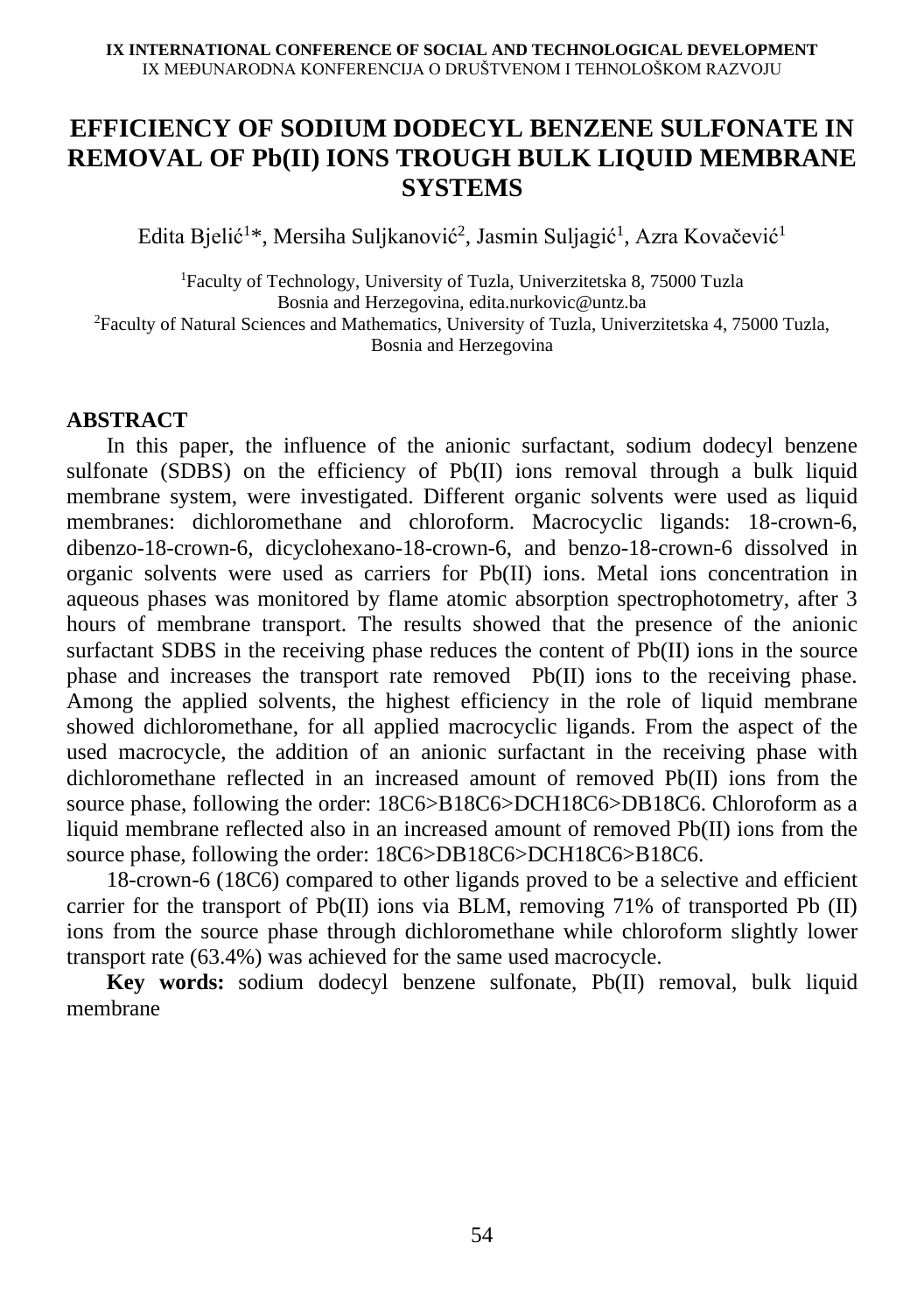# EFFICIENCY OF SODIUM DODECYL BENZENE SULFONATE IN REMOVAL OF Pb(II) IONS TROUGH BULK LIQUID MEMBRANE SYSTEMS

Edita Bjelić[1]*, Mersiha Suljkanović[2], Jasmin Suljagić[1], Azra Kovačević[1]

[1]Faculty of Technology, University of Tuzla, Univerzitetska 8, 75000 Tuzla
Bosnia and Herzegovina, edita.nurkovic@untz.ba
[2]Faculty of Natural Sciences and Mathematics, University of Tuzla, Univerzitetska 4, 75000 Tuzla, Bosnia and Herzegovina

## ABSTRACT

In this paper, the influence of the anionic surfactant, sodium dodecyl benzene sulfonate (SDBS) on the efficiency of Pb(II) ions removal through a bulk liquid membrane system, were investigated. Different organic solvents were used as liquid membranes: dichloromethane and chloroform. Macrocyclic ligands: 18-crown-6, dibenzo-18-crown-6, dicyclohexano-18-crown-6, and benzo-18-crown-6 dissolved in organic solvents were used as carriers for Pb(II) ions. Metal ions concentration in aqueous phases was monitored by flame atomic absorption spectrophotometry, after 3 hours of membrane transport. The results showed that the presence of the anionic surfactant SDBS in the receiving phase reduces the content of Pb(II) ions in the source phase and increases the transport rate removed Pb(II) ions to the receiving phase. Among the applied solvents, the highest efficiency in the role of liquid membrane showed dichloromethane, for all applied macrocyclic ligands. From the aspect of the used macrocycle, the addition of an anionic surfactant in the receiving phase with dichloromethane reflected in an increased amount of removed Pb(II) ions from the source phase, following the order: 18C6>B18C6>DCH18C6>DB18C6. Chloroform as a liquid membrane reflected also in an increased amount of removed Pb(II) ions from the source phase, following the order: 18C6>DB18C6>DCH18C6>B18C6.

18-crown-6 (18C6) compared to other ligands proved to be a selective and efficient carrier for the transport of Pb(II) ions via BLM, removing 71% of transported Pb (II) ions from the source phase through dichloromethane while chloroform slightly lower transport rate (63.4%) was achieved for the same used macrocycle.

**Key words:** sodium dodecyl benzene sulfonate, Pb(II) removal, bulk liquid membrane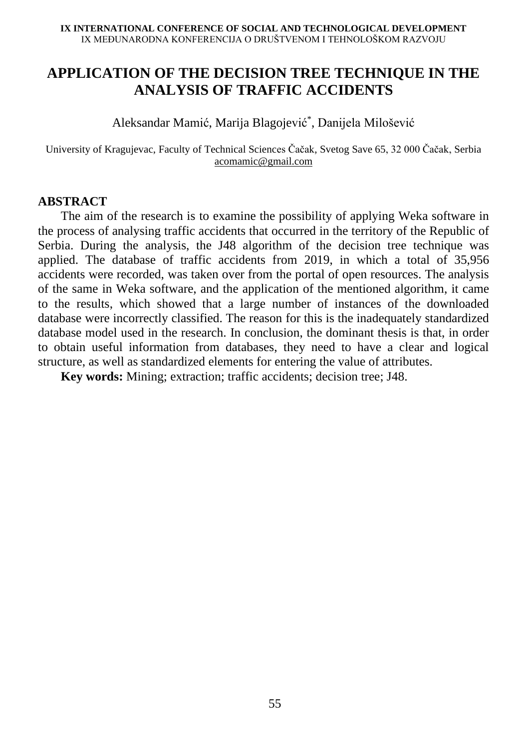# APPLICATION OF THE DECISION TREE TECHNIQUE IN THE ANALYSIS OF TRAFFIC ACCIDENTS

Aleksandar Mamić, Marija Blagojević*, Danijela Milošević

University of Kragujevac, Faculty of Technical Sciences Čačak, Svetog Save 65, 32 000 Čačak, Serbia
acomamic@gmail.com

## ABSTRACT

The aim of the research is to examine the possibility of applying Weka software in the process of analysing traffic accidents that occurred in the territory of the Republic of Serbia. During the analysis, the J48 algorithm of the decision tree technique was applied. The database of traffic accidents from 2019, in which a total of 35,956 accidents were recorded, was taken over from the portal of open resources. The analysis of the same in Weka software, and the application of the mentioned algorithm, it came to the results, which showed that a large number of instances of the downloaded database were incorrectly classified. The reason for this is the inadequately standardized database model used in the research. In conclusion, the dominant thesis is that, in order to obtain useful information from databases, they need to have a clear and logical structure, as well as standardized elements for entering the value of attributes.

**Key words:** Mining; extraction; traffic accidents; decision tree; J48.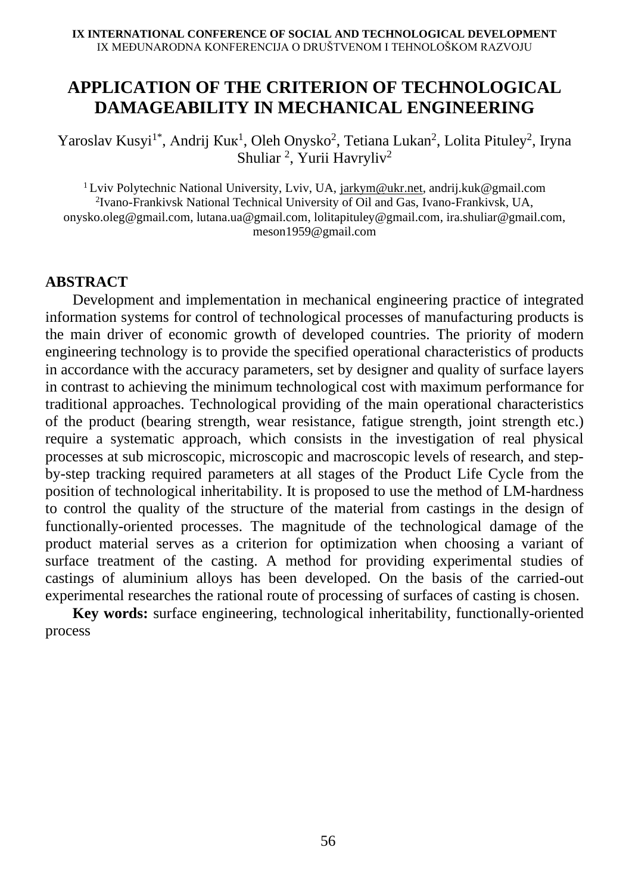# APPLICATION OF THE CRITERION OF TECHNOLOGICAL DAMAGEABILITY IN MECHANICAL ENGINEERING

Yaroslav Kusyi[1*], Andrij Кuк[1], Oleh Onysko[2], Tetiana Lukan[2], Lolita Pituley[2], Iryna Shuliar [2], Yurii Havryliv[2]

[1] Lviv Polytechnic National University, Lviv, UA, jarkym@ukr.net, andrij.kuk@gmail.com
[2]Ivano-Frankivsk National Technical University of Oil and Gas, Ivano-Frankivsk, UA, onysko.oleg@gmail.com, lutana.ua@gmail.com, lolitapituley@gmail.com, ira.shuliar@gmail.com, meson1959@gmail.com

## ABSTRACT

Development and implementation in mechanical engineering practice of integrated information systems for control of technological processes of manufacturing products is the main driver of economic growth of developed countries. The priority of modern engineering technology is to provide the specified operational characteristics of products in accordance with the accuracy parameters, set by designer and quality of surface layers in contrast to achieving the minimum technological cost with maximum performance for traditional approaches. Technological providing of the main operational characteristics of the product (bearing strength, wear resistance, fatigue strength, joint strength etc.) require a systematic approach, which consists in the investigation of real physical processes at sub microscopic, microscopic and macroscopic levels of research, and step-by-step tracking required parameters at all stages of the Product Life Cycle from the position of technological inheritability. It is proposed to use the method of LM-hardness to control the quality of the structure of the material from castings in the design of functionally-oriented processes. The magnitude of the technological damage of the product material serves as a criterion for optimization when choosing a variant of surface treatment of the casting. A method for providing experimental studies of castings of aluminium alloys has been developed. On the basis of the carried-out experimental researches the rational route of processing of surfaces of casting is chosen.

**Key words:** surface engineering, technological inheritability, functionally-oriented process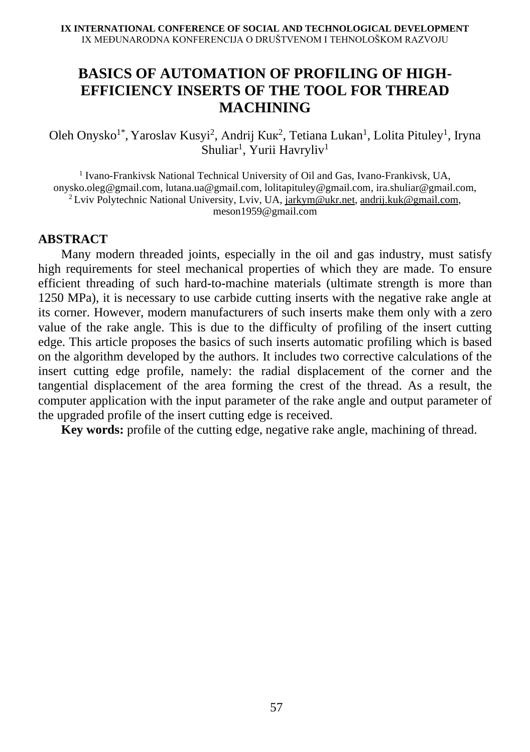# BASICS OF AUTOMATION OF PROFILING OF HIGH-EFFICIENCY INSERTS OF THE TOOL FOR THREAD MACHINING

Oleh Onysko[1*], Yaroslav Kusyi[2], Andrij Кик[2], Tetiana Lukan[1], Lolita Pituley[1], Iryna Shuliar[1], Yurii Havryliv[1]

[1] Ivano-Frankivsk National Technical University of Oil and Gas, Ivano-Frankivsk, UA, onysko.oleg@gmail.com, lutana.ua@gmail.com, lolitapituley@gmail.com, ira.shuliar@gmail.com,
[2] Lviv Polytechnic National University, Lviv, UA, jarkym@ukr.net, andrij.kuk@gmail.com, meson1959@gmail.com

## ABSTRACT

Many modern threaded joints, especially in the oil and gas industry, must satisfy high requirements for steel mechanical properties of which they are made. To ensure efficient threading of such hard-to-machine materials (ultimate strength is more than 1250 MPa), it is necessary to use carbide cutting inserts with the negative rake angle at its corner. However, modern manufacturers of such inserts make them only with a zero value of the rake angle. This is due to the difficulty of profiling of the insert cutting edge. This article proposes the basics of such inserts automatic profiling which is based on the algorithm developed by the authors. It includes two corrective calculations of the insert cutting edge profile, namely: the radial displacement of the corner and the tangential displacement of the area forming the crest of the thread. As a result, the computer application with the input parameter of the rake angle and output parameter of the upgraded profile of the insert cutting edge is received.

**Key words:** profile of the cutting edge, negative rake angle, machining of thread.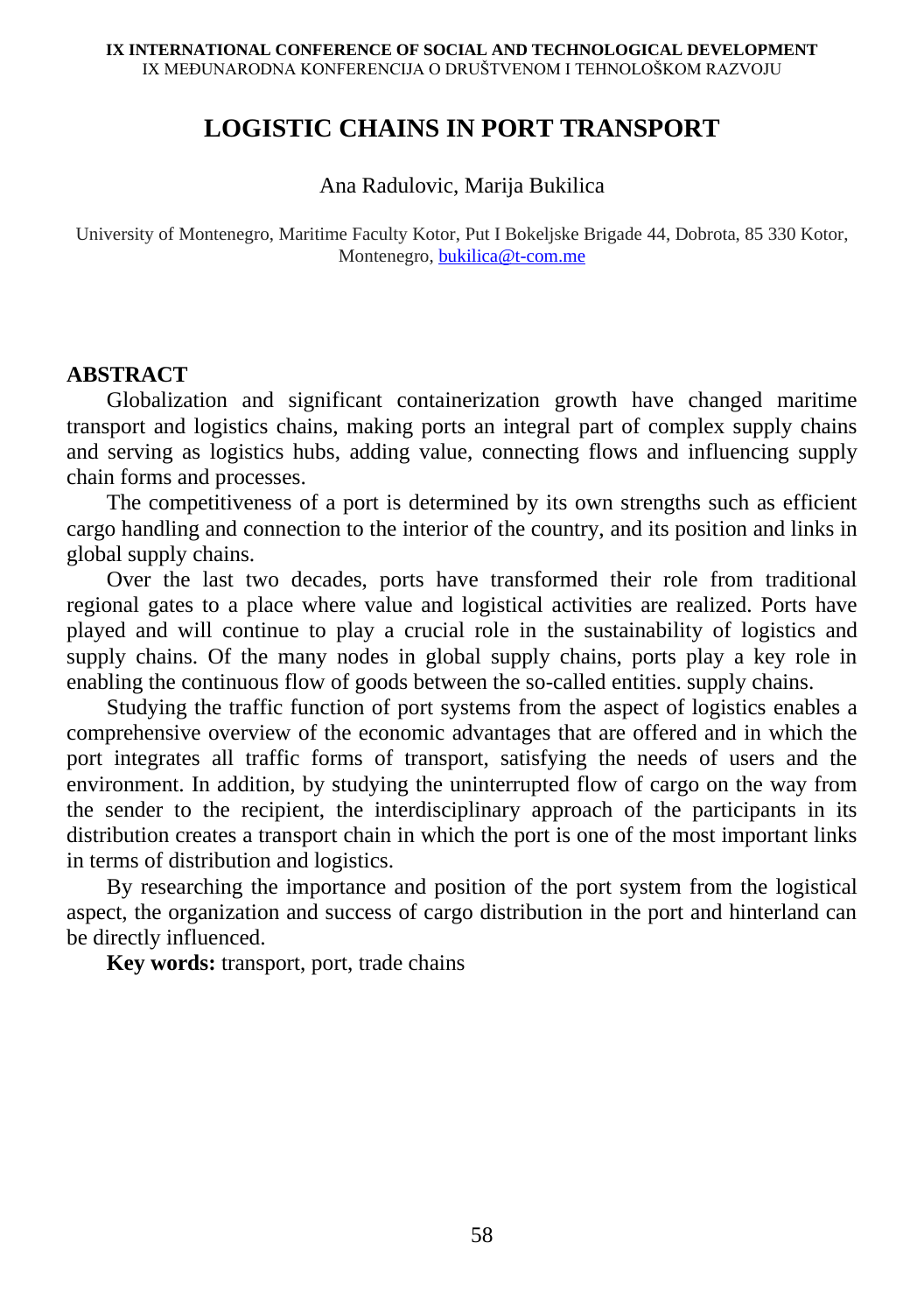# LOGISTIC CHAINS IN PORT TRANSPORT

Ana Radulovic, Marija Bukilica

University of Montenegro, Maritime Faculty Kotor, Put I Bokeljske Brigade 44, Dobrota, 85 330 Kotor, Montenegro, bukilica@t-com.me

## ABSTRACT

Globalization and significant containerization growth have changed maritime transport and logistics chains, making ports an integral part of complex supply chains and serving as logistics hubs, adding value, connecting flows and influencing supply chain forms and processes.

The competitiveness of a port is determined by its own strengths such as efficient cargo handling and connection to the interior of the country, and its position and links in global supply chains.

Over the last two decades, ports have transformed their role from traditional regional gates to a place where value and logistical activities are realized. Ports have played and will continue to play a crucial role in the sustainability of logistics and supply chains. Of the many nodes in global supply chains, ports play a key role in enabling the continuous flow of goods between the so-called entities. supply chains.

Studying the traffic function of port systems from the aspect of logistics enables a comprehensive overview of the economic advantages that are offered and in which the port integrates all traffic forms of transport, satisfying the needs of users and the environment. In addition, by studying the uninterrupted flow of cargo on the way from the sender to the recipient, the interdisciplinary approach of the participants in its distribution creates a transport chain in which the port is one of the most important links in terms of distribution and logistics.

By researching the importance and position of the port system from the logistical aspect, the organization and success of cargo distribution in the port and hinterland can be directly influenced.

**Key words:** transport, port, trade chains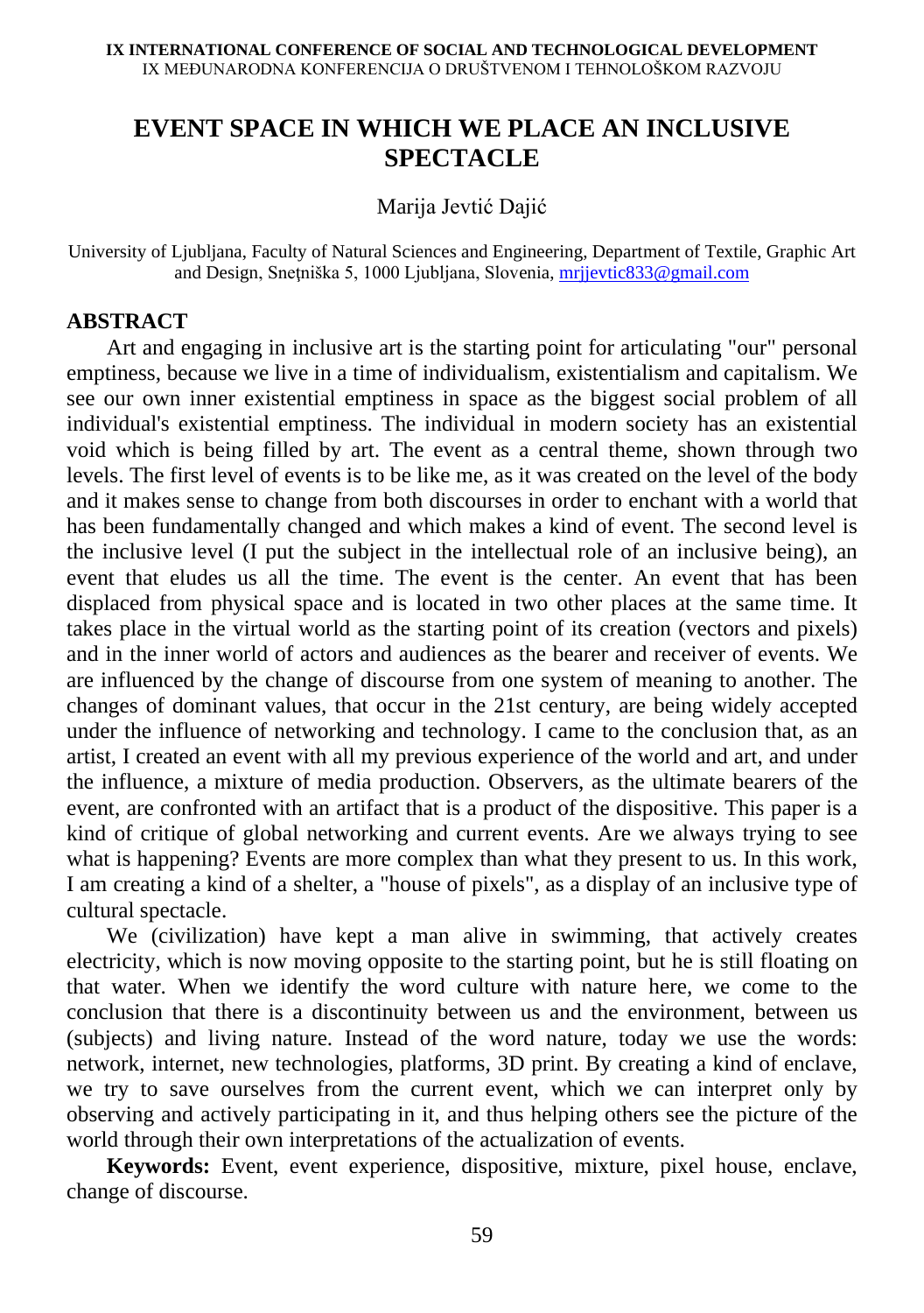# EVENT SPACE IN WHICH WE PLACE AN INCLUSIVE SPECTACLE

Marija Jevtić Dajić

University of Ljubljana, Faculty of Natural Sciences and Engineering, Department of Textile, Graphic Art and Design, Snetniška 5, 1000 Ljubljana, Slovenia, mrjjevtic833@gmail.com

## ABSTRACT

Art and engaging in inclusive art is the starting point for articulating "our" personal emptiness, because we live in a time of individualism, existentialism and capitalism. We see our own inner existential emptiness in space as the biggest social problem of all individual's existential emptiness. The individual in modern society has an existential void which is being filled by art. The event as a central theme, shown through two levels. The first level of events is to be like me, as it was created on the level of the body and it makes sense to change from both discourses in order to enchant with a world that has been fundamentally changed and which makes a kind of event. The second level is the inclusive level (I put the subject in the intellectual role of an inclusive being), an event that eludes us all the time. The event is the center. An event that has been displaced from physical space and is located in two other places at the same time. It takes place in the virtual world as the starting point of its creation (vectors and pixels) and in the inner world of actors and audiences as the bearer and receiver of events. We are influenced by the change of discourse from one system of meaning to another. The changes of dominant values, that occur in the 21st century, are being widely accepted under the influence of networking and technology. I came to the conclusion that, as an artist, I created an event with all my previous experience of the world and art, and under the influence, a mixture of media production. Observers, as the ultimate bearers of the event, are confronted with an artifact that is a product of the dispositive. This paper is a kind of critique of global networking and current events. Are we always trying to see what is happening? Events are more complex than what they present to us. In this work, I am creating a kind of a shelter, a "house of pixels", as a display of an inclusive type of cultural spectacle.

We (civilization) have kept a man alive in swimming, that actively creates electricity, which is now moving opposite to the starting point, but he is still floating on that water. When we identify the word culture with nature here, we come to the conclusion that there is a discontinuity between us and the environment, between us (subjects) and living nature. Instead of the word nature, today we use the words: network, internet, new technologies, platforms, 3D print. By creating a kind of enclave, we try to save ourselves from the current event, which we can interpret only by observing and actively participating in it, and thus helping others see the picture of the world through their own interpretations of the actualization of events.

**Keywords:** Event, event experience, dispositive, mixture, pixel house, enclave, change of discourse.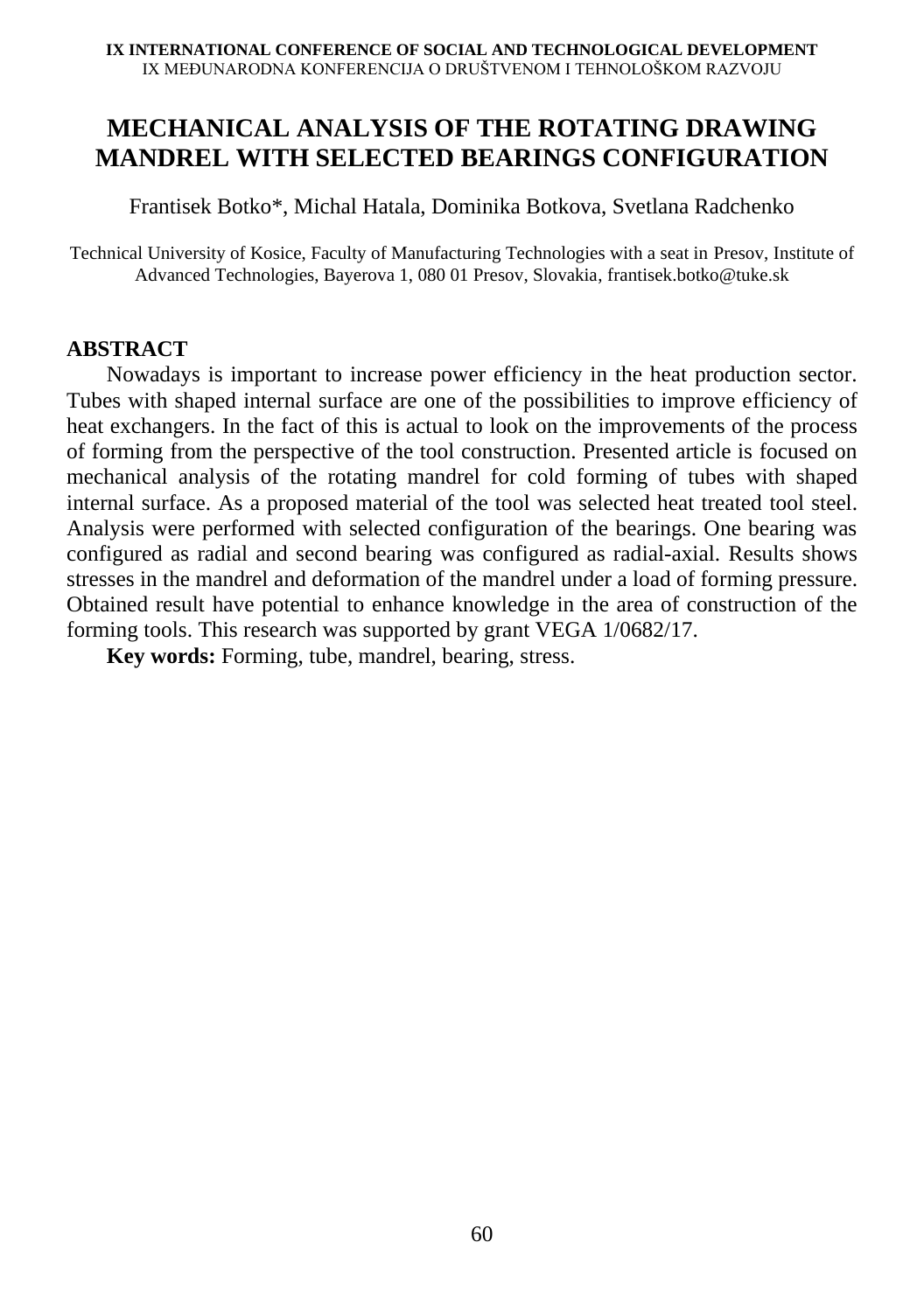# MECHANICAL ANALYSIS OF THE ROTATING DRAWING MANDREL WITH SELECTED BEARINGS CONFIGURATION

Frantisek Botko*, Michal Hatala, Dominika Botkova, Svetlana Radchenko

Technical University of Kosice, Faculty of Manufacturing Technologies with a seat in Presov, Institute of Advanced Technologies, Bayerova 1, 080 01 Presov, Slovakia, frantisek.botko@tuke.sk

## ABSTRACT

Nowadays is important to increase power efficiency in the heat production sector. Tubes with shaped internal surface are one of the possibilities to improve efficiency of heat exchangers. In the fact of this is actual to look on the improvements of the process of forming from the perspective of the tool construction. Presented article is focused on mechanical analysis of the rotating mandrel for cold forming of tubes with shaped internal surface. As a proposed material of the tool was selected heat treated tool steel. Analysis were performed with selected configuration of the bearings. One bearing was configured as radial and second bearing was configured as radial-axial. Results shows stresses in the mandrel and deformation of the mandrel under a load of forming pressure. Obtained result have potential to enhance knowledge in the area of construction of the forming tools. This research was supported by grant VEGA 1/0682/17.

**Key words:** Forming, tube, mandrel, bearing, stress.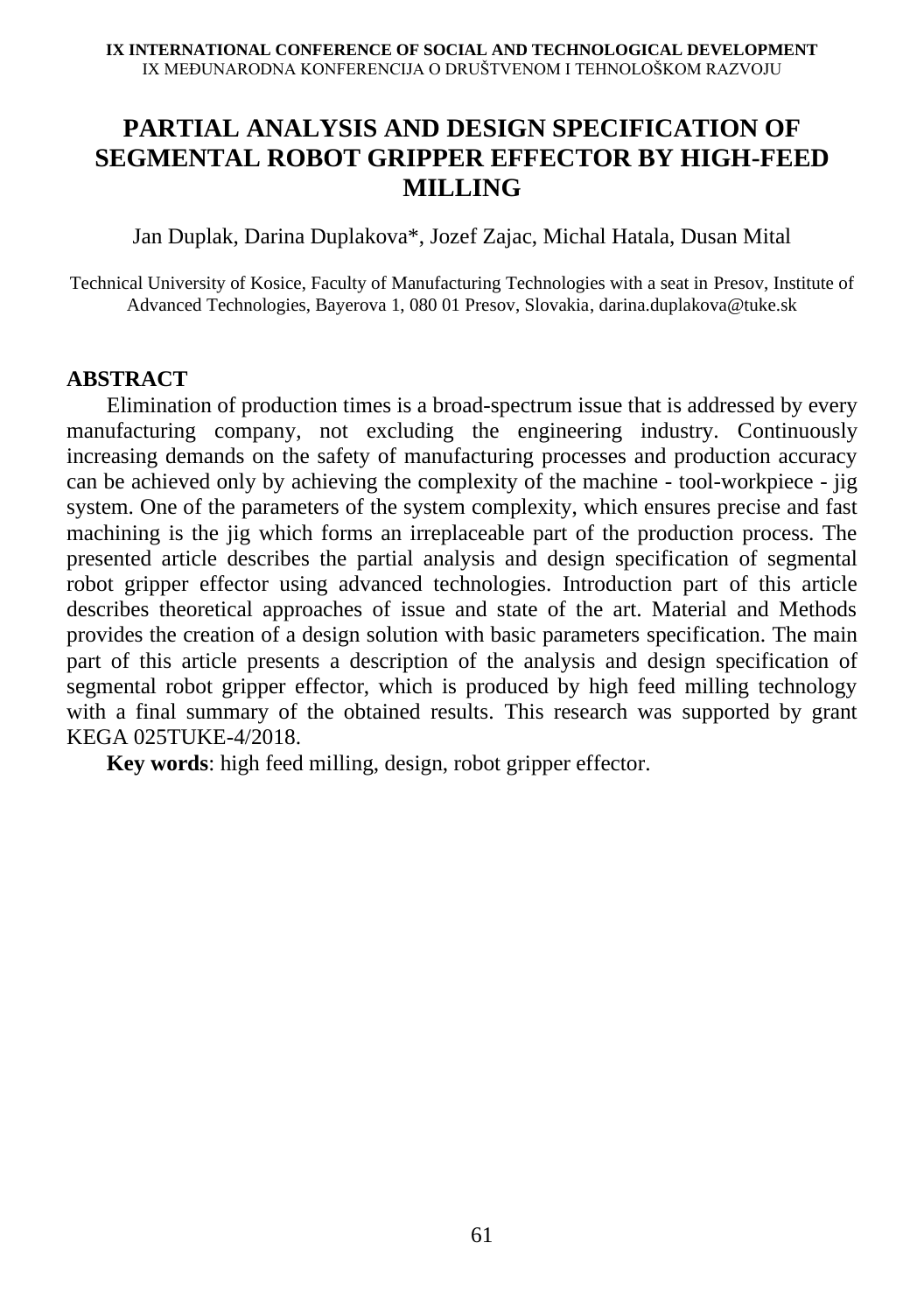# PARTIAL ANALYSIS AND DESIGN SPECIFICATION OF SEGMENTAL ROBOT GRIPPER EFFECTOR BY HIGH-FEED MILLING

Jan Duplak, Darina Duplakova*, Jozef Zajac, Michal Hatala, Dusan Mital

Technical University of Kosice, Faculty of Manufacturing Technologies with a seat in Presov, Institute of Advanced Technologies, Bayerova 1, 080 01 Presov, Slovakia, darina.duplakova@tuke.sk

## ABSTRACT

Elimination of production times is a broad-spectrum issue that is addressed by every manufacturing company, not excluding the engineering industry. Continuously increasing demands on the safety of manufacturing processes and production accuracy can be achieved only by achieving the complexity of the machine - tool-workpiece - jig system. One of the parameters of the system complexity, which ensures precise and fast machining is the jig which forms an irreplaceable part of the production process. The presented article describes the partial analysis and design specification of segmental robot gripper effector using advanced technologies. Introduction part of this article describes theoretical approaches of issue and state of the art. Material and Methods provides the creation of a design solution with basic parameters specification. The main part of this article presents a description of the analysis and design specification of segmental robot gripper effector, which is produced by high feed milling technology with a final summary of the obtained results. This research was supported by grant KEGA 025TUKE-4/2018.

**Key words**: high feed milling, design, robot gripper effector.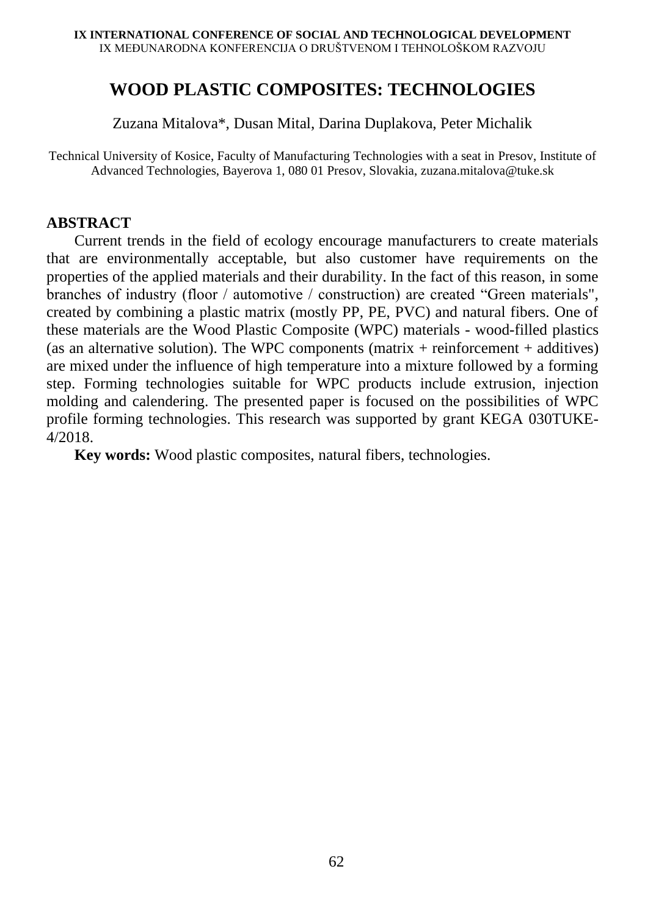# WOOD PLASTIC COMPOSITES: TECHNOLOGIES

Zuzana Mitalova*, Dusan Mital, Darina Duplakova, Peter Michalik

Technical University of Kosice, Faculty of Manufacturing Technologies with a seat in Presov, Institute of Advanced Technologies, Bayerova 1, 080 01 Presov, Slovakia, zuzana.mitalova@tuke.sk

## ABSTRACT

Current trends in the field of ecology encourage manufacturers to create materials that are environmentally acceptable, but also customer have requirements on the properties of the applied materials and their durability. In the fact of this reason, in some branches of industry (floor / automotive / construction) are created "Green materials", created by combining a plastic matrix (mostly PP, PE, PVC) and natural fibers. One of these materials are the Wood Plastic Composite (WPC) materials - wood-filled plastics (as an alternative solution). The WPC components (matrix + reinforcement + additives) are mixed under the influence of high temperature into a mixture followed by a forming step. Forming technologies suitable for WPC products include extrusion, injection molding and calendering. The presented paper is focused on the possibilities of WPC profile forming technologies. This research was supported by grant KEGA 030TUKE-4/2018.

**Key words:** Wood plastic composites, natural fibers, technologies.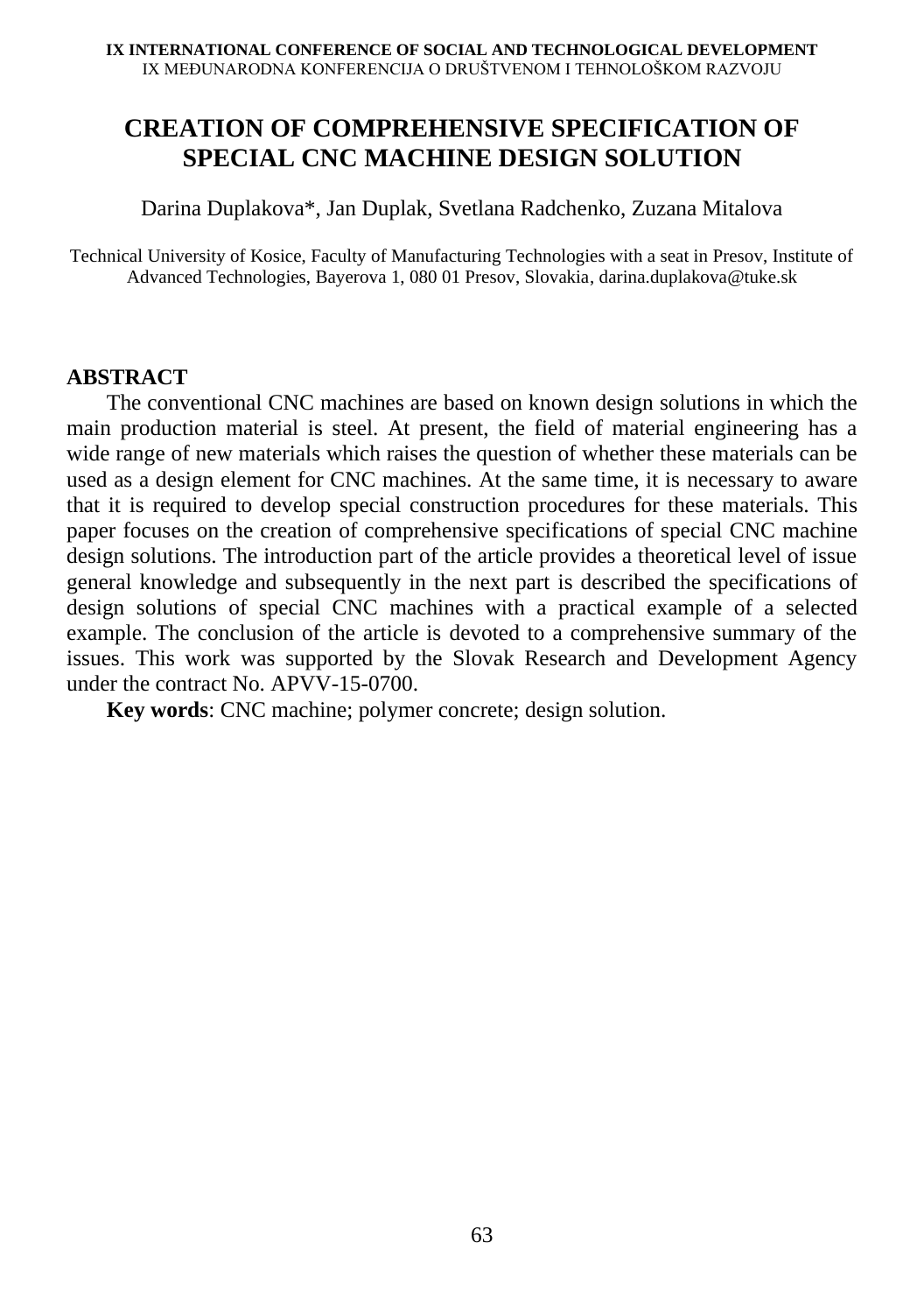# CREATION OF COMPREHENSIVE SPECIFICATION OF SPECIAL CNC MACHINE DESIGN SOLUTION

Darina Duplakova*, Jan Duplak, Svetlana Radchenko, Zuzana Mitalova

Technical University of Kosice, Faculty of Manufacturing Technologies with a seat in Presov, Institute of Advanced Technologies, Bayerova 1, 080 01 Presov, Slovakia, darina.duplakova@tuke.sk

## ABSTRACT

The conventional CNC machines are based on known design solutions in which the main production material is steel. At present, the field of material engineering has a wide range of new materials which raises the question of whether these materials can be used as a design element for CNC machines. At the same time, it is necessary to aware that it is required to develop special construction procedures for these materials. This paper focuses on the creation of comprehensive specifications of special CNC machine design solutions. The introduction part of the article provides a theoretical level of issue general knowledge and subsequently in the next part is described the specifications of design solutions of special CNC machines with a practical example of a selected example. The conclusion of the article is devoted to a comprehensive summary of the issues. This work was supported by the Slovak Research and Development Agency under the contract No. APVV-15-0700.

**Key words**: CNC machine; polymer concrete; design solution.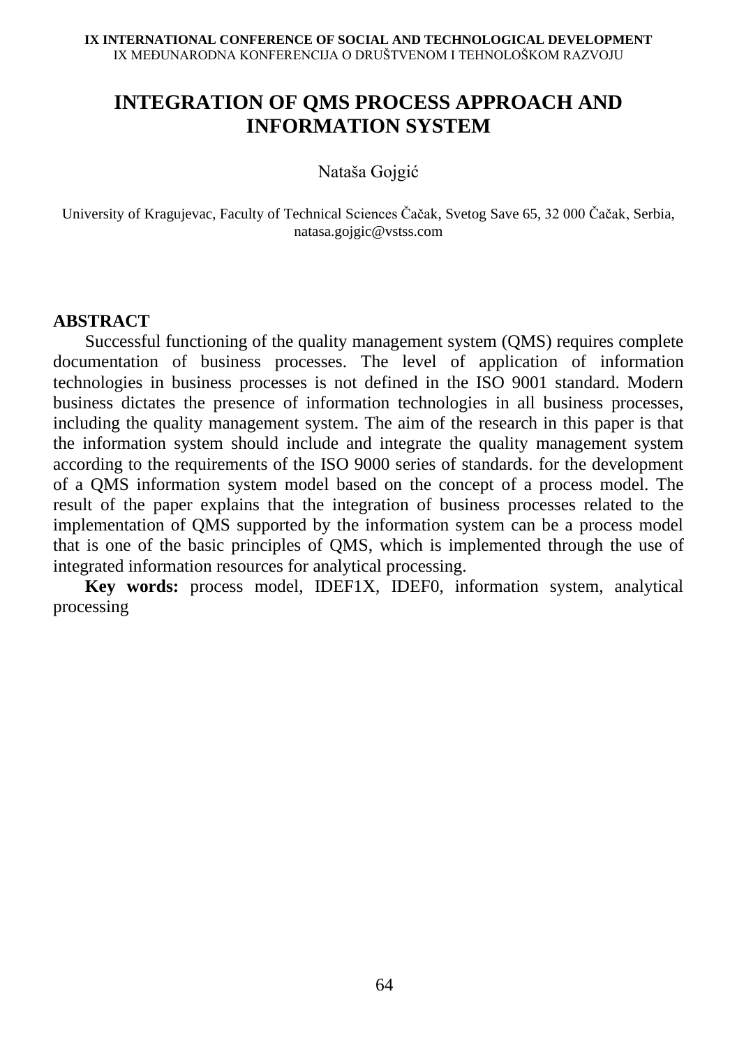# INTEGRATION OF QMS PROCESS APPROACH AND INFORMATION SYSTEM

Nataša Gojgić

University of Kragujevac, Faculty of Technical Sciences Čačak, Svetog Save 65, 32 000 Čačak, Serbia, natasa.gojgic@vstss.com

## ABSTRACT

Successful functioning of the quality management system (QMS) requires complete documentation of business processes. The level of application of information technologies in business processes is not defined in the ISO 9001 standard. Modern business dictates the presence of information technologies in all business processes, including the quality management system. The aim of the research in this paper is that the information system should include and integrate the quality management system according to the requirements of the ISO 9000 series of standards. for the development of a QMS information system model based on the concept of a process model. The result of the paper explains that the integration of business processes related to the implementation of QMS supported by the information system can be a process model that is one of the basic principles of QMS, which is implemented through the use of integrated information resources for analytical processing.

**Key words:** process model, IDEF1X, IDEF0, information system, analytical processing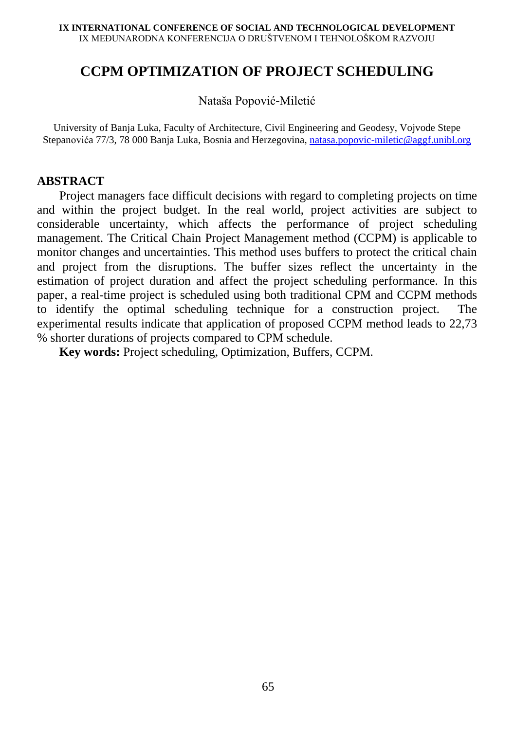# CCPM OPTIMIZATION OF PROJECT SCHEDULING

Nataša Popović-Miletić

University of Banja Luka, Faculty of Architecture, Civil Engineering and Geodesy, Vojvode Stepe Stepanovića 77/3, 78 000 Banja Luka, Bosnia and Herzegovina, natasa.popovic-miletic@aggf.unibl.org

## ABSTRACT

Project managers face difficult decisions with regard to completing projects on time and within the project budget. In the real world, project activities are subject to considerable uncertainty, which affects the performance of project scheduling management. The Critical Chain Project Management method (CCPM) is applicable to monitor changes and uncertainties. This method uses buffers to protect the critical chain and project from the disruptions. The buffer sizes reflect the uncertainty in the estimation of project duration and affect the project scheduling performance. In this paper, a real-time project is scheduled using both traditional CPM and CCPM methods to identify the optimal scheduling technique for a construction project. The experimental results indicate that application of proposed CCPM method leads to 22,73 % shorter durations of projects compared to CPM schedule.

**Key words:** Project scheduling, Optimization, Buffers, CCPM.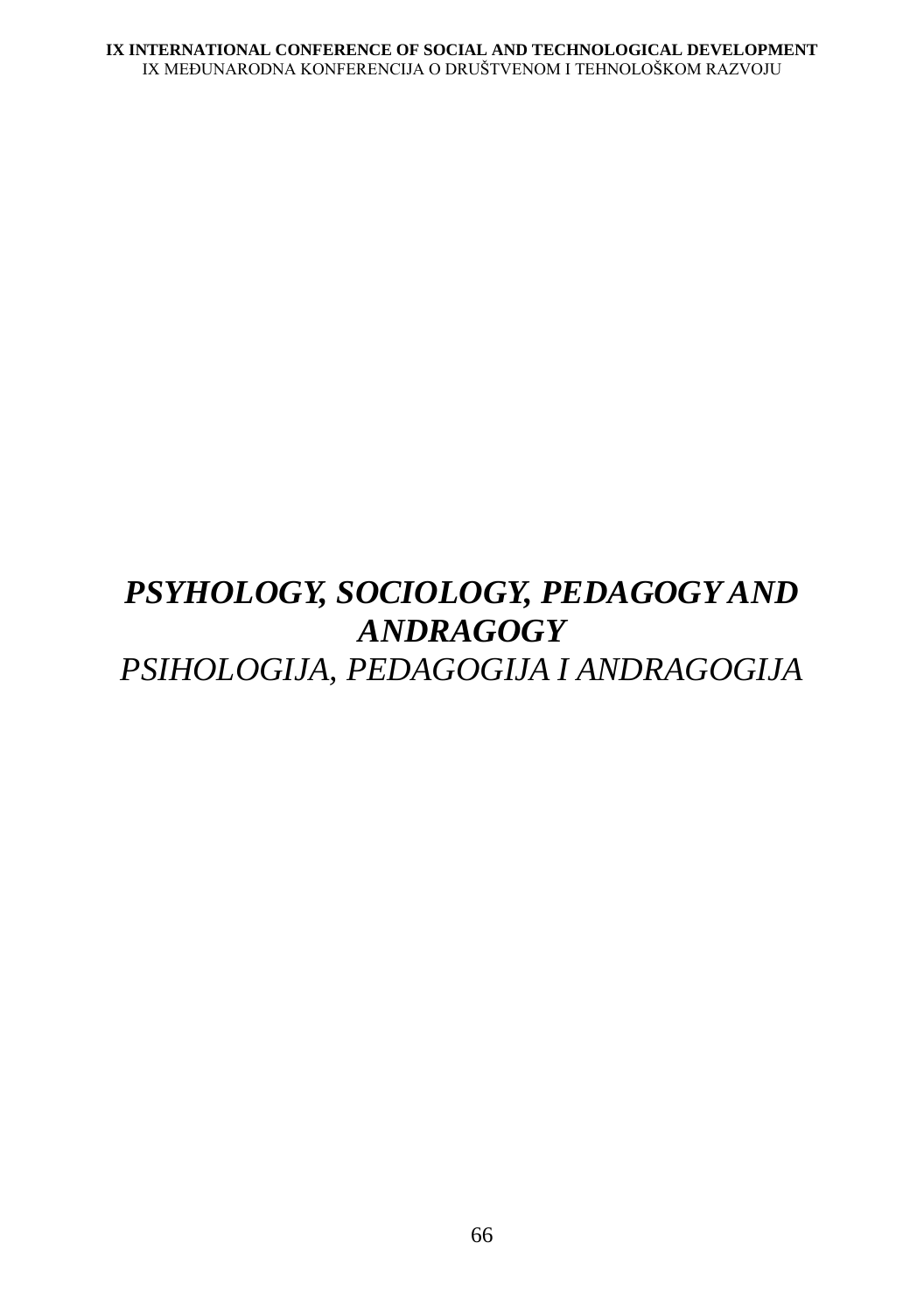# *PSYHOLOGY, SOCIOLOGY, PEDAGOGY AND ANDRAGOGY*

*PSIHOLOGIJA, PEDAGOGIJA I ANDRAGOGIJA*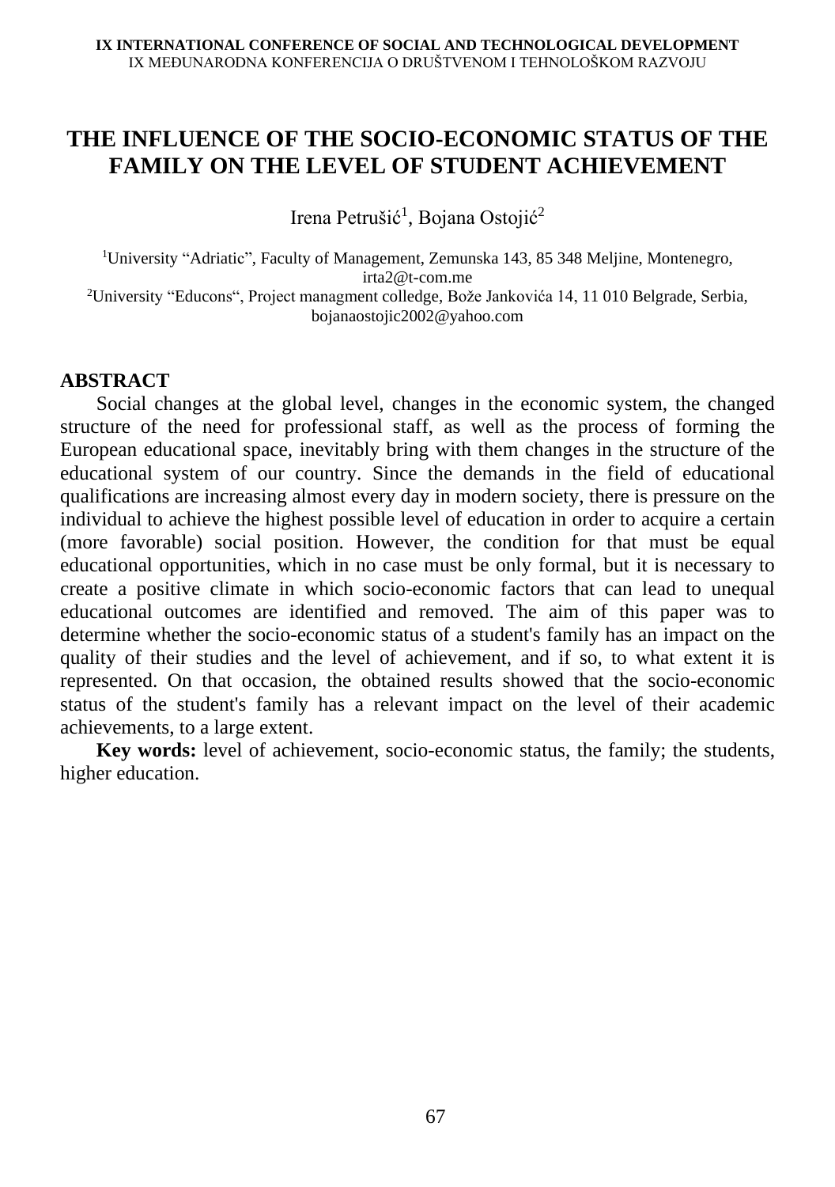# THE INFLUENCE OF THE SOCIO-ECONOMIC STATUS OF THE FAMILY ON THE LEVEL OF STUDENT ACHIEVEMENT

Irena Petrušić[1], Bojana Ostojić[2]

[1]University "Adriatic", Faculty of Management, Zemunska 143, 85 348 Meljine, Montenegro, irta2@t-com.me
[2]University "Educons", Project managment colledge, Bože Jankovića 14, 11 010 Belgrade, Serbia, bojanaostojic2002@yahoo.com

## ABSTRACT

Social changes at the global level, changes in the economic system, the changed structure of the need for professional staff, as well as the process of forming the European educational space, inevitably bring with them changes in the structure of the educational system of our country. Since the demands in the field of educational qualifications are increasing almost every day in modern society, there is pressure on the individual to achieve the highest possible level of education in order to acquire a certain (more favorable) social position. However, the condition for that must be equal educational opportunities, which in no case must be only formal, but it is necessary to create a positive climate in which socio-economic factors that can lead to unequal educational outcomes are identified and removed. The aim of this paper was to determine whether the socio-economic status of a student's family has an impact on the quality of their studies and the level of achievement, and if so, to what extent it is represented. On that occasion, the obtained results showed that the socio-economic status of the student's family has a relevant impact on the level of their academic achievements, to a large extent.

**Key words:** level of achievement, socio-economic status, the family; the students, higher education.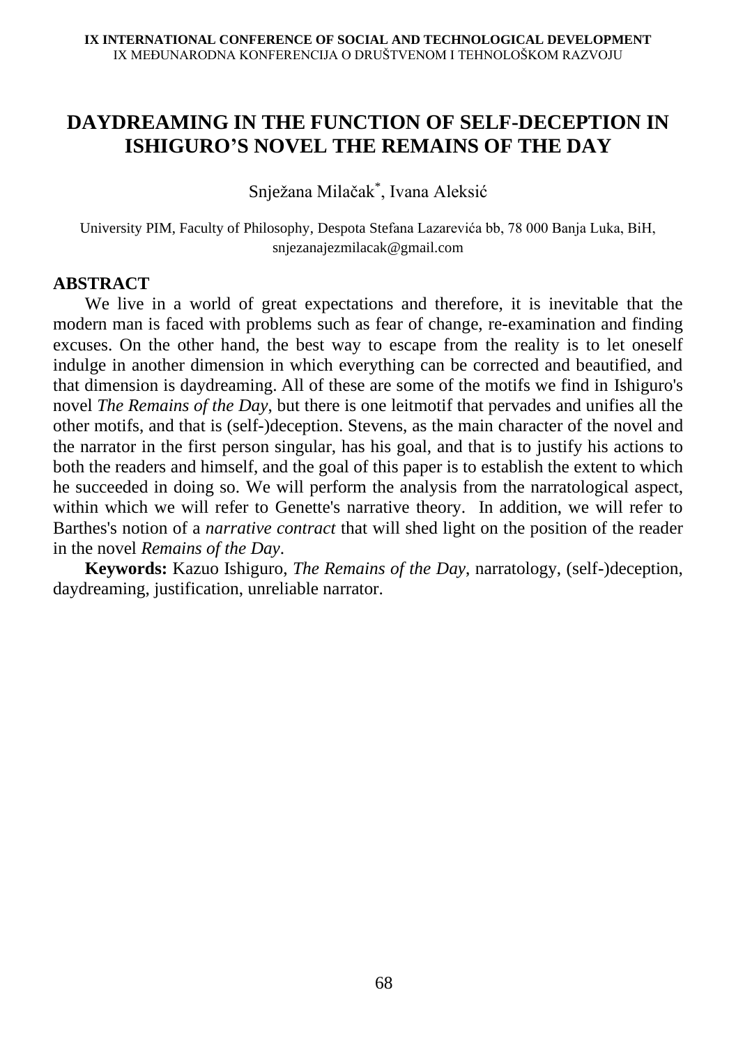# DAYDREAMING IN THE FUNCTION OF SELF-DECEPTION IN ISHIGURO'S NOVEL THE REMAINS OF THE DAY

Snježana Milačak[*], Ivana Aleksić

University PIM, Faculty of Philosophy, Despota Stefana Lazarevića bb, 78 000 Banja Luka, BiH, snjezanajezmilacak@gmail.com

## ABSTRACT

We live in a world of great expectations and therefore, it is inevitable that the modern man is faced with problems such as fear of change, re-examination and finding excuses. On the other hand, the best way to escape from the reality is to let oneself indulge in another dimension in which everything can be corrected and beautified, and that dimension is daydreaming. All of these are some of the motifs we find in Ishiguro's novel *The Remains of the Day*, but there is one leitmotif that pervades and unifies all the other motifs, and that is (self-)deception. Stevens, as the main character of the novel and the narrator in the first person singular, has his goal, and that is to justify his actions to both the readers and himself, and the goal of this paper is to establish the extent to which he succeeded in doing so. We will perform the analysis from the narratological aspect, within which we will refer to Genette's narrative theory. In addition, we will refer to Barthes's notion of a *narrative contract* that will shed light on the position of the reader in the novel *Remains of the Day*.

**Keywords:** Kazuo Ishiguro, *The Remains of the Day*, narratology, (self-)deception, daydreaming, justification, unreliable narrator.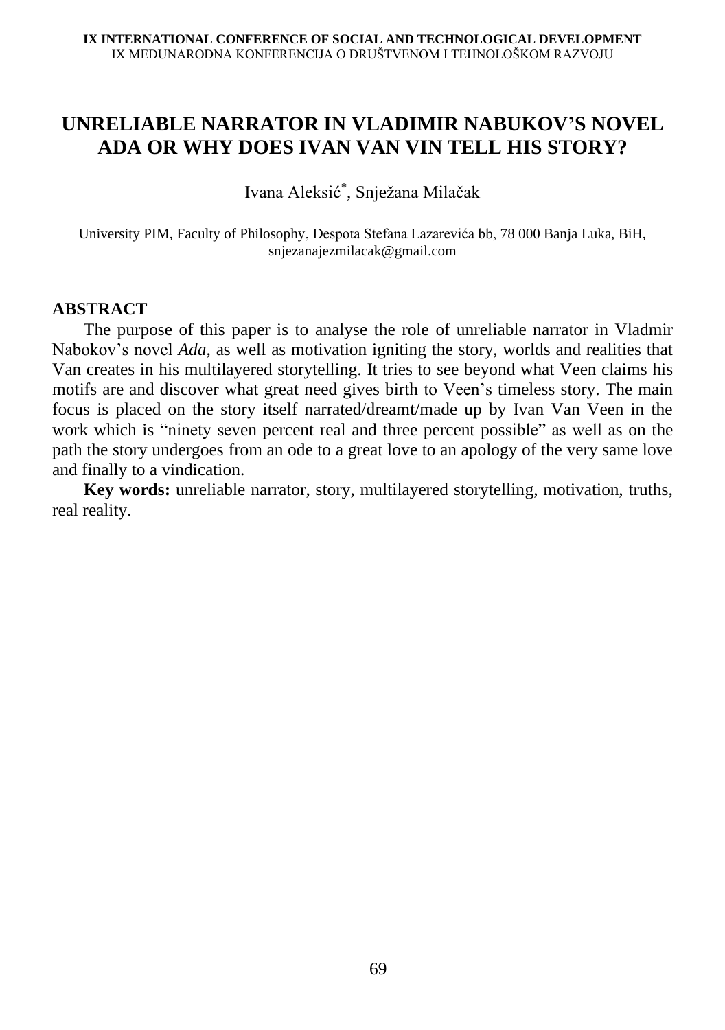# UNRELIABLE NARRATOR IN VLADIMIR NABUKOV'S NOVEL ADA OR WHY DOES IVAN VAN VIN TELL HIS STORY?

Ivana Aleksić[*], Snježana Milačak

University PIM, Faculty of Philosophy, Despota Stefana Lazarevića bb, 78 000 Banja Luka, BiH, snjezanajezmilacak@gmail.com

## ABSTRACT

The purpose of this paper is to analyse the role of unreliable narrator in Vladmir Nabokov's novel *Ada,* as well as motivation igniting the story, worlds and realities that Van creates in his multilayered storytelling. It tries to see beyond what Veen claims his motifs are and discover what great need gives birth to Veen's timeless story. The main focus is placed on the story itself narrated/dreamt/made up by Ivan Van Veen in the work which is "ninety seven percent real and three percent possible" as well as on the path the story undergoes from an ode to a great love to an apology of the very same love and finally to a vindication.

**Key words:** unreliable narrator, story, multilayered storytelling, motivation, truths, real reality.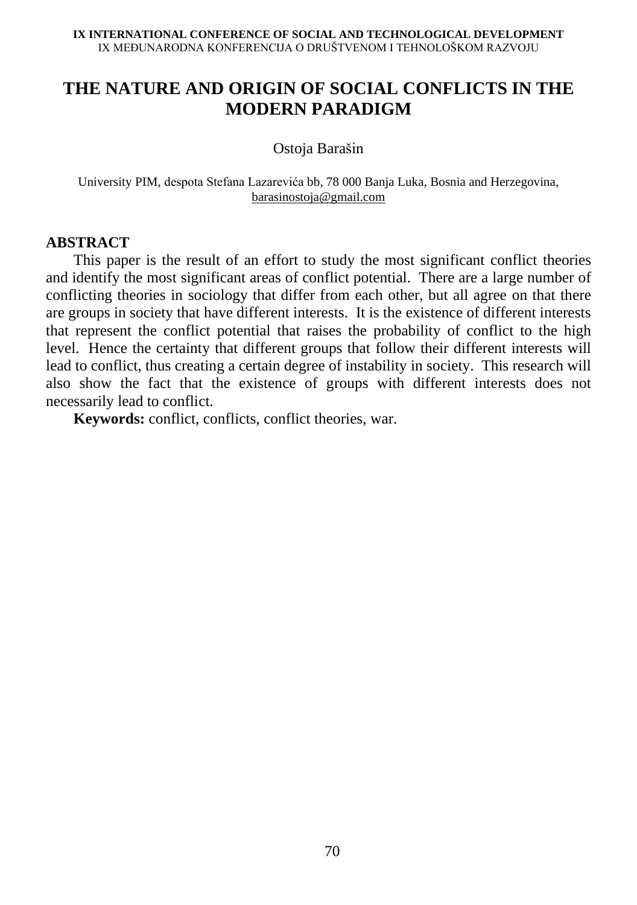# THE NATURE AND ORIGIN OF SOCIAL CONFLICTS IN THE MODERN PARADIGM

Ostoja Barašin

University PIM, despota Stefana Lazarevića bb, 78 000 Banja Luka, Bosnia and Herzegovina, barasinostoja@gmail.com

## ABSTRACT

This paper is the result of an effort to study the most significant conflict theories and identify the most significant areas of conflict potential. There are a large number of conflicting theories in sociology that differ from each other, but all agree on that there are groups in society that have different interests. It is the existence of different interests that represent the conflict potential that raises the probability of conflict to the high level. Hence the certainty that different groups that follow their different interests will lead to conflict, thus creating a certain degree of instability in society. This research will also show the fact that the existence of groups with different interests does not necessarily lead to conflict.

**Keywords:** conflict, conflicts, conflict theories, war.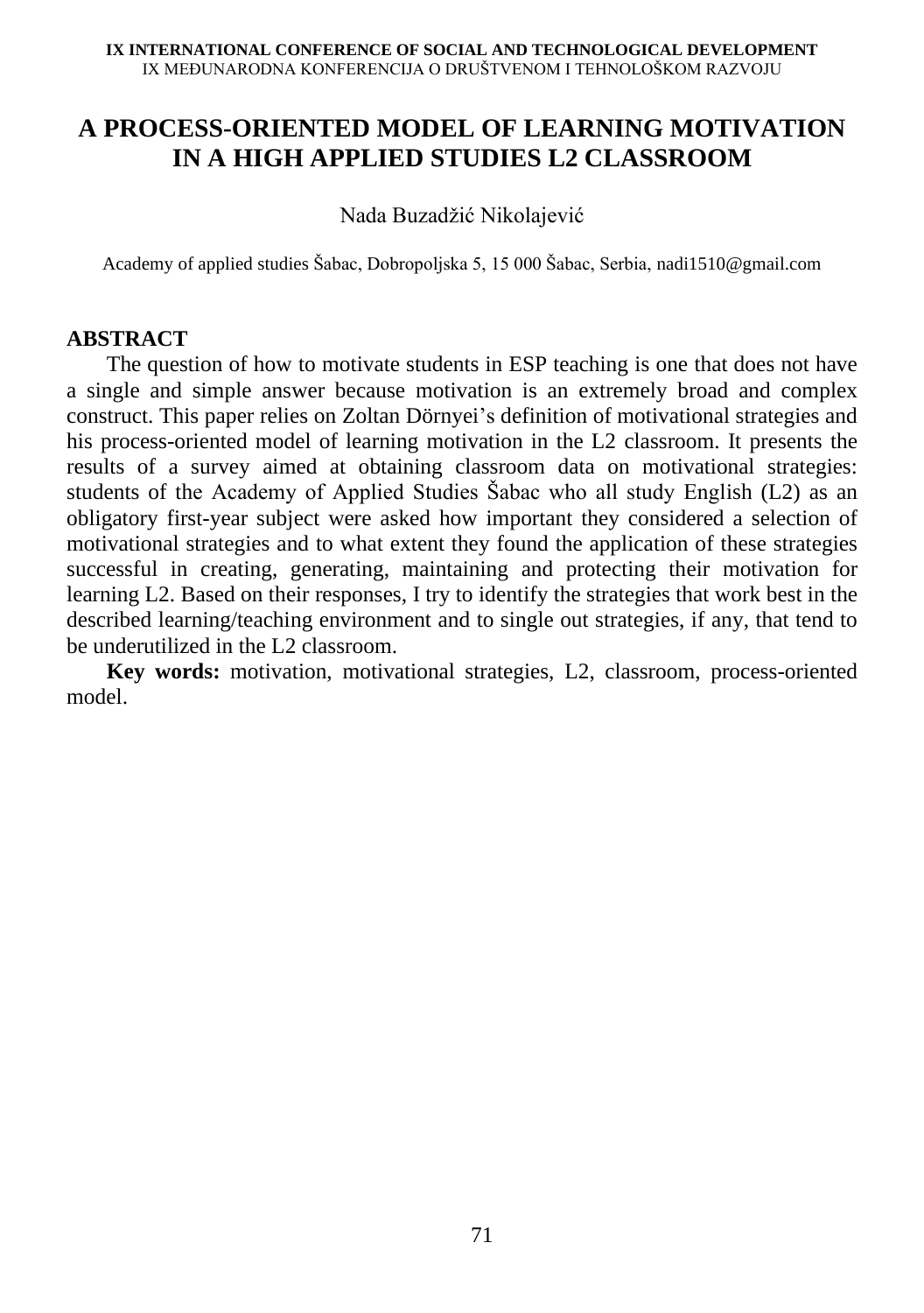# A PROCESS-ORIENTED MODEL OF LEARNING MOTIVATION IN A HIGH APPLIED STUDIES L2 CLASSROOM

Nada Buzadžić Nikolajević

Academy of applied studies Šabac, Dobropoljska 5, 15 000 Šabac, Serbia, nadi1510@gmail.com

## ABSTRACT

The question of how to motivate students in ESP teaching is one that does not have a single and simple answer because motivation is an extremely broad and complex construct. This paper relies on Zoltan Dörnyei's definition of motivational strategies and his process-oriented model of learning motivation in the L2 classroom. It presents the results of a survey aimed at obtaining classroom data on motivational strategies: students of the Academy of Applied Studies Šabac who all study English (L2) as an obligatory first-year subject were asked how important they considered a selection of motivational strategies and to what extent they found the application of these strategies successful in creating, generating, maintaining and protecting their motivation for learning L2. Based on their responses, I try to identify the strategies that work best in the described learning/teaching environment and to single out strategies, if any, that tend to be underutilized in the L2 classroom.

**Key words:** motivation, motivational strategies, L2, classroom, process-oriented model.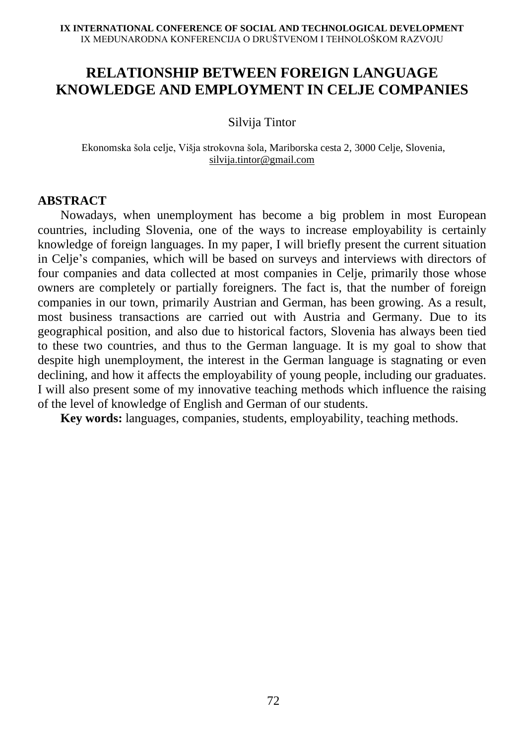# RELATIONSHIP BETWEEN FOREIGN LANGUAGE KNOWLEDGE AND EMPLOYMENT IN CELJE COMPANIES

Silvija Tintor

Ekonomska šola celje, Višja strokovna šola, Mariborska cesta 2, 3000 Celje, Slovenia, silvija.tintor@gmail.com

## ABSTRACT

Nowadays, when unemployment has become a big problem in most European countries, including Slovenia, one of the ways to increase employability is certainly knowledge of foreign languages. In my paper, I will briefly present the current situation in Celje's companies, which will be based on surveys and interviews with directors of four companies and data collected at most companies in Celje, primarily those whose owners are completely or partially foreigners. The fact is, that the number of foreign companies in our town, primarily Austrian and German, has been growing. As a result, most business transactions are carried out with Austria and Germany. Due to its geographical position, and also due to historical factors, Slovenia has always been tied to these two countries, and thus to the German language. It is my goal to show that despite high unemployment, the interest in the German language is stagnating or even declining, and how it affects the employability of young people, including our graduates. I will also present some of my innovative teaching methods which influence the raising of the level of knowledge of English and German of our students.

**Key words:** languages, companies, students, employability, teaching methods.